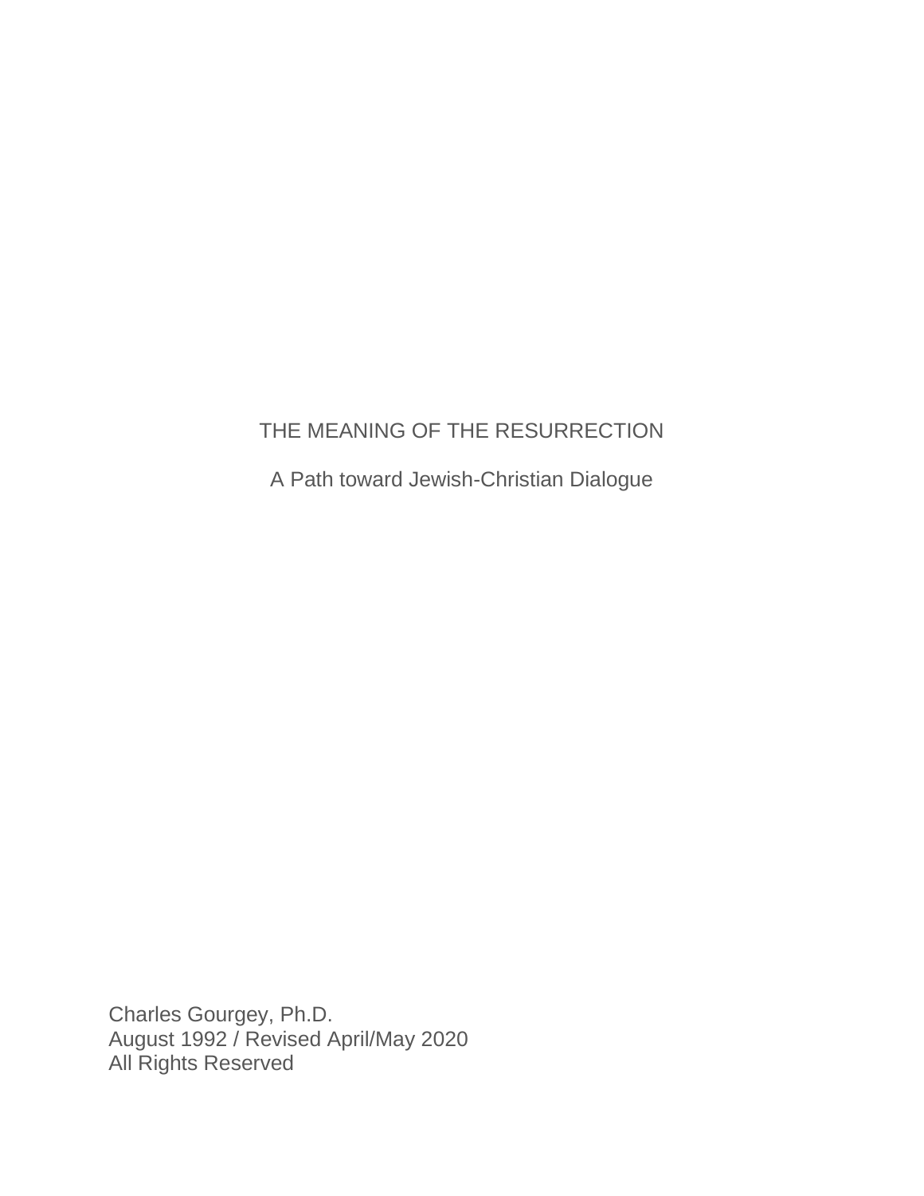# THE MEANING OF THE RESURRECTION

## A Path toward Jewish-Christian Dialogue

Charles Gourgey, Ph.D.
August 1992 / Revised April/May 2020
All Rights Reserved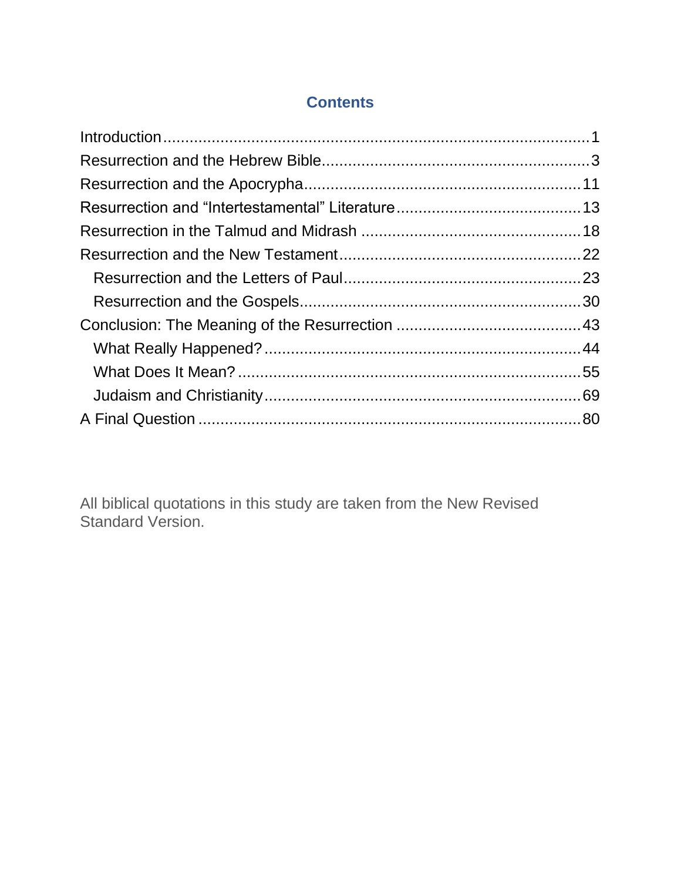# Contents

- Introduction ... 1
- Resurrection and the Hebrew Bible ... 3
- Resurrection and the Apocrypha ... 11
- Resurrection and "Intertestamental" Literature ... 13
- Resurrection in the Talmud and Midrash ... 18
- Resurrection and the New Testament ... 22
  - Resurrection and the Letters of Paul ... 23
  - Resurrection and the Gospels ... 30
- Conclusion: The Meaning of the Resurrection ... 43
  - What Really Happened? ... 44
  - What Does It Mean? ... 55
  - Judaism and Christianity ... 69
- A Final Question ... 80

All biblical quotations in this study are taken from the New Revised Standard Version.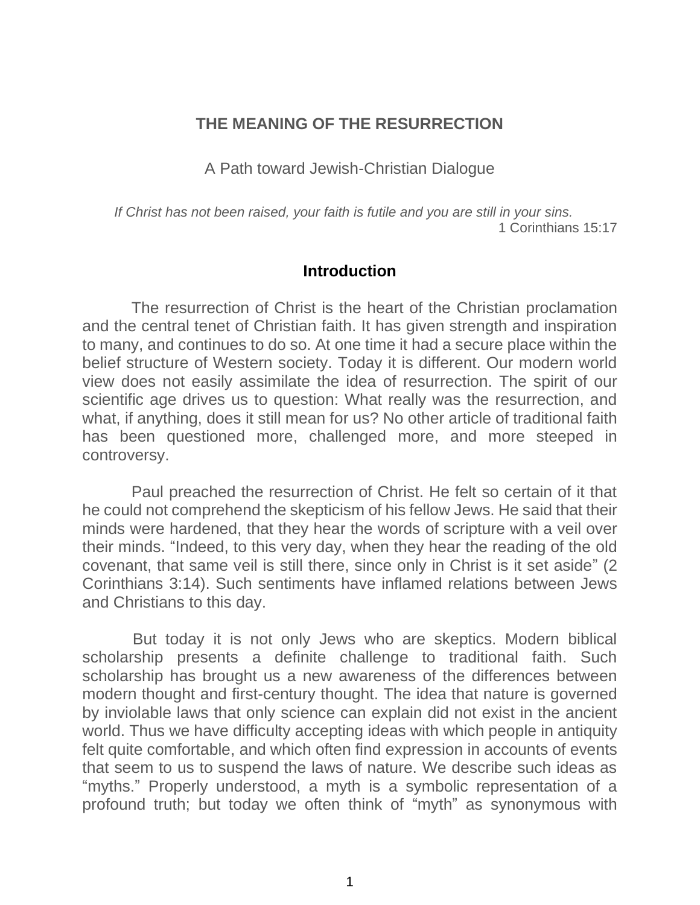# THE MEANING OF THE RESURRECTION

A Path toward Jewish-Christian Dialogue

*If Christ has not been raised, your faith is futile and you are still in your sins.*
1 Corinthians 15:17

## Introduction

The resurrection of Christ is the heart of the Christian proclamation and the central tenet of Christian faith. It has given strength and inspiration to many, and continues to do so. At one time it had a secure place within the belief structure of Western society. Today it is different. Our modern world view does not easily assimilate the idea of resurrection. The spirit of our scientific age drives us to question: What really was the resurrection, and what, if anything, does it still mean for us? No other article of traditional faith has been questioned more, challenged more, and more steeped in controversy.

Paul preached the resurrection of Christ. He felt so certain of it that he could not comprehend the skepticism of his fellow Jews. He said that their minds were hardened, that they hear the words of scripture with a veil over their minds. "Indeed, to this very day, when they hear the reading of the old covenant, that same veil is still there, since only in Christ is it set aside" (2 Corinthians 3:14). Such sentiments have inflamed relations between Jews and Christians to this day.

But today it is not only Jews who are skeptics. Modern biblical scholarship presents a definite challenge to traditional faith. Such scholarship has brought us a new awareness of the differences between modern thought and first-century thought. The idea that nature is governed by inviolable laws that only science can explain did not exist in the ancient world. Thus we have difficulty accepting ideas with which people in antiquity felt quite comfortable, and which often find expression in accounts of events that seem to us to suspend the laws of nature. We describe such ideas as "myths." Properly understood, a myth is a symbolic representation of a profound truth; but today we often think of "myth" as synonymous with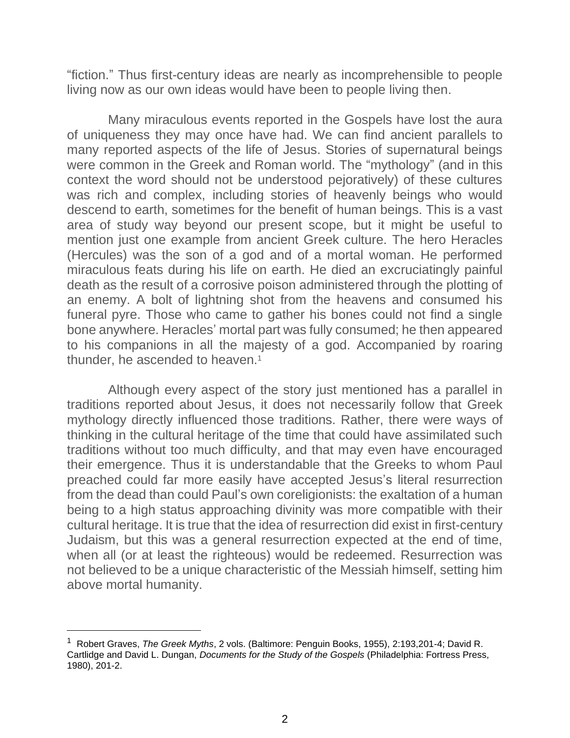"fiction." Thus first-century ideas are nearly as incomprehensible to people living now as our own ideas would have been to people living then.

Many miraculous events reported in the Gospels have lost the aura of uniqueness they may once have had. We can find ancient parallels to many reported aspects of the life of Jesus. Stories of supernatural beings were common in the Greek and Roman world. The "mythology" (and in this context the word should not be understood pejoratively) of these cultures was rich and complex, including stories of heavenly beings who would descend to earth, sometimes for the benefit of human beings. This is a vast area of study way beyond our present scope, but it might be useful to mention just one example from ancient Greek culture. The hero Heracles (Hercules) was the son of a god and of a mortal woman. He performed miraculous feats during his life on earth. He died an excruciatingly painful death as the result of a corrosive poison administered through the plotting of an enemy. A bolt of lightning shot from the heavens and consumed his funeral pyre. Those who came to gather his bones could not find a single bone anywhere. Heracles' mortal part was fully consumed; he then appeared to his companions in all the majesty of a god. Accompanied by roaring thunder, he ascended to heaven.[1]

Although every aspect of the story just mentioned has a parallel in traditions reported about Jesus, it does not necessarily follow that Greek mythology directly influenced those traditions. Rather, there were ways of thinking in the cultural heritage of the time that could have assimilated such traditions without too much difficulty, and that may even have encouraged their emergence. Thus it is understandable that the Greeks to whom Paul preached could far more easily have accepted Jesus's literal resurrection from the dead than could Paul's own coreligionists: the exaltation of a human being to a high status approaching divinity was more compatible with their cultural heritage. It is true that the idea of resurrection did exist in first-century Judaism, but this was a general resurrection expected at the end of time, when all (or at least the righteous) would be redeemed. Resurrection was not believed to be a unique characteristic of the Messiah himself, setting him above mortal humanity.

---

[1] Robert Graves, *The Greek Myths*, 2 vols. (Baltimore: Penguin Books, 1955), 2:193,201-4; David R. Cartlidge and David L. Dungan, *Documents for the Study of the Gospels* (Philadelphia: Fortress Press, 1980), 201-2.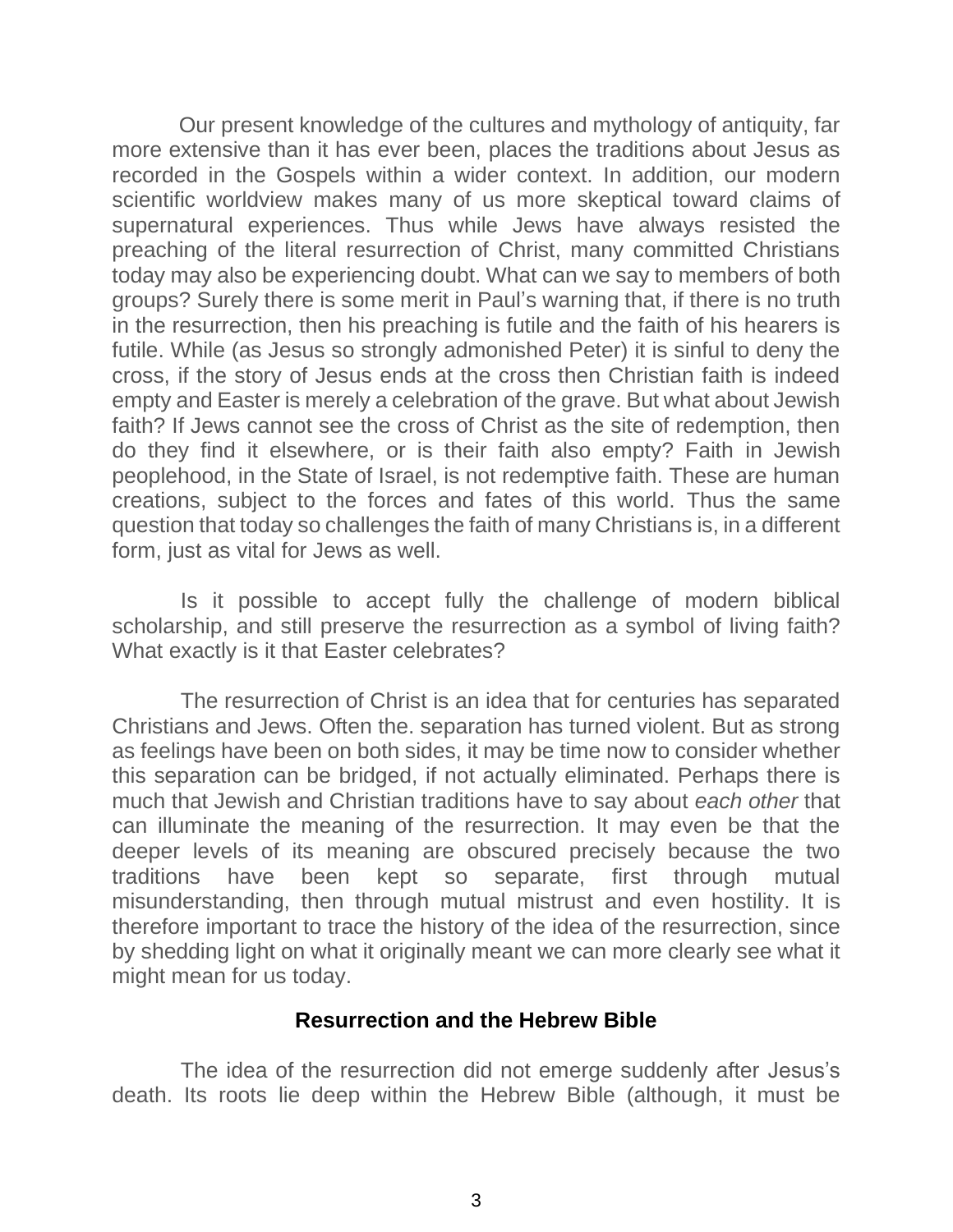Our present knowledge of the cultures and mythology of antiquity, far more extensive than it has ever been, places the traditions about Jesus as recorded in the Gospels within a wider context. In addition, our modern scientific worldview makes many of us more skeptical toward claims of supernatural experiences. Thus while Jews have always resisted the preaching of the literal resurrection of Christ, many committed Christians today may also be experiencing doubt. What can we say to members of both groups? Surely there is some merit in Paul's warning that, if there is no truth in the resurrection, then his preaching is futile and the faith of his hearers is futile. While (as Jesus so strongly admonished Peter) it is sinful to deny the cross, if the story of Jesus ends at the cross then Christian faith is indeed empty and Easter is merely a celebration of the grave. But what about Jewish faith? If Jews cannot see the cross of Christ as the site of redemption, then do they find it elsewhere, or is their faith also empty? Faith in Jewish peoplehood, in the State of Israel, is not redemptive faith. These are human creations, subject to the forces and fates of this world. Thus the same question that today so challenges the faith of many Christians is, in a different form, just as vital for Jews as well.

Is it possible to accept fully the challenge of modern biblical scholarship, and still preserve the resurrection as a symbol of living faith? What exactly is it that Easter celebrates?

The resurrection of Christ is an idea that for centuries has separated Christians and Jews. Often the. separation has turned violent. But as strong as feelings have been on both sides, it may be time now to consider whether this separation can be bridged, if not actually eliminated. Perhaps there is much that Jewish and Christian traditions have to say about *each other* that can illuminate the meaning of the resurrection. It may even be that the deeper levels of its meaning are obscured precisely because the two traditions have been kept so separate, first through mutual misunderstanding, then through mutual mistrust and even hostility. It is therefore important to trace the history of the idea of the resurrection, since by shedding light on what it originally meant we can more clearly see what it might mean for us today.

## Resurrection and the Hebrew Bible

The idea of the resurrection did not emerge suddenly after Jesus's death. Its roots lie deep within the Hebrew Bible (although, it must be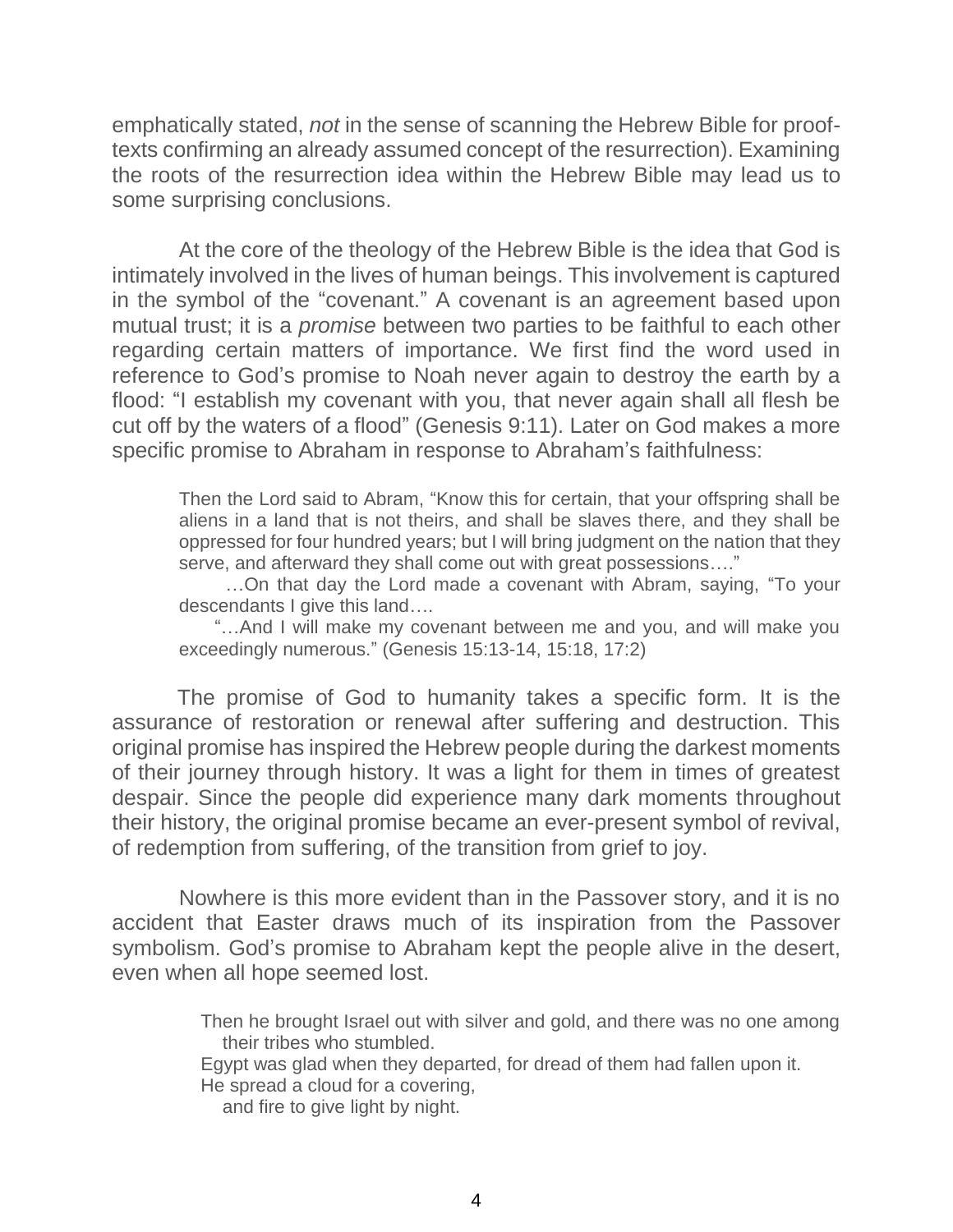emphatically stated, *not* in the sense of scanning the Hebrew Bible for proof-texts confirming an already assumed concept of the resurrection). Examining the roots of the resurrection idea within the Hebrew Bible may lead us to some surprising conclusions.

At the core of the theology of the Hebrew Bible is the idea that God is intimately involved in the lives of human beings. This involvement is captured in the symbol of the "covenant." A covenant is an agreement based upon mutual trust; it is a *promise* between two parties to be faithful to each other regarding certain matters of importance. We first find the word used in reference to God's promise to Noah never again to destroy the earth by a flood: "I establish my covenant with you, that never again shall all flesh be cut off by the waters of a flood" (Genesis 9:11). Later on God makes a more specific promise to Abraham in response to Abraham's faithfulness:

> Then the Lord said to Abram, "Know this for certain, that your offspring shall be aliens in a land that is not theirs, and shall be slaves there, and they shall be oppressed for four hundred years; but I will bring judgment on the nation that they serve, and afterward they shall come out with great possessions…."
>
> …On that day the Lord made a covenant with Abram, saying, "To your descendants I give this land….
>
> "…And I will make my covenant between me and you, and will make you exceedingly numerous." (Genesis 15:13-14, 15:18, 17:2)

The promise of God to humanity takes a specific form. It is the assurance of restoration or renewal after suffering and destruction. This original promise has inspired the Hebrew people during the darkest moments of their journey through history. It was a light for them in times of greatest despair. Since the people did experience many dark moments throughout their history, the original promise became an ever-present symbol of revival, of redemption from suffering, of the transition from grief to joy.

Nowhere is this more evident than in the Passover story, and it is no accident that Easter draws much of its inspiration from the Passover symbolism. God's promise to Abraham kept the people alive in the desert, even when all hope seemed lost.

> Then he brought Israel out with silver and gold, and there was no one among their tribes who stumbled.
> Egypt was glad when they departed, for dread of them had fallen upon it.
> He spread a cloud for a covering,
> and fire to give light by night.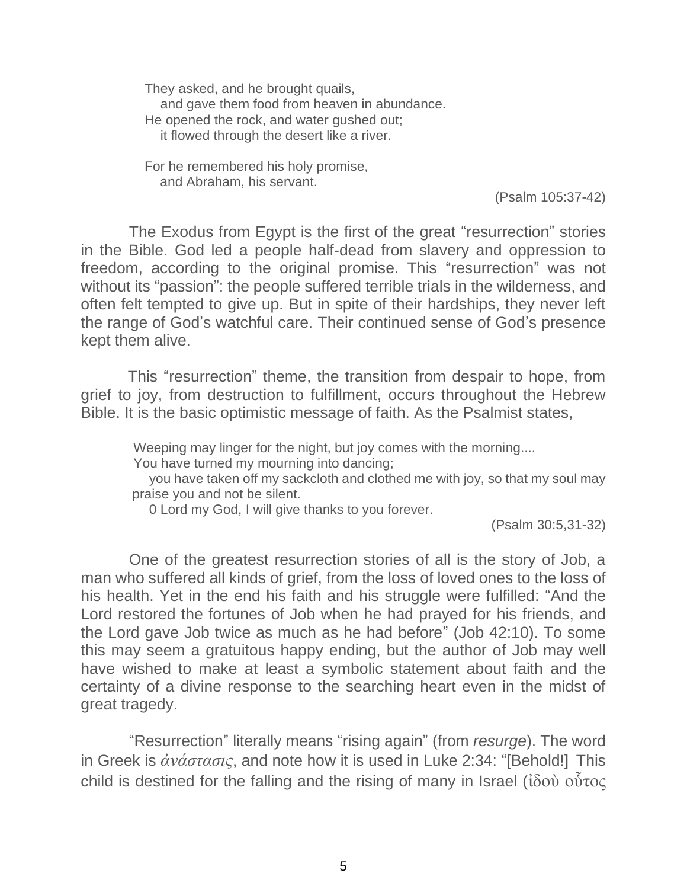> They asked, and he brought quails,
> and gave them food from heaven in abundance.
> He opened the rock, and water gushed out;
> it flowed through the desert like a river.
>
> For he remembered his holy promise,
> and Abraham, his servant.
>
> (Psalm 105:37-42)

The Exodus from Egypt is the first of the great "resurrection" stories in the Bible. God led a people half-dead from slavery and oppression to freedom, according to the original promise. This "resurrection" was not without its "passion": the people suffered terrible trials in the wilderness, and often felt tempted to give up. But in spite of their hardships, they never left the range of God's watchful care. Their continued sense of God's presence kept them alive.

This "resurrection" theme, the transition from despair to hope, from grief to joy, from destruction to fulfillment, occurs throughout the Hebrew Bible. It is the basic optimistic message of faith. As the Psalmist states,

> Weeping may linger for the night, but joy comes with the morning....
> You have turned my mourning into dancing;
> you have taken off my sackcloth and clothed me with joy, so that my soul may praise you and not be silent.
> 0 Lord my God, I will give thanks to you forever.
>
> (Psalm 30:5,31-32)

One of the greatest resurrection stories of all is the story of Job, a man who suffered all kinds of grief, from the loss of loved ones to the loss of his health. Yet in the end his faith and his struggle were fulfilled: "And the Lord restored the fortunes of Job when he had prayed for his friends, and the Lord gave Job twice as much as he had before" (Job 42:10). To some this may seem a gratuitous happy ending, but the author of Job may well have wished to make at least a symbolic statement about faith and the certainty of a divine response to the searching heart even in the midst of great tragedy.

"Resurrection" literally means "rising again" (from *resurge*). The word in Greek is *ἀνάστασις*, and note how it is used in Luke 2:34: "[Behold!] This child is destined for the falling and the rising of many in Israel (ἰδοὺ οὗτος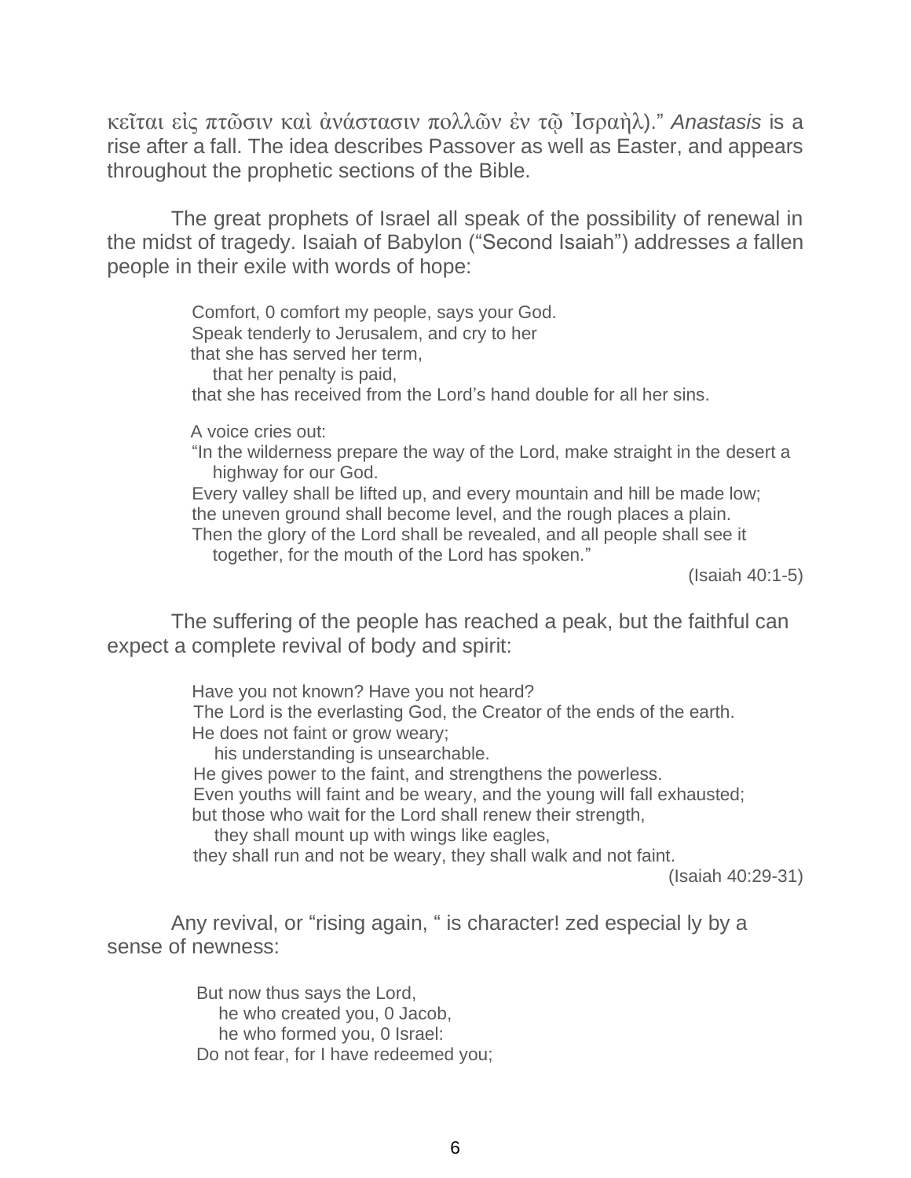κεῖται εἰς πτῶσιν καὶ ἀνάστασιν πολλῶν ἐν τῷ Ἰσραὴλ)." *Anastasis* is a rise after a fall. The idea describes Passover as well as Easter, and appears throughout the prophetic sections of the Bible.

The great prophets of Israel all speak of the possibility of renewal in the midst of tragedy. Isaiah of Babylon ("Second Isaiah") addresses *a* fallen people in their exile with words of hope:

> Comfort, 0 comfort my people, says your God.
> Speak tenderly to Jerusalem, and cry to her
> that she has served her term,
> that her penalty is paid,
> that she has received from the Lord's hand double for all her sins.
>
> A voice cries out:
> "In the wilderness prepare the way of the Lord, make straight in the desert a highway for our God.
> Every valley shall be lifted up, and every mountain and hill be made low;
> the uneven ground shall become level, and the rough places a plain.
> Then the glory of the Lord shall be revealed, and all people shall see it together, for the mouth of the Lord has spoken."
>
> (Isaiah 40:1-5)

The suffering of the people has reached a peak, but the faithful can expect a complete revival of body and spirit:

> Have you not known? Have you not heard?
> The Lord is the everlasting God, the Creator of the ends of the earth.
> He does not faint or grow weary;
> his understanding is unsearchable.
> He gives power to the faint, and strengthens the powerless.
> Even youths will faint and be weary, and the young will fall exhausted;
> but those who wait for the Lord shall renew their strength,
> they shall mount up with wings like eagles,
> they shall run and not be weary, they shall walk and not faint.
>
> (Isaiah 40:29-31)

Any revival, or "rising again, " is character! zed especial ly by a sense of newness:

> But now thus says the Lord,
> he who created you, 0 Jacob,
> he who formed you, 0 Israel:
> Do not fear, for I have redeemed you;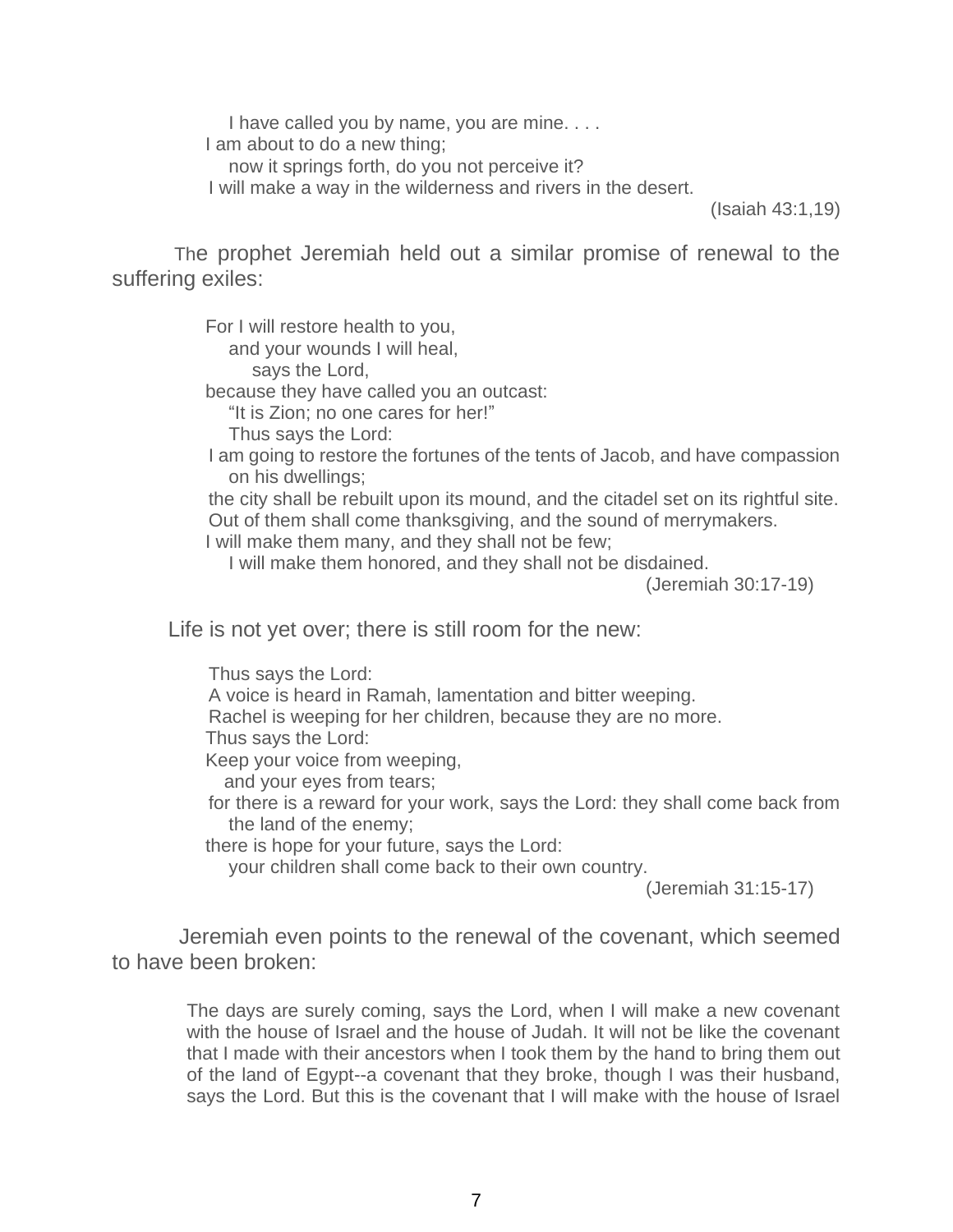I have called you by name, you are mine. . . .  
I am about to do a new thing;  
now it springs forth, do you not perceive it?  
I will make a way in the wilderness and rivers in the desert.  
(Isaiah 43:1,19)

The prophet Jeremiah held out a similar promise of renewal to the suffering exiles:

> For I will restore health to you,  
> and your wounds I will heal,  
> says the Lord,  
> because they have called you an outcast:  
> "It is Zion; no one cares for her!"  
> Thus says the Lord:  
> I am going to restore the fortunes of the tents of Jacob, and have compassion on his dwellings;  
> the city shall be rebuilt upon its mound, and the citadel set on its rightful site.  
> Out of them shall come thanksgiving, and the sound of merrymakers.  
> I will make them many, and they shall not be few;  
> I will make them honored, and they shall not be disdained.  
> (Jeremiah 30:17-19)

Life is not yet over; there is still room for the new:

> Thus says the Lord:  
> A voice is heard in Ramah, lamentation and bitter weeping.  
> Rachel is weeping for her children, because they are no more.  
> Thus says the Lord:  
> Keep your voice from weeping,  
> and your eyes from tears;  
> for there is a reward for your work, says the Lord: they shall come back from the land of the enemy;  
> there is hope for your future, says the Lord:  
> your children shall come back to their own country.  
> (Jeremiah 31:15-17)

Jeremiah even points to the renewal of the covenant, which seemed to have been broken:

> The days are surely coming, says the Lord, when I will make a new covenant with the house of Israel and the house of Judah. It will not be like the covenant that I made with their ancestors when I took them by the hand to bring them out of the land of Egypt--a covenant that they broke, though I was their husband, says the Lord. But this is the covenant that I will make with the house of Israel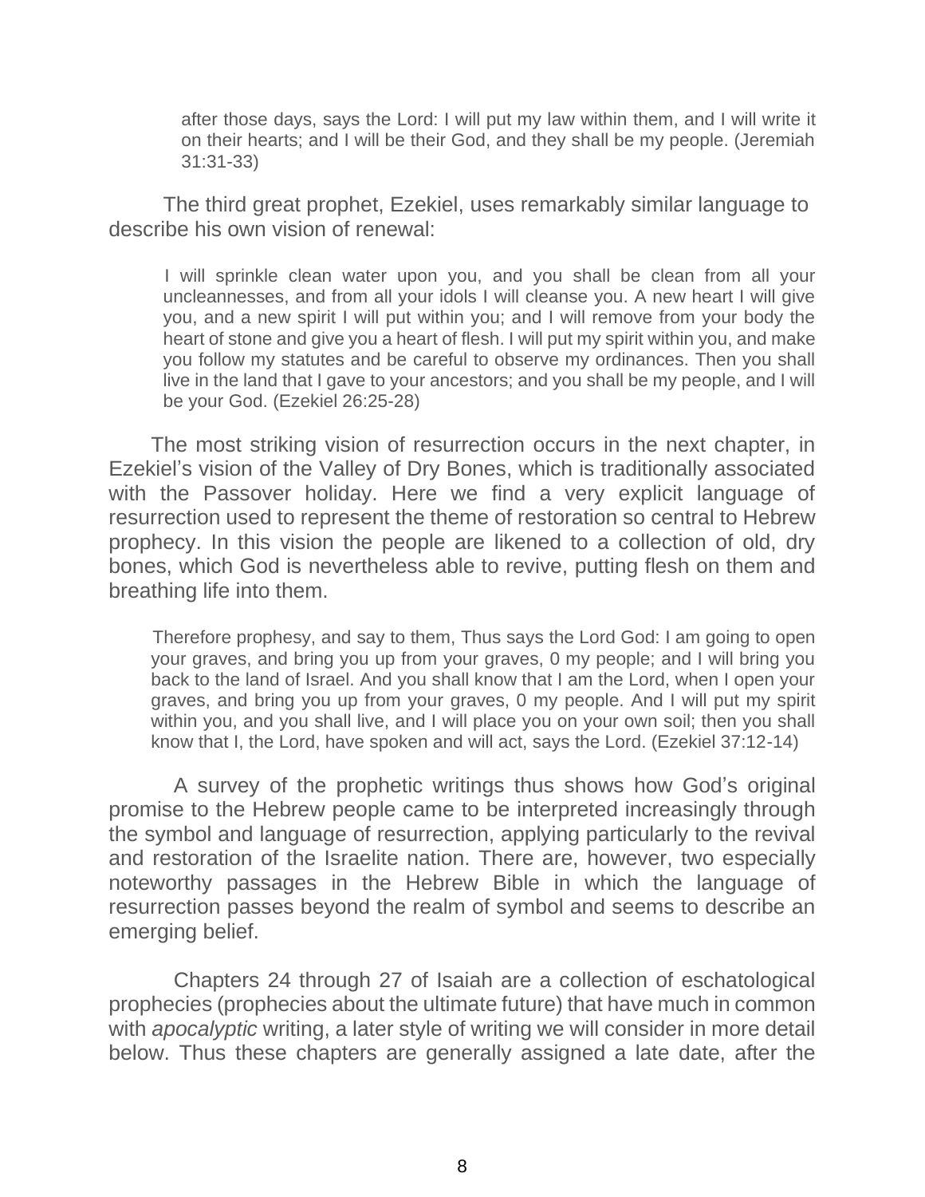> after those days, says the Lord: I will put my law within them, and I will write it on their hearts; and I will be their God, and they shall be my people. (Jeremiah 31:31-33)

The third great prophet, Ezekiel, uses remarkably similar language to describe his own vision of renewal:

> I will sprinkle clean water upon you, and you shall be clean from all your uncleannesses, and from all your idols I will cleanse you. A new heart I will give you, and a new spirit I will put within you; and I will remove from your body the heart of stone and give you a heart of flesh. I will put my spirit within you, and make you follow my statutes and be careful to observe my ordinances. Then you shall live in the land that I gave to your ancestors; and you shall be my people, and I will be your God. (Ezekiel 26:25-28)

The most striking vision of resurrection occurs in the next chapter, in Ezekiel's vision of the Valley of Dry Bones, which is traditionally associated with the Passover holiday. Here we find a very explicit language of resurrection used to represent the theme of restoration so central to Hebrew prophecy. In this vision the people are likened to a collection of old, dry bones, which God is nevertheless able to revive, putting flesh on them and breathing life into them.

> Therefore prophesy, and say to them, Thus says the Lord God: I am going to open your graves, and bring you up from your graves, 0 my people; and I will bring you back to the land of Israel. And you shall know that I am the Lord, when I open your graves, and bring you up from your graves, 0 my people. And I will put my spirit within you, and you shall live, and I will place you on your own soil; then you shall know that I, the Lord, have spoken and will act, says the Lord. (Ezekiel 37:12-14)

A survey of the prophetic writings thus shows how God's original promise to the Hebrew people came to be interpreted increasingly through the symbol and language of resurrection, applying particularly to the revival and restoration of the Israelite nation. There are, however, two especially noteworthy passages in the Hebrew Bible in which the language of resurrection passes beyond the realm of symbol and seems to describe an emerging belief.

Chapters 24 through 27 of Isaiah are a collection of eschatological prophecies (prophecies about the ultimate future) that have much in common with *apocalyptic* writing, a later style of writing we will consider in more detail below. Thus these chapters are generally assigned a late date, after the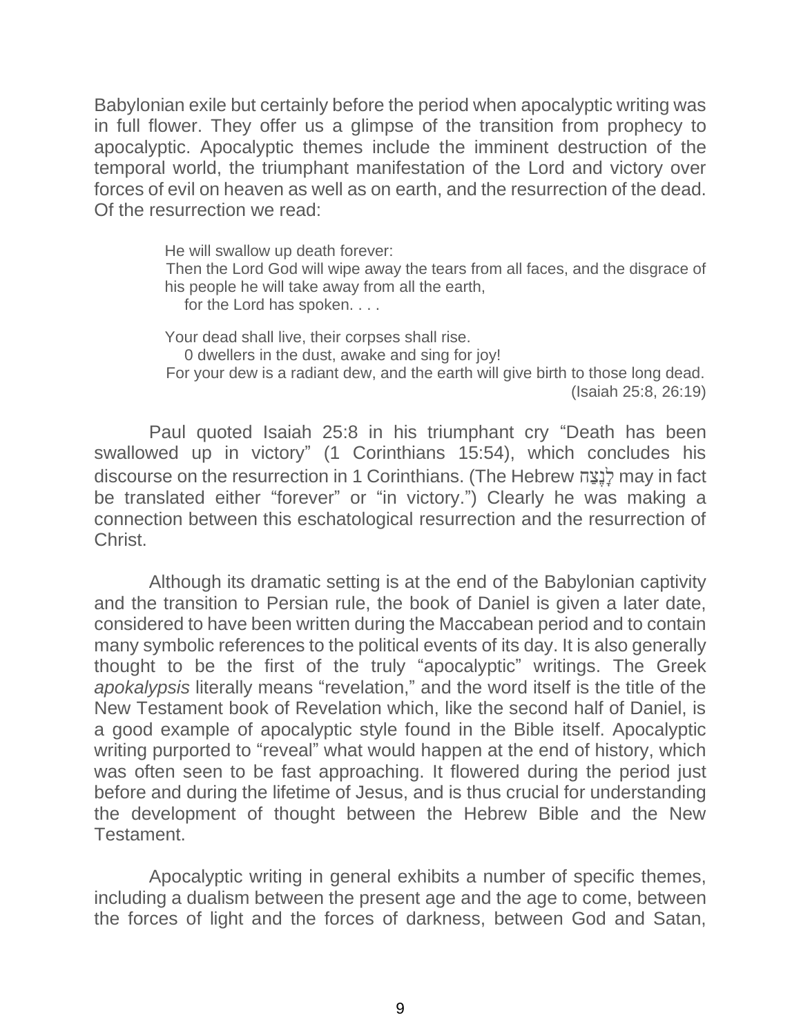Babylonian exile but certainly before the period when apocalyptic writing was in full flower. They offer us a glimpse of the transition from prophecy to apocalyptic. Apocalyptic themes include the imminent destruction of the temporal world, the triumphant manifestation of the Lord and victory over forces of evil on heaven as well as on earth, and the resurrection of the dead. Of the resurrection we read:

> He will swallow up death forever:
> Then the Lord God will wipe away the tears from all faces, and the disgrace of his people he will take away from all the earth,
> for the Lord has spoken. . . .
>
> Your dead shall live, their corpses shall rise.
> 0 dwellers in the dust, awake and sing for joy!
> For your dew is a radiant dew, and the earth will give birth to those long dead.
> (Isaiah 25:8, 26:19)

Paul quoted Isaiah 25:8 in his triumphant cry “Death has been swallowed up in victory” (1 Corinthians 15:54), which concludes his discourse on the resurrection in 1 Corinthians. (The Hebrew לָנֶצַח may in fact be translated either “forever” or “in victory.”) Clearly he was making a connection between this eschatological resurrection and the resurrection of Christ.

Although its dramatic setting is at the end of the Babylonian captivity and the transition to Persian rule, the book of Daniel is given a later date, considered to have been written during the Maccabean period and to contain many symbolic references to the political events of its day. It is also generally thought to be the first of the truly “apocalyptic” writings. The Greek *apokalypsis* literally means “revelation,” and the word itself is the title of the New Testament book of Revelation which, like the second half of Daniel, is a good example of apocalyptic style found in the Bible itself. Apocalyptic writing purported to “reveal” what would happen at the end of history, which was often seen to be fast approaching. It flowered during the period just before and during the lifetime of Jesus, and is thus crucial for understanding the development of thought between the Hebrew Bible and the New Testament.

Apocalyptic writing in general exhibits a number of specific themes, including a dualism between the present age and the age to come, between the forces of light and the forces of darkness, between God and Satan,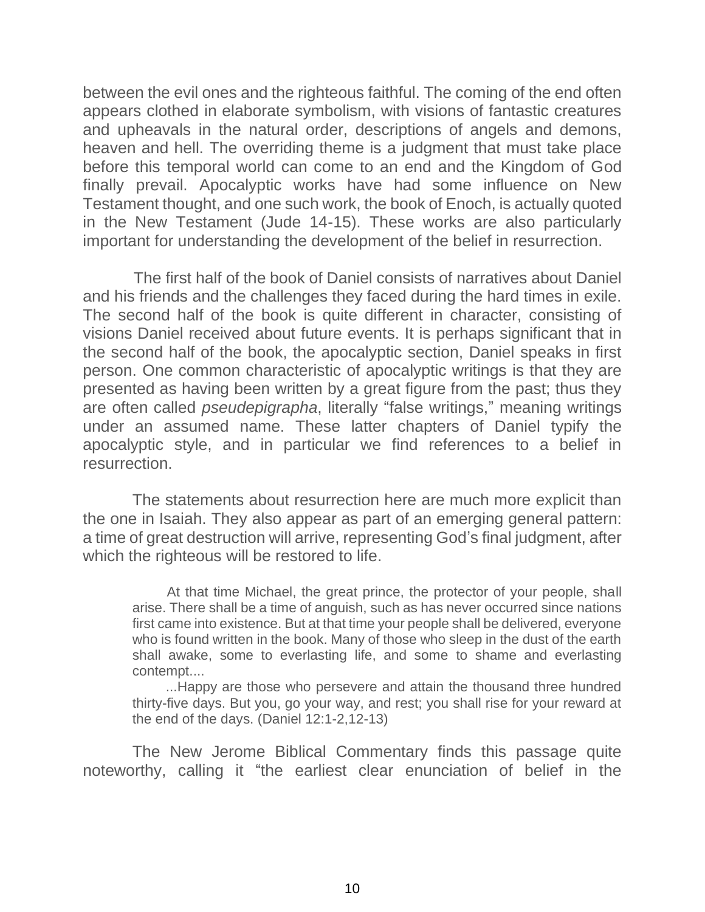between the evil ones and the righteous faithful. The coming of the end often appears clothed in elaborate symbolism, with visions of fantastic creatures and upheavals in the natural order, descriptions of angels and demons, heaven and hell. The overriding theme is a judgment that must take place before this temporal world can come to an end and the Kingdom of God finally prevail. Apocalyptic works have had some influence on New Testament thought, and one such work, the book of Enoch, is actually quoted in the New Testament (Jude 14-15). These works are also particularly important for understanding the development of the belief in resurrection.

The first half of the book of Daniel consists of narratives about Daniel and his friends and the challenges they faced during the hard times in exile. The second half of the book is quite different in character, consisting of visions Daniel received about future events. It is perhaps significant that in the second half of the book, the apocalyptic section, Daniel speaks in first person. One common characteristic of apocalyptic writings is that they are presented as having been written by a great figure from the past; thus they are often called *pseudepigrapha*, literally "false writings," meaning writings under an assumed name. These latter chapters of Daniel typify the apocalyptic style, and in particular we find references to a belief in resurrection.

The statements about resurrection here are much more explicit than the one in Isaiah. They also appear as part of an emerging general pattern: a time of great destruction will arrive, representing God's final judgment, after which the righteous will be restored to life.

> At that time Michael, the great prince, the protector of your people, shall arise. There shall be a time of anguish, such as has never occurred since nations first came into existence. But at that time your people shall be delivered, everyone who is found written in the book. Many of those who sleep in the dust of the earth shall awake, some to everlasting life, and some to shame and everlasting contempt....
>
> ...Happy are those who persevere and attain the thousand three hundred thirty-five days. But you, go your way, and rest; you shall rise for your reward at the end of the days. (Daniel 12:1-2,12-13)

The New Jerome Biblical Commentary finds this passage quite noteworthy, calling it "the earliest clear enunciation of belief in the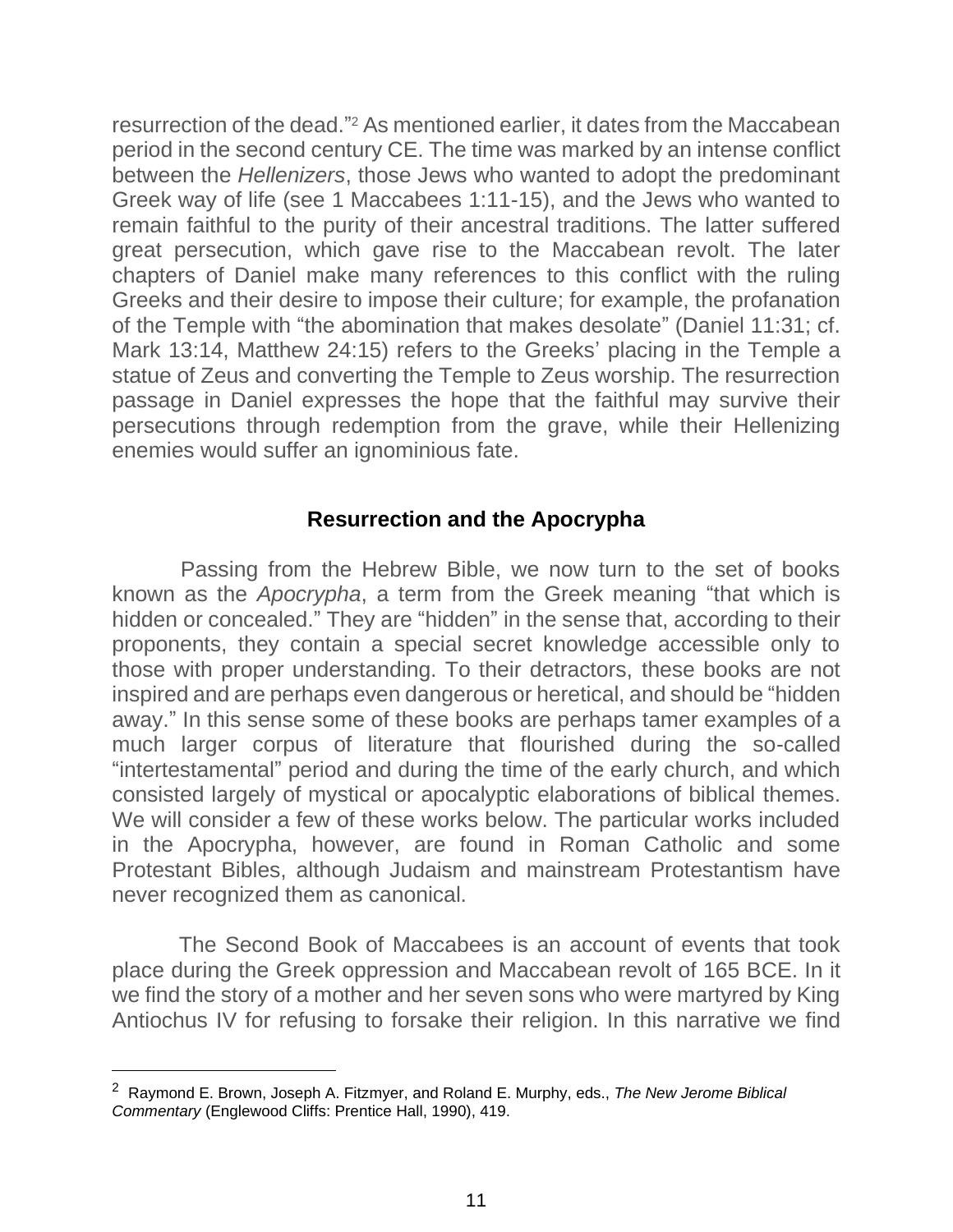resurrection of the dead."[2] As mentioned earlier, it dates from the Maccabean period in the second century CE. The time was marked by an intense conflict between the *Hellenizers*, those Jews who wanted to adopt the predominant Greek way of life (see 1 Maccabees 1:11-15), and the Jews who wanted to remain faithful to the purity of their ancestral traditions. The latter suffered great persecution, which gave rise to the Maccabean revolt. The later chapters of Daniel make many references to this conflict with the ruling Greeks and their desire to impose their culture; for example, the profanation of the Temple with "the abomination that makes desolate" (Daniel 11:31; cf. Mark 13:14, Matthew 24:15) refers to the Greeks' placing in the Temple a statue of Zeus and converting the Temple to Zeus worship. The resurrection passage in Daniel expresses the hope that the faithful may survive their persecutions through redemption from the grave, while their Hellenizing enemies would suffer an ignominious fate.

## Resurrection and the Apocrypha

Passing from the Hebrew Bible, we now turn to the set of books known as the *Apocrypha*, a term from the Greek meaning "that which is hidden or concealed." They are "hidden" in the sense that, according to their proponents, they contain a special secret knowledge accessible only to those with proper understanding. To their detractors, these books are not inspired and are perhaps even dangerous or heretical, and should be "hidden away." In this sense some of these books are perhaps tamer examples of a much larger corpus of literature that flourished during the so-called "intertestamental" period and during the time of the early church, and which consisted largely of mystical or apocalyptic elaborations of biblical themes. We will consider a few of these works below. The particular works included in the Apocrypha, however, are found in Roman Catholic and some Protestant Bibles, although Judaism and mainstream Protestantism have never recognized them as canonical.

The Second Book of Maccabees is an account of events that took place during the Greek oppression and Maccabean revolt of 165 BCE. In it we find the story of a mother and her seven sons who were martyred by King Antiochus IV for refusing to forsake their religion. In this narrative we find

---

[2] Raymond E. Brown, Joseph A. Fitzmyer, and Roland E. Murphy, eds., *The New Jerome Biblical Commentary* (Englewood Cliffs: Prentice Hall, 1990), 419.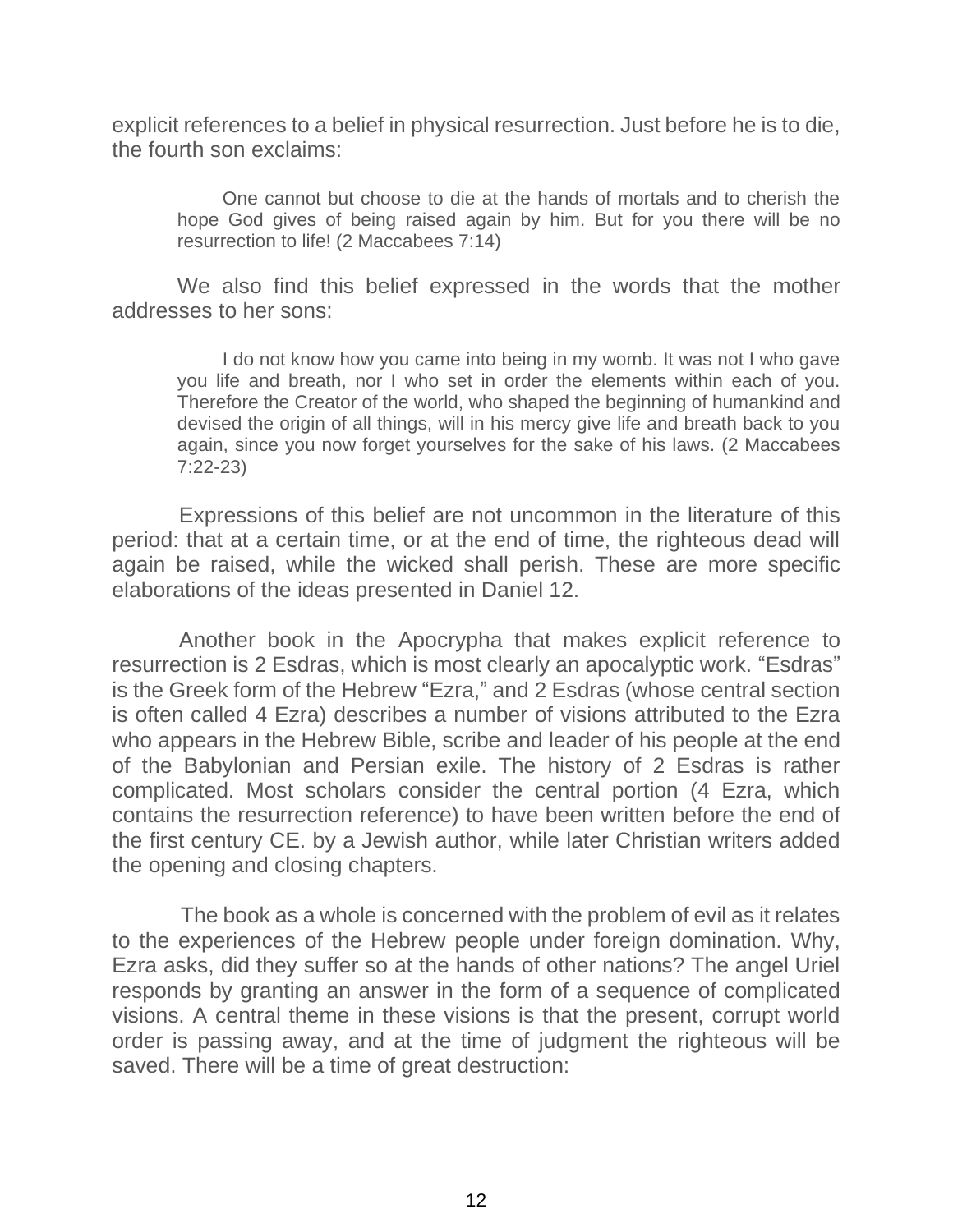explicit references to a belief in physical resurrection. Just before he is to die, the fourth son exclaims:

> One cannot but choose to die at the hands of mortals and to cherish the hope God gives of being raised again by him. But for you there will be no resurrection to life! (2 Maccabees 7:14)

We also find this belief expressed in the words that the mother addresses to her sons:

> I do not know how you came into being in my womb. It was not I who gave you life and breath, nor I who set in order the elements within each of you. Therefore the Creator of the world, who shaped the beginning of humankind and devised the origin of all things, will in his mercy give life and breath back to you again, since you now forget yourselves for the sake of his laws. (2 Maccabees 7:22-23)

Expressions of this belief are not uncommon in the literature of this period: that at a certain time, or at the end of time, the righteous dead will again be raised, while the wicked shall perish. These are more specific elaborations of the ideas presented in Daniel 12.

Another book in the Apocrypha that makes explicit reference to resurrection is 2 Esdras, which is most clearly an apocalyptic work. "Esdras" is the Greek form of the Hebrew "Ezra," and 2 Esdras (whose central section is often called 4 Ezra) describes a number of visions attributed to the Ezra who appears in the Hebrew Bible, scribe and leader of his people at the end of the Babylonian and Persian exile. The history of 2 Esdras is rather complicated. Most scholars consider the central portion (4 Ezra, which contains the resurrection reference) to have been written before the end of the first century CE. by a Jewish author, while later Christian writers added the opening and closing chapters.

The book as a whole is concerned with the problem of evil as it relates to the experiences of the Hebrew people under foreign domination. Why, Ezra asks, did they suffer so at the hands of other nations? The angel Uriel responds by granting an answer in the form of a sequence of complicated visions. A central theme in these visions is that the present, corrupt world order is passing away, and at the time of judgment the righteous will be saved. There will be a time of great destruction: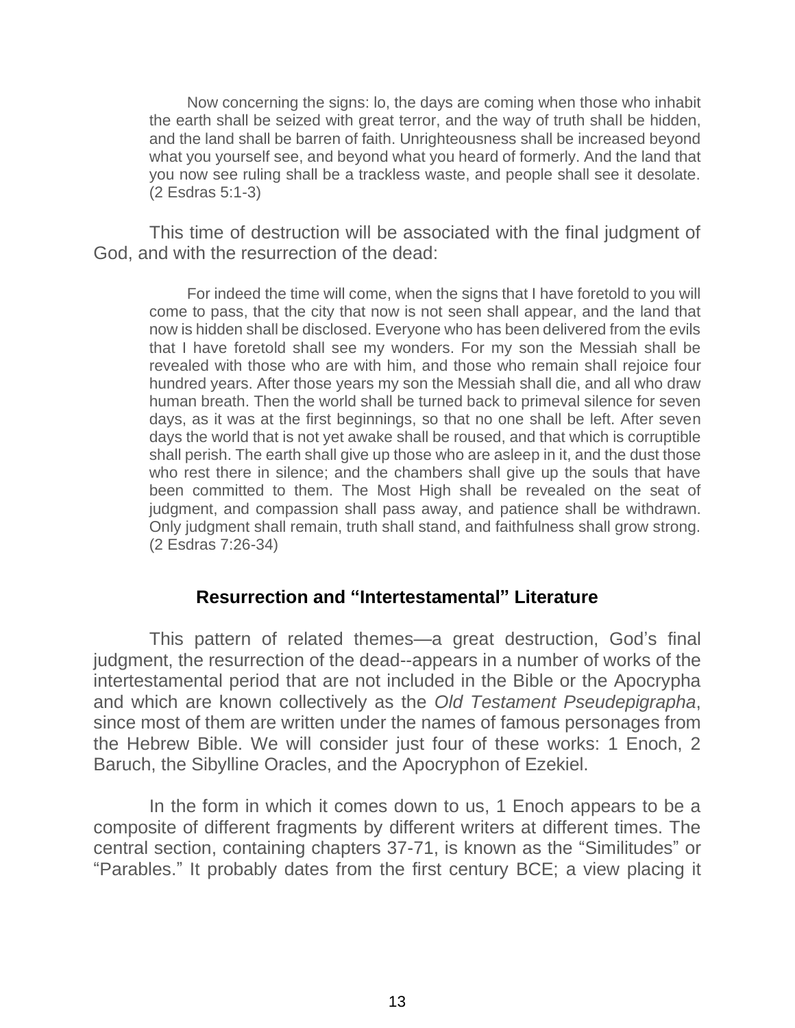> Now concerning the signs: lo, the days are coming when those who inhabit the earth shall be seized with great terror, and the way of truth shall be hidden, and the land shall be barren of faith. Unrighteousness shall be increased beyond what you yourself see, and beyond what you heard of formerly. And the land that you now see ruling shall be a trackless waste, and people shall see it desolate. (2 Esdras 5:1-3)

This time of destruction will be associated with the final judgment of God, and with the resurrection of the dead:

> For indeed the time will come, when the signs that I have foretold to you will come to pass, that the city that now is not seen shall appear, and the land that now is hidden shall be disclosed. Everyone who has been delivered from the evils that I have foretold shall see my wonders. For my son the Messiah shall be revealed with those who are with him, and those who remain shall rejoice four hundred years. After those years my son the Messiah shall die, and all who draw human breath. Then the world shall be turned back to primeval silence for seven days, as it was at the first beginnings, so that no one shall be left. After seven days the world that is not yet awake shall be roused, and that which is corruptible shall perish. The earth shall give up those who are asleep in it, and the dust those who rest there in silence; and the chambers shall give up the souls that have been committed to them. The Most High shall be revealed on the seat of judgment, and compassion shall pass away, and patience shall be withdrawn. Only judgment shall remain, truth shall stand, and faithfulness shall grow strong. (2 Esdras 7:26-34)

### Resurrection and "Intertestamental" Literature

This pattern of related themes—a great destruction, God's final judgment, the resurrection of the dead--appears in a number of works of the intertestamental period that are not included in the Bible or the Apocrypha and which are known collectively as the *Old Testament Pseudepigrapha*, since most of them are written under the names of famous personages from the Hebrew Bible. We will consider just four of these works: 1 Enoch, 2 Baruch, the Sibylline Oracles, and the Apocryphon of Ezekiel.

In the form in which it comes down to us, 1 Enoch appears to be a composite of different fragments by different writers at different times. The central section, containing chapters 37-71, is known as the "Similitudes" or "Parables." It probably dates from the first century BCE; a view placing it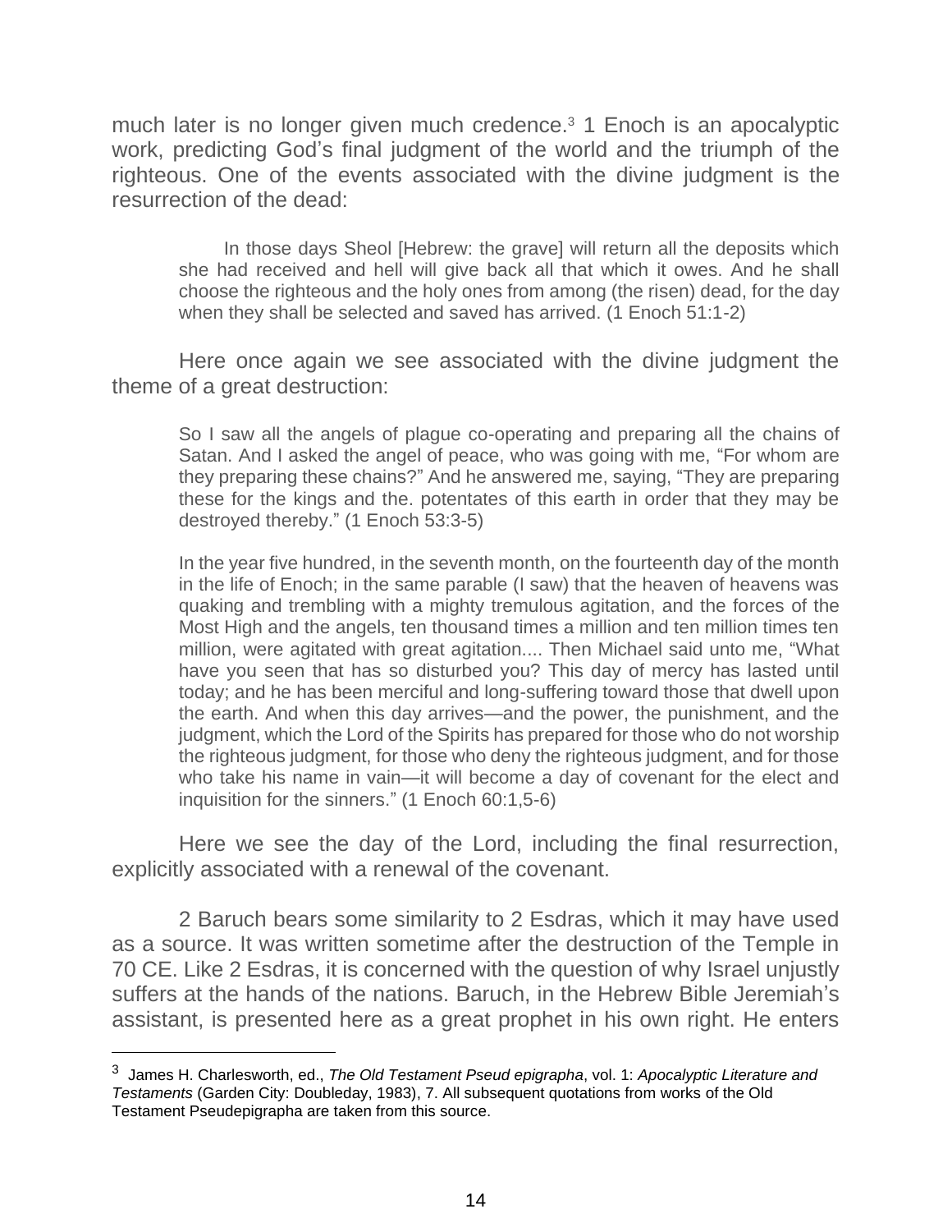much later is no longer given much credence.[3] 1 Enoch is an apocalyptic work, predicting God's final judgment of the world and the triumph of the righteous. One of the events associated with the divine judgment is the resurrection of the dead:

> In those days Sheol [Hebrew: the grave] will return all the deposits which she had received and hell will give back all that which it owes. And he shall choose the righteous and the holy ones from among (the risen) dead, for the day when they shall be selected and saved has arrived. (1 Enoch 51:1-2)

Here once again we see associated with the divine judgment the theme of a great destruction:

> So I saw all the angels of plague co-operating and preparing all the chains of Satan. And I asked the angel of peace, who was going with me, "For whom are they preparing these chains?" And he answered me, saying, "They are preparing these for the kings and the. potentates of this earth in order that they may be destroyed thereby." (1 Enoch 53:3-5)

> In the year five hundred, in the seventh month, on the fourteenth day of the month in the life of Enoch; in the same parable (I saw) that the heaven of heavens was quaking and trembling with a mighty tremulous agitation, and the forces of the Most High and the angels, ten thousand times a million and ten million times ten million, were agitated with great agitation.... Then Michael said unto me, "What have you seen that has so disturbed you? This day of mercy has lasted until today; and he has been merciful and long-suffering toward those that dwell upon the earth. And when this day arrives—and the power, the punishment, and the judgment, which the Lord of the Spirits has prepared for those who do not worship the righteous judgment, for those who deny the righteous judgment, and for those who take his name in vain—it will become a day of covenant for the elect and inquisition for the sinners." (1 Enoch 60:1,5-6)

Here we see the day of the Lord, including the final resurrection, explicitly associated with a renewal of the covenant.

2 Baruch bears some similarity to 2 Esdras, which it may have used as a source. It was written sometime after the destruction of the Temple in 70 CE. Like 2 Esdras, it is concerned with the question of why Israel unjustly suffers at the hands of the nations. Baruch, in the Hebrew Bible Jeremiah's assistant, is presented here as a great prophet in his own right. He enters

---

[3] James H. Charlesworth, ed., *The Old Testament Pseud epigrapha*, vol. 1: *Apocalyptic Literature and Testaments* (Garden City: Doubleday, 1983), 7. All subsequent quotations from works of the Old Testament Pseudepigrapha are taken from this source.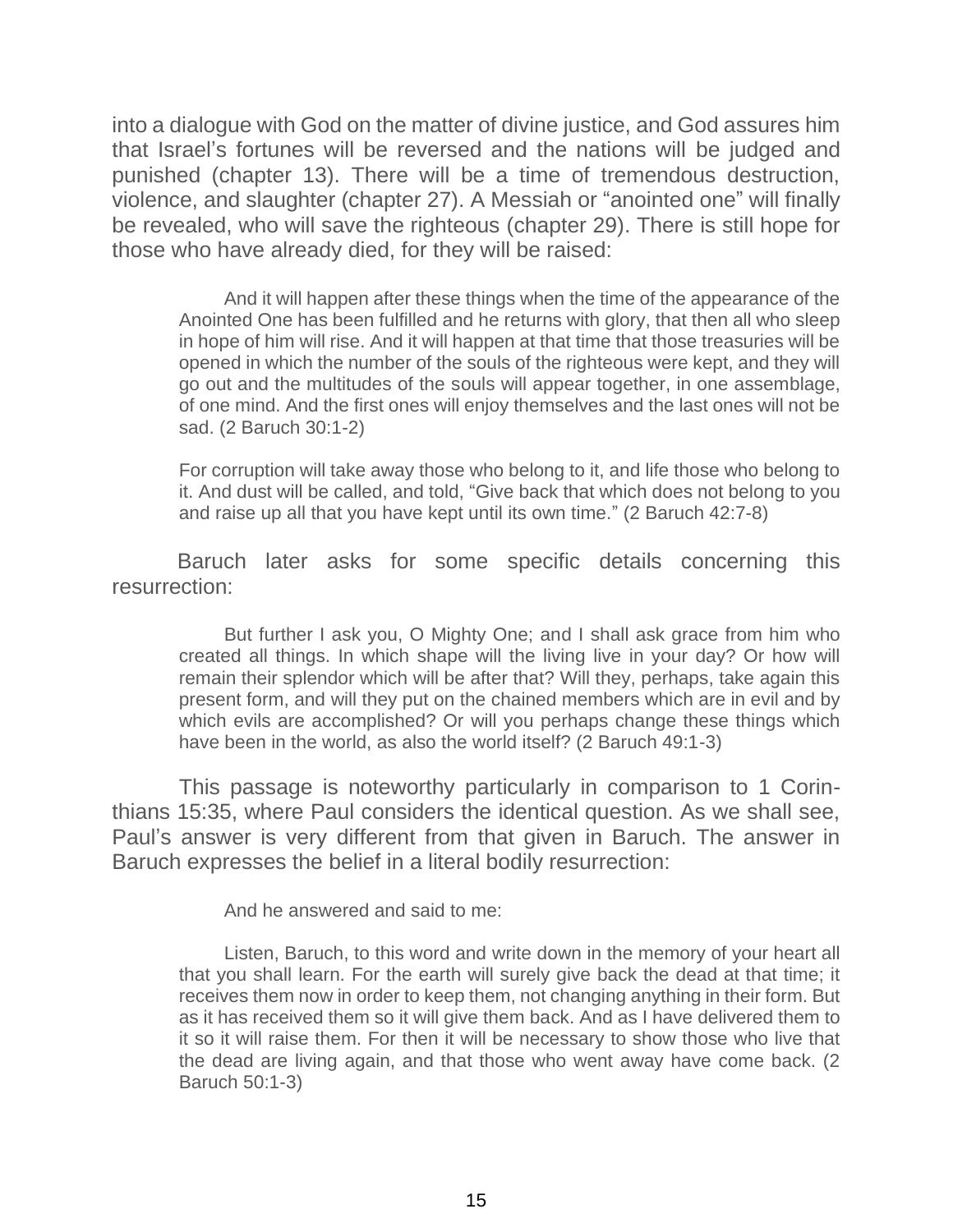into a dialogue with God on the matter of divine justice, and God assures him that Israel's fortunes will be reversed and the nations will be judged and punished (chapter 13). There will be a time of tremendous destruction, violence, and slaughter (chapter 27). A Messiah or "anointed one" will finally be revealed, who will save the righteous (chapter 29). There is still hope for those who have already died, for they will be raised:

> And it will happen after these things when the time of the appearance of the Anointed One has been fulfilled and he returns with glory, that then all who sleep in hope of him will rise. And it will happen at that time that those treasuries will be opened in which the number of the souls of the righteous were kept, and they will go out and the multitudes of the souls will appear together, in one assemblage, of one mind. And the first ones will enjoy themselves and the last ones will not be sad. (2 Baruch 30:1-2)

> For corruption will take away those who belong to it, and life those who belong to it. And dust will be called, and told, "Give back that which does not belong to you and raise up all that you have kept until its own time." (2 Baruch 42:7-8)

Baruch later asks for some specific details concerning this resurrection:

> But further I ask you, O Mighty One; and I shall ask grace from him who created all things. In which shape will the living live in your day? Or how will remain their splendor which will be after that? Will they, perhaps, take again this present form, and will they put on the chained members which are in evil and by which evils are accomplished? Or will you perhaps change these things which have been in the world, as also the world itself? (2 Baruch 49:1-3)

This passage is noteworthy particularly in comparison to 1 Corinthians 15:35, where Paul considers the identical question. As we shall see, Paul's answer is very different from that given in Baruch. The answer in Baruch expresses the belief in a literal bodily resurrection:

> And he answered and said to me:
>
> Listen, Baruch, to this word and write down in the memory of your heart all that you shall learn. For the earth will surely give back the dead at that time; it receives them now in order to keep them, not changing anything in their form. But as it has received them so it will give them back. And as I have delivered them to it so it will raise them. For then it will be necessary to show those who live that the dead are living again, and that those who went away have come back. (2 Baruch 50:1-3)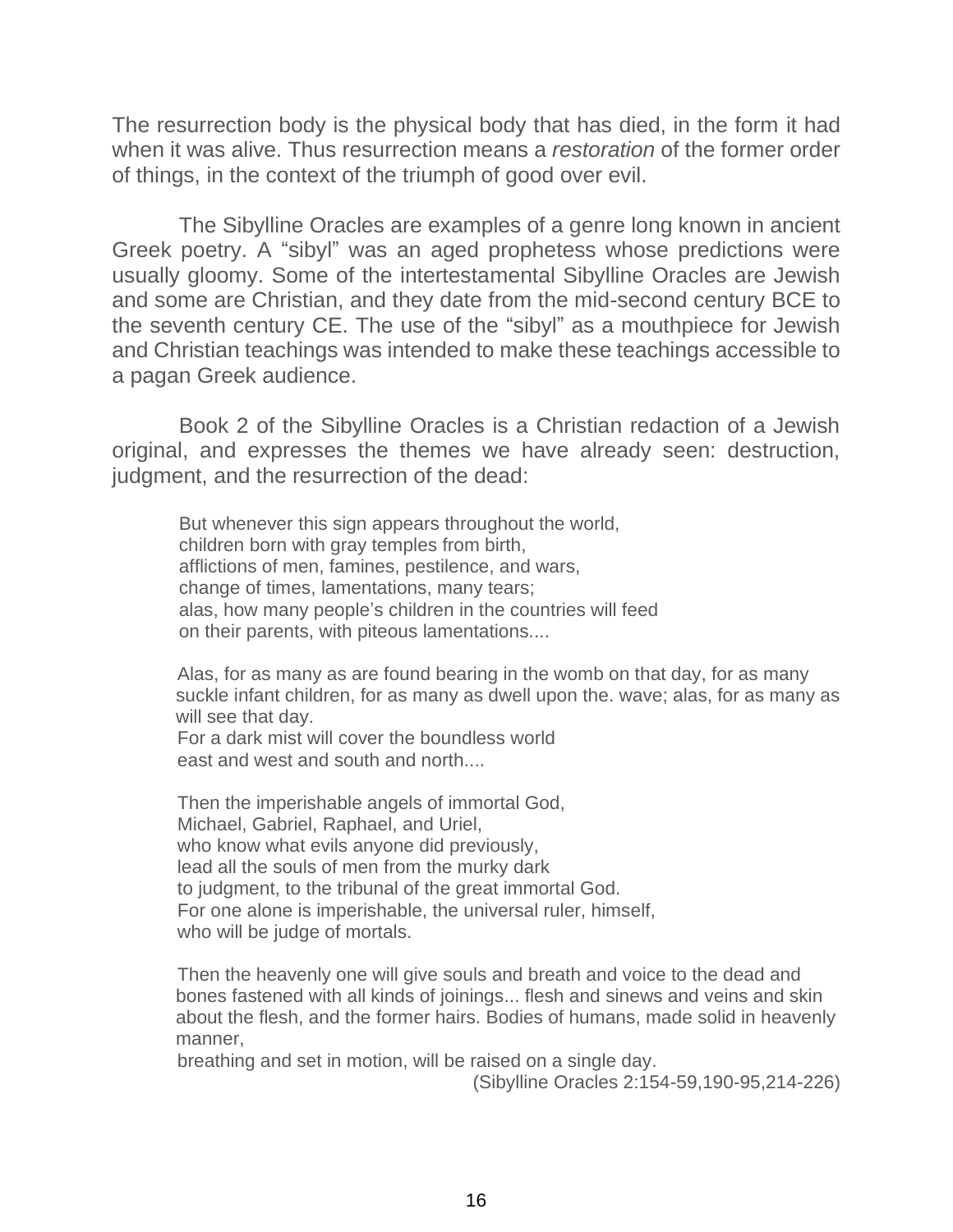The resurrection body is the physical body that has died, in the form it had when it was alive. Thus resurrection means a *restoration* of the former order of things, in the context of the triumph of good over evil.

The Sibylline Oracles are examples of a genre long known in ancient Greek poetry. A "sibyl" was an aged prophetess whose predictions were usually gloomy. Some of the intertestamental Sibylline Oracles are Jewish and some are Christian, and they date from the mid-second century BCE to the seventh century CE. The use of the "sibyl" as a mouthpiece for Jewish and Christian teachings was intended to make these teachings accessible to a pagan Greek audience.

Book 2 of the Sibylline Oracles is a Christian redaction of a Jewish original, and expresses the themes we have already seen: destruction, judgment, and the resurrection of the dead:

> But whenever this sign appears throughout the world,
> children born with gray temples from birth,
> afflictions of men, famines, pestilence, and wars,
> change of times, lamentations, many tears;
> alas, how many people's children in the countries will feed
> on their parents, with piteous lamentations....
>
> Alas, for as many as are found bearing in the womb on that day, for as many suckle infant children, for as many as dwell upon the. wave; alas, for as many as will see that day.
> For a dark mist will cover the boundless world
> east and west and south and north....
>
> Then the imperishable angels of immortal God,
> Michael, Gabriel, Raphael, and Uriel,
> who know what evils anyone did previously,
> lead all the souls of men from the murky dark
> to judgment, to the tribunal of the great immortal God.
> For one alone is imperishable, the universal ruler, himself,
> who will be judge of mortals.
>
> Then the heavenly one will give souls and breath and voice to the dead and bones fastened with all kinds of joinings... flesh and sinews and veins and skin about the flesh, and the former hairs. Bodies of humans, made solid in heavenly manner,
> breathing and set in motion, will be raised on a single day.
>
> (Sibylline Oracles 2:154-59,190-95,214-226)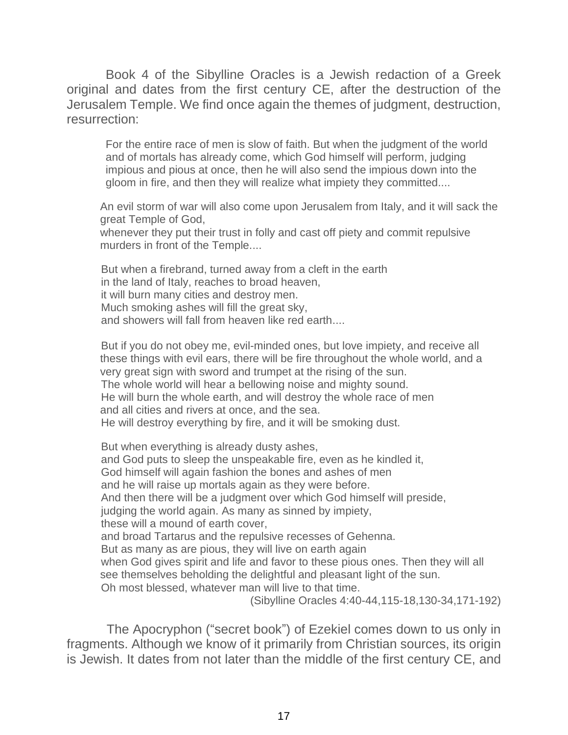Book 4 of the Sibylline Oracles is a Jewish redaction of a Greek original and dates from the first century CE, after the destruction of the Jerusalem Temple. We find once again the themes of judgment, destruction, resurrection:

> For the entire race of men is slow of faith. But when the judgment of the world and of mortals has already come, which God himself will perform, judging impious and pious at once, then he will also send the impious down into the gloom in fire, and then they will realize what impiety they committed....
>
> An evil storm of war will also come upon Jerusalem from Italy, and it will sack the great Temple of God,
> whenever they put their trust in folly and cast off piety and commit repulsive murders in front of the Temple....
>
> But when a firebrand, turned away from a cleft in the earth
> in the land of Italy, reaches to broad heaven,
> it will burn many cities and destroy men.
> Much smoking ashes will fill the great sky,
> and showers will fall from heaven like red earth....
>
> But if you do not obey me, evil-minded ones, but love impiety, and receive all these things with evil ears, there will be fire throughout the whole world, and a very great sign with sword and trumpet at the rising of the sun.
> The whole world will hear a bellowing noise and mighty sound.
> He will burn the whole earth, and will destroy the whole race of men
> and all cities and rivers at once, and the sea.
> He will destroy everything by fire, and it will be smoking dust.
>
> But when everything is already dusty ashes,
> and God puts to sleep the unspeakable fire, even as he kindled it,
> God himself will again fashion the bones and ashes of men
> and he will raise up mortals again as they were before.
> And then there will be a judgment over which God himself will preside,
> judging the world again. As many as sinned by impiety,
> these will a mound of earth cover,
> and broad Tartarus and the repulsive recesses of Gehenna.
> But as many as are pious, they will live on earth again
> when God gives spirit and life and favor to these pious ones. Then they will all see themselves beholding the delightful and pleasant light of the sun.
> Oh most blessed, whatever man will live to that time.
>
> (Sibylline Oracles 4:40-44,115-18,130-34,171-192)

The Apocryphon ("secret book") of Ezekiel comes down to us only in fragments. Although we know of it primarily from Christian sources, its origin is Jewish. It dates from not later than the middle of the first century CE, and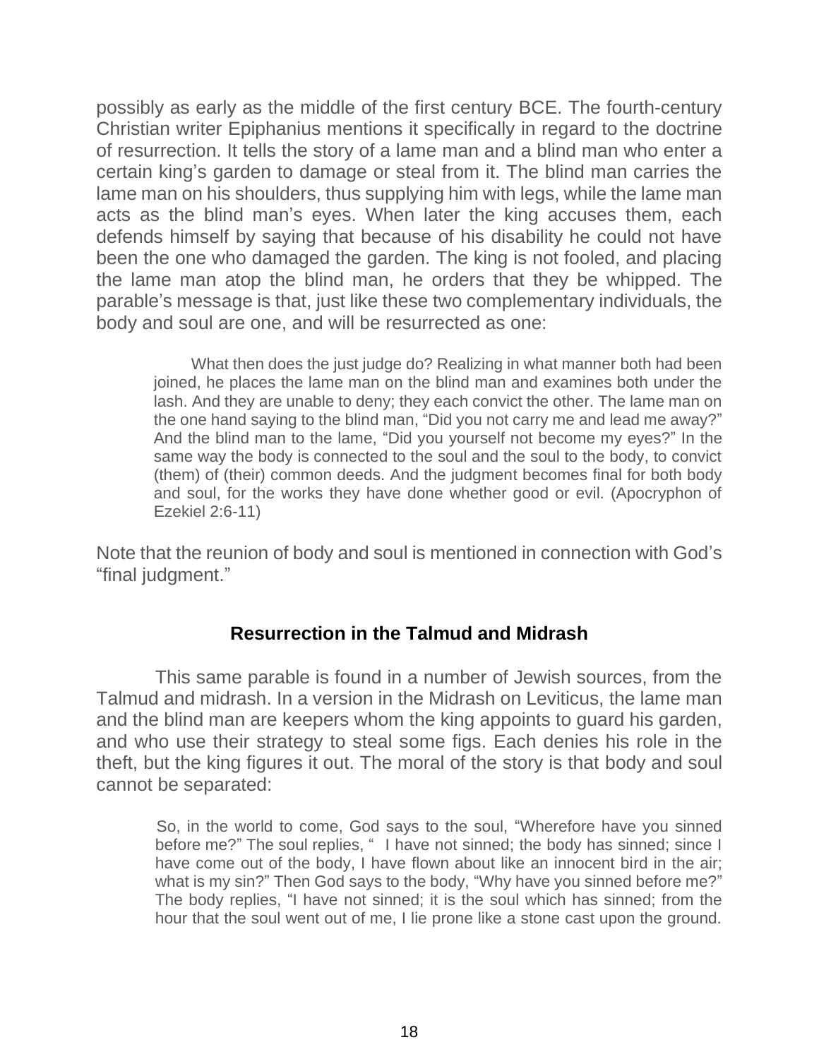possibly as early as the middle of the first century BCE. The fourth-century Christian writer Epiphanius mentions it specifically in regard to the doctrine of resurrection. It tells the story of a lame man and a blind man who enter a certain king's garden to damage or steal from it. The blind man carries the lame man on his shoulders, thus supplying him with legs, while the lame man acts as the blind man's eyes. When later the king accuses them, each defends himself by saying that because of his disability he could not have been the one who damaged the garden. The king is not fooled, and placing the lame man atop the blind man, he orders that they be whipped. The parable's message is that, just like these two complementary individuals, the body and soul are one, and will be resurrected as one:

> What then does the just judge do? Realizing in what manner both had been joined, he places the lame man on the blind man and examines both under the lash. And they are unable to deny; they each convict the other. The lame man on the one hand saying to the blind man, "Did you not carry me and lead me away?" And the blind man to the lame, "Did you yourself not become my eyes?" In the same way the body is connected to the soul and the soul to the body, to convict (them) of (their) common deeds. And the judgment becomes final for both body and soul, for the works they have done whether good or evil. (Apocryphon of Ezekiel 2:6-11)

Note that the reunion of body and soul is mentioned in connection with God's "final judgment."

## Resurrection in the Talmud and Midrash

This same parable is found in a number of Jewish sources, from the Talmud and midrash. In a version in the Midrash on Leviticus, the lame man and the blind man are keepers whom the king appoints to guard his garden, and who use their strategy to steal some figs. Each denies his role in the theft, but the king figures it out. The moral of the story is that body and soul cannot be separated:

> So, in the world to come, God says to the soul, "Wherefore have you sinned before me?" The soul replies, " I have not sinned; the body has sinned; since I have come out of the body, I have flown about like an innocent bird in the air; what is my sin?" Then God says to the body, "Why have you sinned before me?" The body replies, "I have not sinned; it is the soul which has sinned; from the hour that the soul went out of me, I lie prone like a stone cast upon the ground.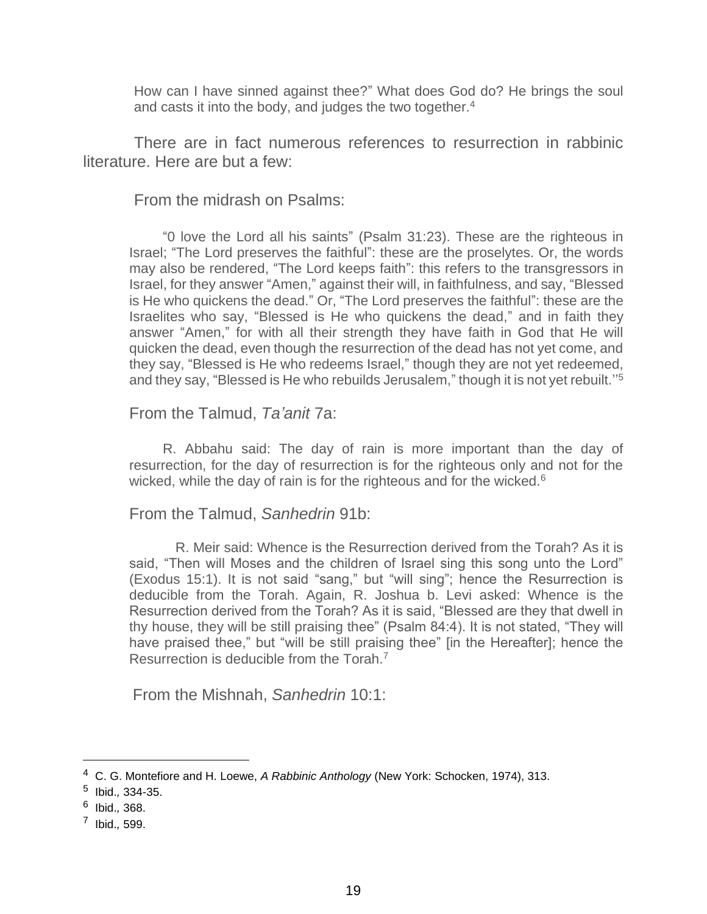> How can I have sinned against thee?" What does God do? He brings the soul and casts it into the body, and judges the two together.[4]

There are in fact numerous references to resurrection in rabbinic literature. Here are but a few:

From the midrash on Psalms:

> "0 love the Lord all his saints" (Psalm 31:23). These are the righteous in Israel; "The Lord preserves the faithful": these are the proselytes. Or, the words may also be rendered, "The Lord keeps faith": this refers to the transgressors in Israel, for they answer "Amen," against their will, in faithfulness, and say, "Blessed is He who quickens the dead." Or, "The Lord preserves the faithful": these are the Israelites who say, "Blessed is He who quickens the dead," and in faith they answer "Amen," for with all their strength they have faith in God that He will quicken the dead, even though the resurrection of the dead has not yet come, and they say, "Blessed is He who redeems Israel," though they are not yet redeemed, and they say, "Blessed is He who rebuilds Jerusalem," though it is not yet rebuilt.''[5]

From the Talmud, *Ta'anit* 7a:

> R. Abbahu said: The day of rain is more important than the day of resurrection, for the day of resurrection is for the righteous only and not for the wicked, while the day of rain is for the righteous and for the wicked.[6]

From the Talmud, *Sanhedrin* 91b:

> R. Meir said: Whence is the Resurrection derived from the Torah? As it is said, "Then will Moses and the children of Israel sing this song unto the Lord" (Exodus 15:1). It is not said "sang," but "will sing"; hence the Resurrection is deducible from the Torah. Again, R. Joshua b. Levi asked: Whence is the Resurrection derived from the Torah? As it is said, "Blessed are they that dwell in thy house, they will be still praising thee" (Psalm 84:4). It is not stated, "They will have praised thee," but "will be still praising thee" [in the Hereafter]; hence the Resurrection is deducible from the Torah.[7]

From the Mishnah, *Sanhedrin* 10:1:

---

[4] C. G. Montefiore and H. Loewe, *A Rabbinic Anthology* (New York: Schocken, 1974), 313.

[5] Ibid., 334-35.

[6] Ibid., 368.

[7] Ibid., 599.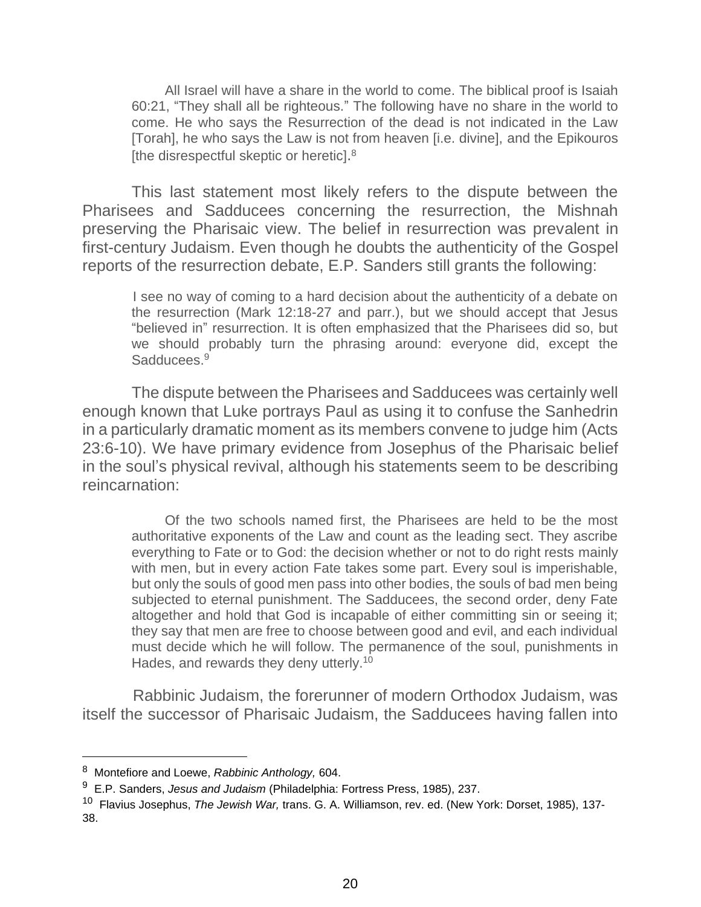> All Israel will have a share in the world to come. The biblical proof is Isaiah 60:21, "They shall all be righteous." The following have no share in the world to come. He who says the Resurrection of the dead is not indicated in the Law [Torah], he who says the Law is not from heaven [i.e. divine], and the Epikouros [the disrespectful skeptic or heretic].[8]

This last statement most likely refers to the dispute between the Pharisees and Sadducees concerning the resurrection, the Mishnah preserving the Pharisaic view. The belief in resurrection was prevalent in first-century Judaism. Even though he doubts the authenticity of the Gospel reports of the resurrection debate, E.P. Sanders still grants the following:

> I see no way of coming to a hard decision about the authenticity of a debate on the resurrection (Mark 12:18-27 and parr.), but we should accept that Jesus "believed in" resurrection. It is often emphasized that the Pharisees did so, but we should probably turn the phrasing around: everyone did, except the Sadducees.[9]

The dispute between the Pharisees and Sadducees was certainly well enough known that Luke portrays Paul as using it to confuse the Sanhedrin in a particularly dramatic moment as its members convene to judge him (Acts 23:6-10). We have primary evidence from Josephus of the Pharisaic belief in the soul's physical revival, although his statements seem to be describing reincarnation:

> Of the two schools named first, the Pharisees are held to be the most authoritative exponents of the Law and count as the leading sect. They ascribe everything to Fate or to God: the decision whether or not to do right rests mainly with men, but in every action Fate takes some part. Every soul is imperishable, but only the souls of good men pass into other bodies, the souls of bad men being subjected to eternal punishment. The Sadducees, the second order, deny Fate altogether and hold that God is incapable of either committing sin or seeing it; they say that men are free to choose between good and evil, and each individual must decide which he will follow. The permanence of the soul, punishments in Hades, and rewards they deny utterly.[10]

Rabbinic Judaism, the forerunner of modern Orthodox Judaism, was itself the successor of Pharisaic Judaism, the Sadducees having fallen into

---

[8] Montefiore and Loewe, *Rabbinic Anthology,* 604.

[9] E.P. Sanders, *Jesus and Judaism* (Philadelphia: Fortress Press, 1985), 237.

[10] Flavius Josephus, *The Jewish War,* trans. G. A. Williamson, rev. ed. (New York: Dorset, 1985), 137-38.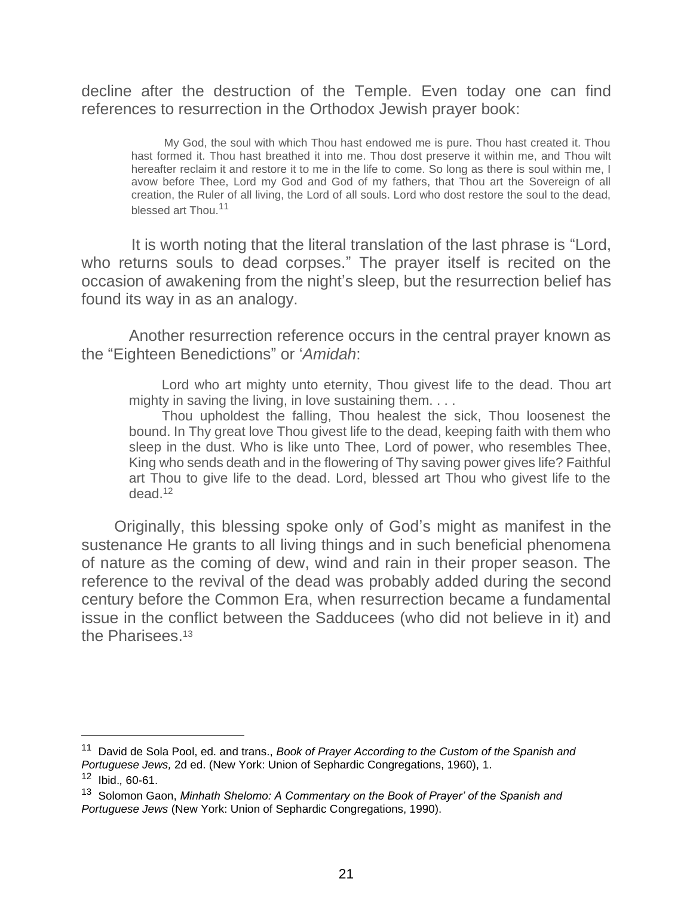decline after the destruction of the Temple. Even today one can find references to resurrection in the Orthodox Jewish prayer book:

> My God, the soul with which Thou hast endowed me is pure. Thou hast created it. Thou hast formed it. Thou hast breathed it into me. Thou dost preserve it within me, and Thou wilt hereafter reclaim it and restore it to me in the life to come. So long as there is soul within me, I avow before Thee, Lord my God and God of my fathers, that Thou art the Sovereign of all creation, the Ruler of all living, the Lord of all souls. Lord who dost restore the soul to the dead, blessed art Thou.[11]

It is worth noting that the literal translation of the last phrase is "Lord, who returns souls to dead corpses." The prayer itself is recited on the occasion of awakening from the night's sleep, but the resurrection belief has found its way in as an analogy.

Another resurrection reference occurs in the central prayer known as the "Eighteen Benedictions" or '*Amidah*:

> Lord who art mighty unto eternity, Thou givest life to the dead. Thou art mighty in saving the living, in love sustaining them. . . .
>
> Thou upholdest the falling, Thou healest the sick, Thou loosenest the bound. In Thy great love Thou givest life to the dead, keeping faith with them who sleep in the dust. Who is like unto Thee, Lord of power, who resembles Thee, King who sends death and in the flowering of Thy saving power gives life? Faithful art Thou to give life to the dead. Lord, blessed art Thou who givest life to the dead.[12]

Originally, this blessing spoke only of God's might as manifest in the sustenance He grants to all living things and in such beneficial phenomena of nature as the coming of dew, wind and rain in their proper season. The reference to the revival of the dead was probably added during the second century before the Common Era, when resurrection became a fundamental issue in the conflict between the Sadducees (who did not believe in it) and the Pharisees.[13]

---

[11] David de Sola Pool, ed. and trans., *Book of Prayer According to the Custom of the Spanish and Portuguese Jews,* 2d ed. (New York: Union of Sephardic Congregations, 1960), 1.

[12] Ibid., 60-61.

[13] Solomon Gaon, *Minhath Shelomo: A Commentary on the Book of Prayer' of the Spanish and Portuguese Jews* (New York: Union of Sephardic Congregations, 1990).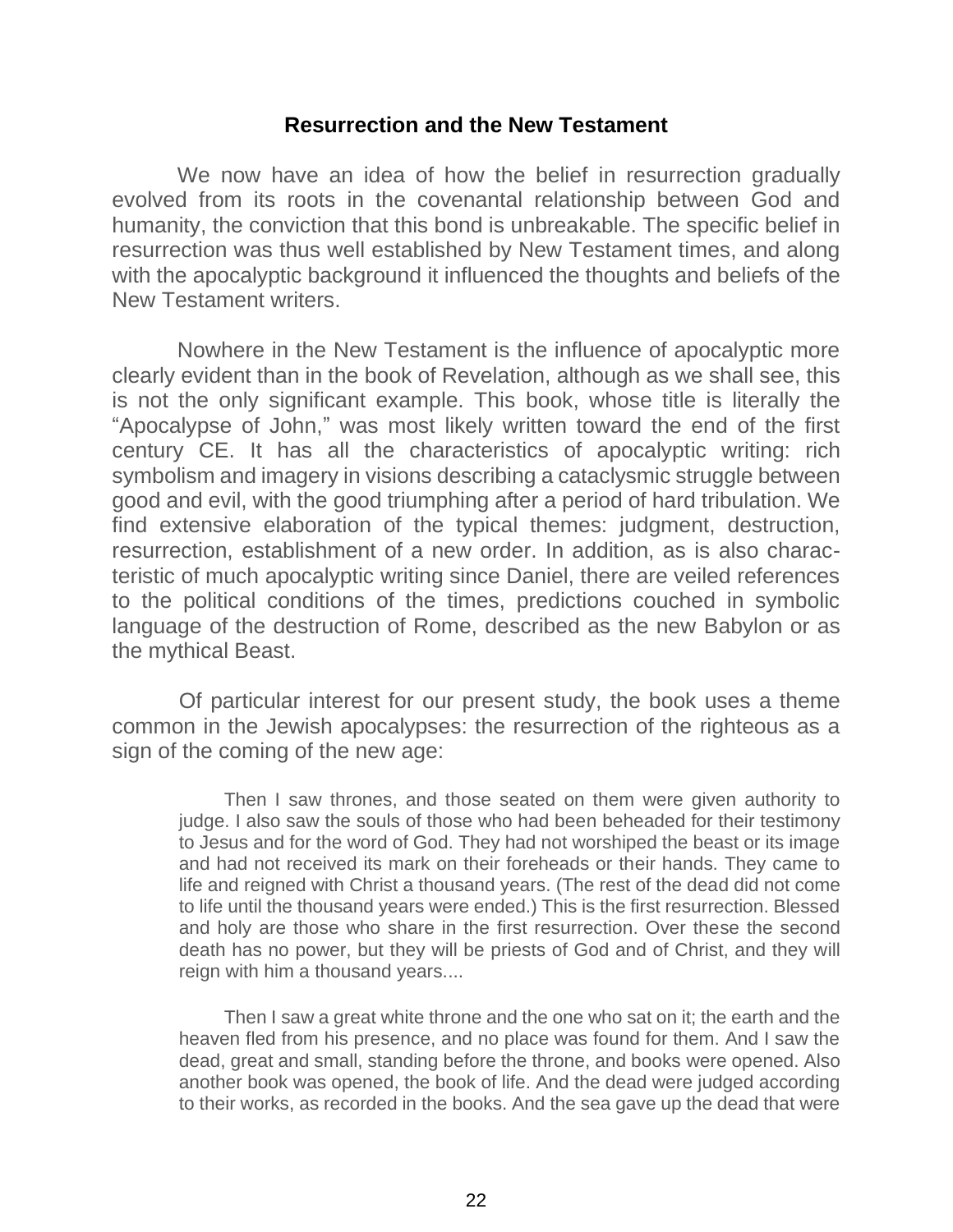## Resurrection and the New Testament

We now have an idea of how the belief in resurrection gradually evolved from its roots in the covenantal relationship between God and humanity, the conviction that this bond is unbreakable. The specific belief in resurrection was thus well established by New Testament times, and along with the apocalyptic background it influenced the thoughts and beliefs of the New Testament writers.

Nowhere in the New Testament is the influence of apocalyptic more clearly evident than in the book of Revelation, although as we shall see, this is not the only significant example. This book, whose title is literally the "Apocalypse of John," was most likely written toward the end of the first century CE. It has all the characteristics of apocalyptic writing: rich symbolism and imagery in visions describing a cataclysmic struggle between good and evil, with the good triumphing after a period of hard tribulation. We find extensive elaboration of the typical themes: judgment, destruction, resurrection, establishment of a new order. In addition, as is also characteristic of much apocalyptic writing since Daniel, there are veiled references to the political conditions of the times, predictions couched in symbolic language of the destruction of Rome, described as the new Babylon or as the mythical Beast.

Of particular interest for our present study, the book uses a theme common in the Jewish apocalypses: the resurrection of the righteous as a sign of the coming of the new age:

> Then I saw thrones, and those seated on them were given authority to judge. I also saw the souls of those who had been beheaded for their testimony to Jesus and for the word of God. They had not worshiped the beast or its image and had not received its mark on their foreheads or their hands. They came to life and reigned with Christ a thousand years. (The rest of the dead did not come to life until the thousand years were ended.) This is the first resurrection. Blessed and holy are those who share in the first resurrection. Over these the second death has no power, but they will be priests of God and of Christ, and they will reign with him a thousand years....
>
> Then I saw a great white throne and the one who sat on it; the earth and the heaven fled from his presence, and no place was found for them. And I saw the dead, great and small, standing before the throne, and books were opened. Also another book was opened, the book of life. And the dead were judged according to their works, as recorded in the books. And the sea gave up the dead that were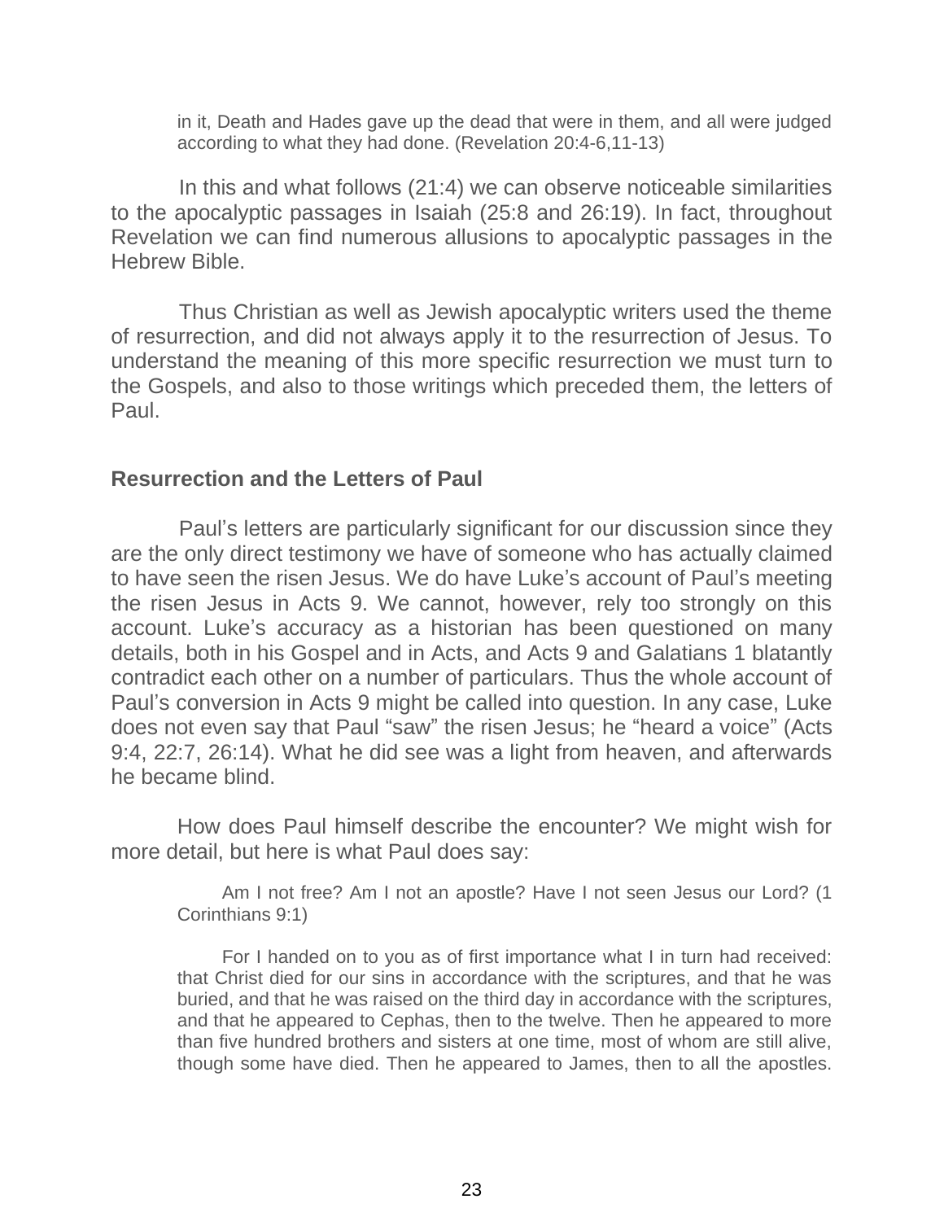> in it, Death and Hades gave up the dead that were in them, and all were judged according to what they had done. (Revelation 20:4-6,11-13)

In this and what follows (21:4) we can observe noticeable similarities to the apocalyptic passages in Isaiah (25:8 and 26:19). In fact, throughout Revelation we can find numerous allusions to apocalyptic passages in the Hebrew Bible.

Thus Christian as well as Jewish apocalyptic writers used the theme of resurrection, and did not always apply it to the resurrection of Jesus. To understand the meaning of this more specific resurrection we must turn to the Gospels, and also to those writings which preceded them, the letters of Paul.

### Resurrection and the Letters of Paul

Paul's letters are particularly significant for our discussion since they are the only direct testimony we have of someone who has actually claimed to have seen the risen Jesus. We do have Luke's account of Paul's meeting the risen Jesus in Acts 9. We cannot, however, rely too strongly on this account. Luke's accuracy as a historian has been questioned on many details, both in his Gospel and in Acts, and Acts 9 and Galatians 1 blatantly contradict each other on a number of particulars. Thus the whole account of Paul's conversion in Acts 9 might be called into question. In any case, Luke does not even say that Paul "saw" the risen Jesus; he "heard a voice" (Acts 9:4, 22:7, 26:14). What he did see was a light from heaven, and afterwards he became blind.

How does Paul himself describe the encounter? We might wish for more detail, but here is what Paul does say:

> Am I not free? Am I not an apostle? Have I not seen Jesus our Lord? (1 Corinthians 9:1)
>
> For I handed on to you as of first importance what I in turn had received: that Christ died for our sins in accordance with the scriptures, and that he was buried, and that he was raised on the third day in accordance with the scriptures, and that he appeared to Cephas, then to the twelve. Then he appeared to more than five hundred brothers and sisters at one time, most of whom are still alive, though some have died. Then he appeared to James, then to all the apostles.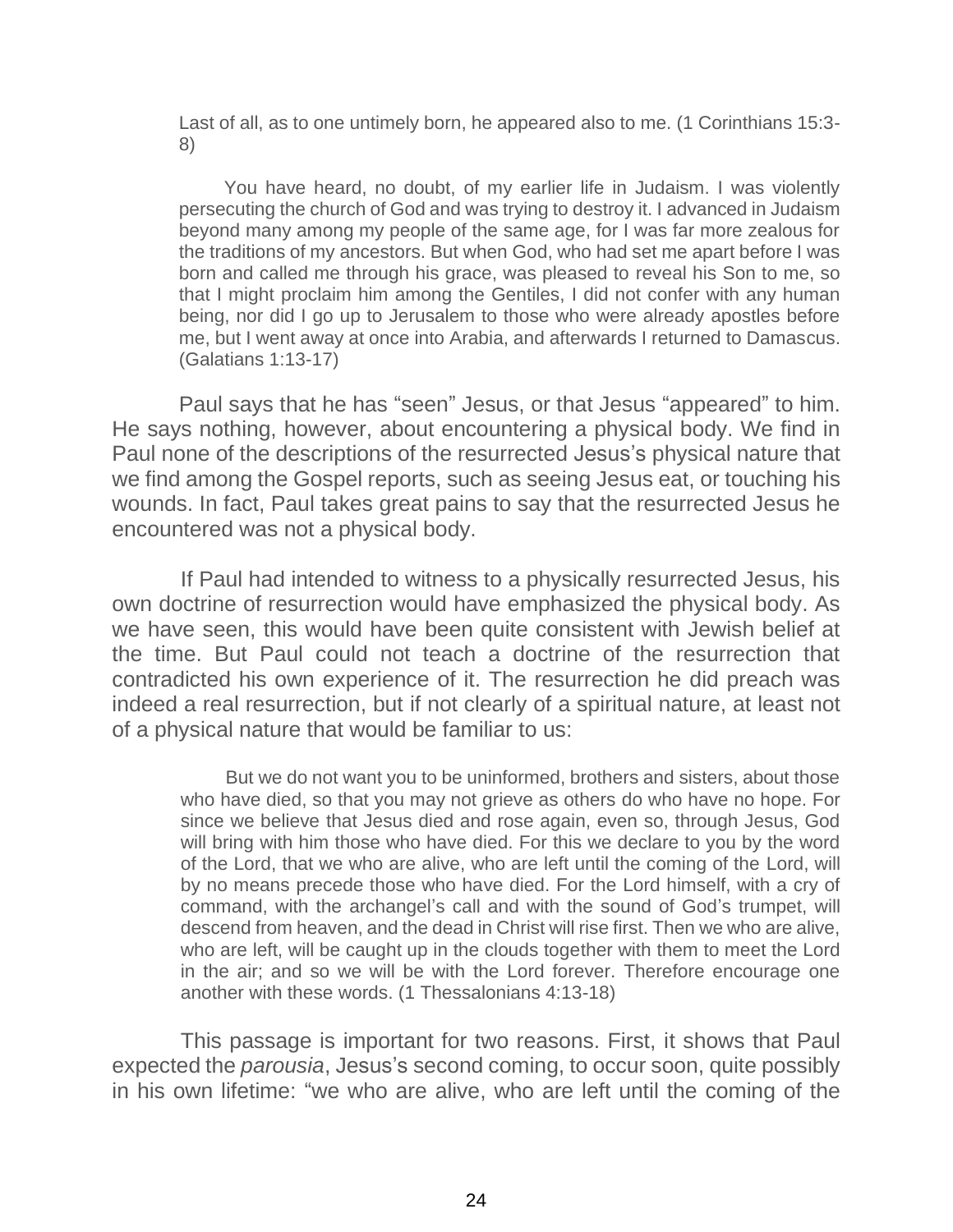> Last of all, as to one untimely born, he appeared also to me. (1 Corinthians 15:3-8)

> You have heard, no doubt, of my earlier life in Judaism. I was violently persecuting the church of God and was trying to destroy it. I advanced in Judaism beyond many among my people of the same age, for I was far more zealous for the traditions of my ancestors. But when God, who had set me apart before I was born and called me through his grace, was pleased to reveal his Son to me, so that I might proclaim him among the Gentiles, I did not confer with any human being, nor did I go up to Jerusalem to those who were already apostles before me, but I went away at once into Arabia, and afterwards I returned to Damascus. (Galatians 1:13-17)

Paul says that he has “seen” Jesus, or that Jesus “appeared” to him. He says nothing, however, about encountering a physical body. We find in Paul none of the descriptions of the resurrected Jesus’s physical nature that we find among the Gospel reports, such as seeing Jesus eat, or touching his wounds. In fact, Paul takes great pains to say that the resurrected Jesus he encountered was not a physical body.

If Paul had intended to witness to a physically resurrected Jesus, his own doctrine of resurrection would have emphasized the physical body. As we have seen, this would have been quite consistent with Jewish belief at the time. But Paul could not teach a doctrine of the resurrection that contradicted his own experience of it. The resurrection he did preach was indeed a real resurrection, but if not clearly of a spiritual nature, at least not of a physical nature that would be familiar to us:

> But we do not want you to be uninformed, brothers and sisters, about those who have died, so that you may not grieve as others do who have no hope. For since we believe that Jesus died and rose again, even so, through Jesus, God will bring with him those who have died. For this we declare to you by the word of the Lord, that we who are alive, who are left until the coming of the Lord, will by no means precede those who have died. For the Lord himself, with a cry of command, with the archangel’s call and with the sound of God’s trumpet, will descend from heaven, and the dead in Christ will rise first. Then we who are alive, who are left, will be caught up in the clouds together with them to meet the Lord in the air; and so we will be with the Lord forever. Therefore encourage one another with these words. (1 Thessalonians 4:13-18)

This passage is important for two reasons. First, it shows that Paul expected the *parousia*, Jesus’s second coming, to occur soon, quite possibly in his own lifetime: “we who are alive, who are left until the coming of the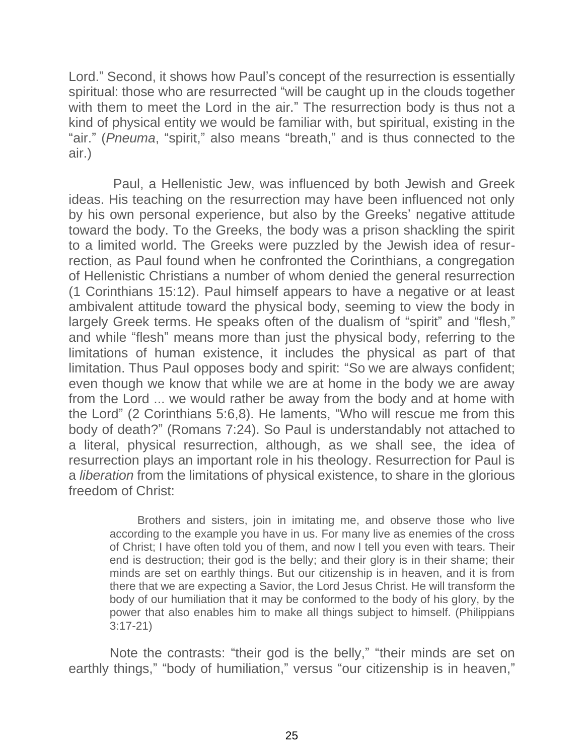Lord." Second, it shows how Paul's concept of the resurrection is essentially spiritual: those who are resurrected "will be caught up in the clouds together with them to meet the Lord in the air." The resurrection body is thus not a kind of physical entity we would be familiar with, but spiritual, existing in the "air." (*Pneuma*, "spirit," also means "breath," and is thus connected to the air.)

Paul, a Hellenistic Jew, was influenced by both Jewish and Greek ideas. His teaching on the resurrection may have been influenced not only by his own personal experience, but also by the Greeks' negative attitude toward the body. To the Greeks, the body was a prison shackling the spirit to a limited world. The Greeks were puzzled by the Jewish idea of resurrection, as Paul found when he confronted the Corinthians, a congregation of Hellenistic Christians a number of whom denied the general resurrection (1 Corinthians 15:12). Paul himself appears to have a negative or at least ambivalent attitude toward the physical body, seeming to view the body in largely Greek terms. He speaks often of the dualism of "spirit" and "flesh," and while "flesh" means more than just the physical body, referring to the limitations of human existence, it includes the physical as part of that limitation. Thus Paul opposes body and spirit: "So we are always confident; even though we know that while we are at home in the body we are away from the Lord ... we would rather be away from the body and at home with the Lord" (2 Corinthians 5:6,8). He laments, "Who will rescue me from this body of death?" (Romans 7:24). So Paul is understandably not attached to a literal, physical resurrection, although, as we shall see, the idea of resurrection plays an important role in his theology. Resurrection for Paul is a *liberation* from the limitations of physical existence, to share in the glorious freedom of Christ:

> Brothers and sisters, join in imitating me, and observe those who live according to the example you have in us. For many live as enemies of the cross of Christ; I have often told you of them, and now I tell you even with tears. Their end is destruction; their god is the belly; and their glory is in their shame; their minds are set on earthly things. But our citizenship is in heaven, and it is from there that we are expecting a Savior, the Lord Jesus Christ. He will transform the body of our humiliation that it may be conformed to the body of his glory, by the power that also enables him to make all things subject to himself. (Philippians 3:17-21)

Note the contrasts: "their god is the belly," "their minds are set on earthly things," "body of humiliation," versus "our citizenship is in heaven,"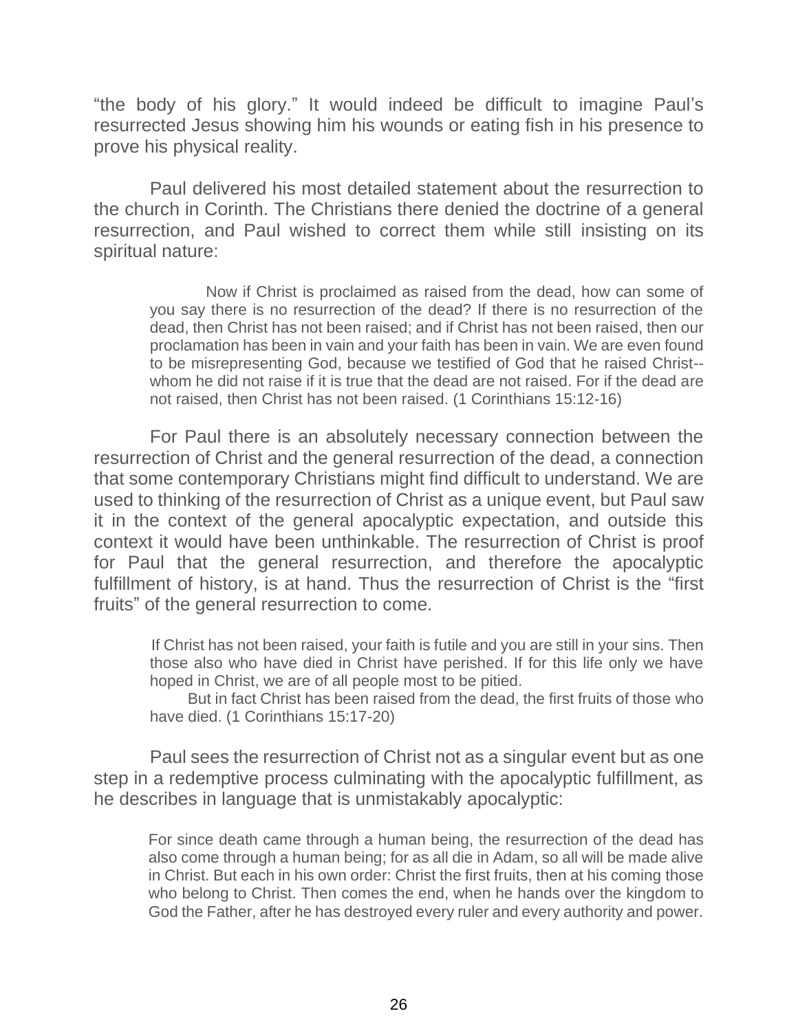"the body of his glory." It would indeed be difficult to imagine Paul's resurrected Jesus showing him his wounds or eating fish in his presence to prove his physical reality.

Paul delivered his most detailed statement about the resurrection to the church in Corinth. The Christians there denied the doctrine of a general resurrection, and Paul wished to correct them while still insisting on its spiritual nature:

> Now if Christ is proclaimed as raised from the dead, how can some of you say there is no resurrection of the dead? If there is no resurrection of the dead, then Christ has not been raised; and if Christ has not been raised, then our proclamation has been in vain and your faith has been in vain. We are even found to be misrepresenting God, because we testified of God that he raised Christ--whom he did not raise if it is true that the dead are not raised. For if the dead are not raised, then Christ has not been raised. (1 Corinthians 15:12-16)

For Paul there is an absolutely necessary connection between the resurrection of Christ and the general resurrection of the dead, a connection that some contemporary Christians might find difficult to understand. We are used to thinking of the resurrection of Christ as a unique event, but Paul saw it in the context of the general apocalyptic expectation, and outside this context it would have been unthinkable. The resurrection of Christ is proof for Paul that the general resurrection, and therefore the apocalyptic fulfillment of history, is at hand. Thus the resurrection of Christ is the "first fruits" of the general resurrection to come.

> If Christ has not been raised, your faith is futile and you are still in your sins. Then those also who have died in Christ have perished. If for this life only we have hoped in Christ, we are of all people most to be pitied.
>
> But in fact Christ has been raised from the dead, the first fruits of those who have died. (1 Corinthians 15:17-20)

Paul sees the resurrection of Christ not as a singular event but as one step in a redemptive process culminating with the apocalyptic fulfillment, as he describes in language that is unmistakably apocalyptic:

> For since death came through a human being, the resurrection of the dead has also come through a human being; for as all die in Adam, so all will be made alive in Christ. But each in his own order: Christ the first fruits, then at his coming those who belong to Christ. Then comes the end, when he hands over the kingdom to God the Father, after he has destroyed every ruler and every authority and power.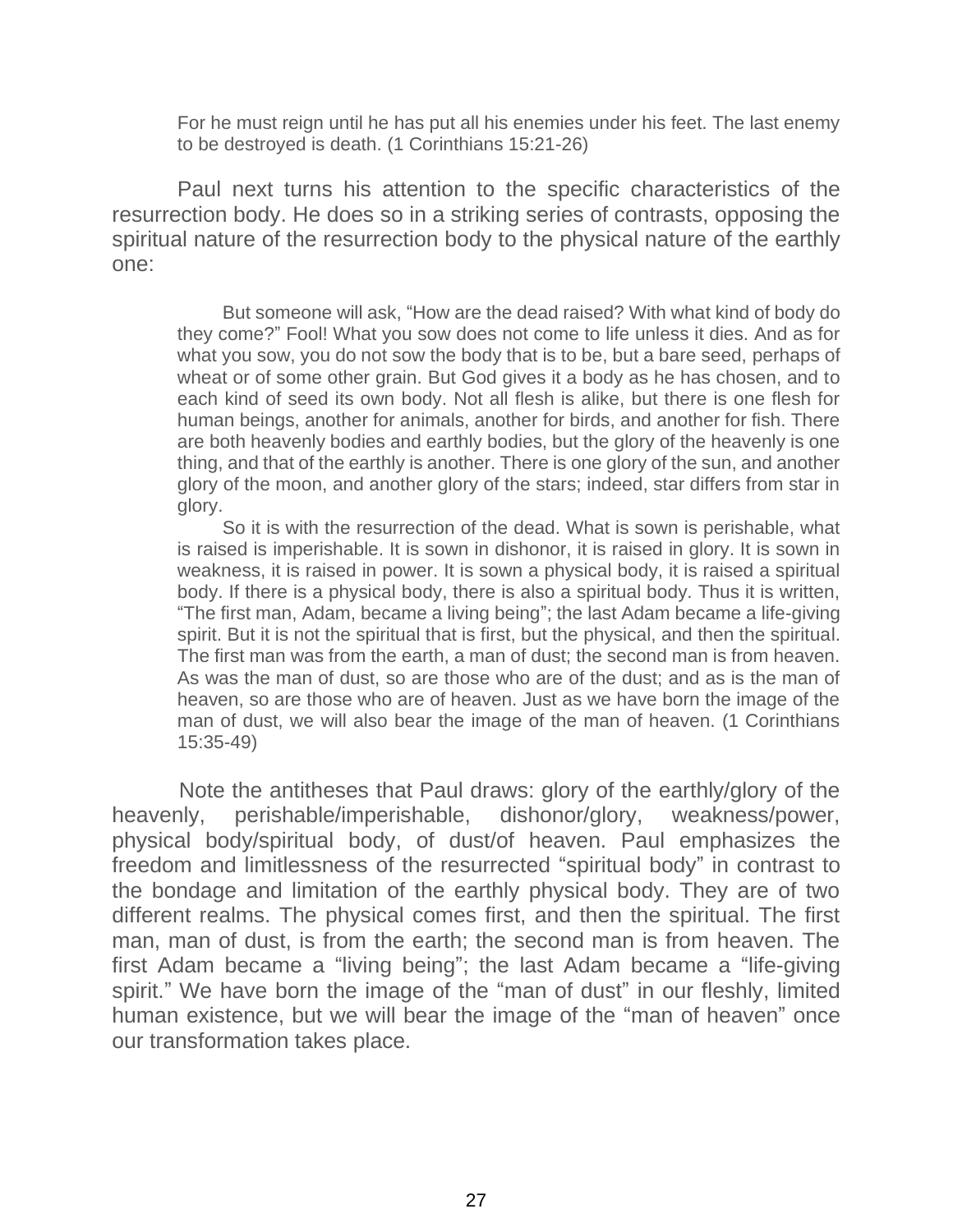> For he must reign until he has put all his enemies under his feet. The last enemy to be destroyed is death. (1 Corinthians 15:21-26)

Paul next turns his attention to the specific characteristics of the resurrection body. He does so in a striking series of contrasts, opposing the spiritual nature of the resurrection body to the physical nature of the earthly one:

> But someone will ask, "How are the dead raised? With what kind of body do they come?" Fool! What you sow does not come to life unless it dies. And as for what you sow, you do not sow the body that is to be, but a bare seed, perhaps of wheat or of some other grain. But God gives it a body as he has chosen, and to each kind of seed its own body. Not all flesh is alike, but there is one flesh for human beings, another for animals, another for birds, and another for fish. There are both heavenly bodies and earthly bodies, but the glory of the heavenly is one thing, and that of the earthly is another. There is one glory of the sun, and another glory of the moon, and another glory of the stars; indeed, star differs from star in glory.
>
> So it is with the resurrection of the dead. What is sown is perishable, what is raised is imperishable. It is sown in dishonor, it is raised in glory. It is sown in weakness, it is raised in power. It is sown a physical body, it is raised a spiritual body. If there is a physical body, there is also a spiritual body. Thus it is written, "The first man, Adam, became a living being"; the last Adam became a life-giving spirit. But it is not the spiritual that is first, but the physical, and then the spiritual. The first man was from the earth, a man of dust; the second man is from heaven. As was the man of dust, so are those who are of the dust; and as is the man of heaven, so are those who are of heaven. Just as we have born the image of the man of dust, we will also bear the image of the man of heaven. (1 Corinthians 15:35-49)

Note the antitheses that Paul draws: glory of the earthly/glory of the heavenly, perishable/imperishable, dishonor/glory, weakness/power, physical body/spiritual body, of dust/of heaven. Paul emphasizes the freedom and limitlessness of the resurrected "spiritual body" in contrast to the bondage and limitation of the earthly physical body. They are of two different realms. The physical comes first, and then the spiritual. The first man, man of dust, is from the earth; the second man is from heaven. The first Adam became a "living being"; the last Adam became a "life-giving spirit." We have born the image of the "man of dust" in our fleshly, limited human existence, but we will bear the image of the "man of heaven" once our transformation takes place.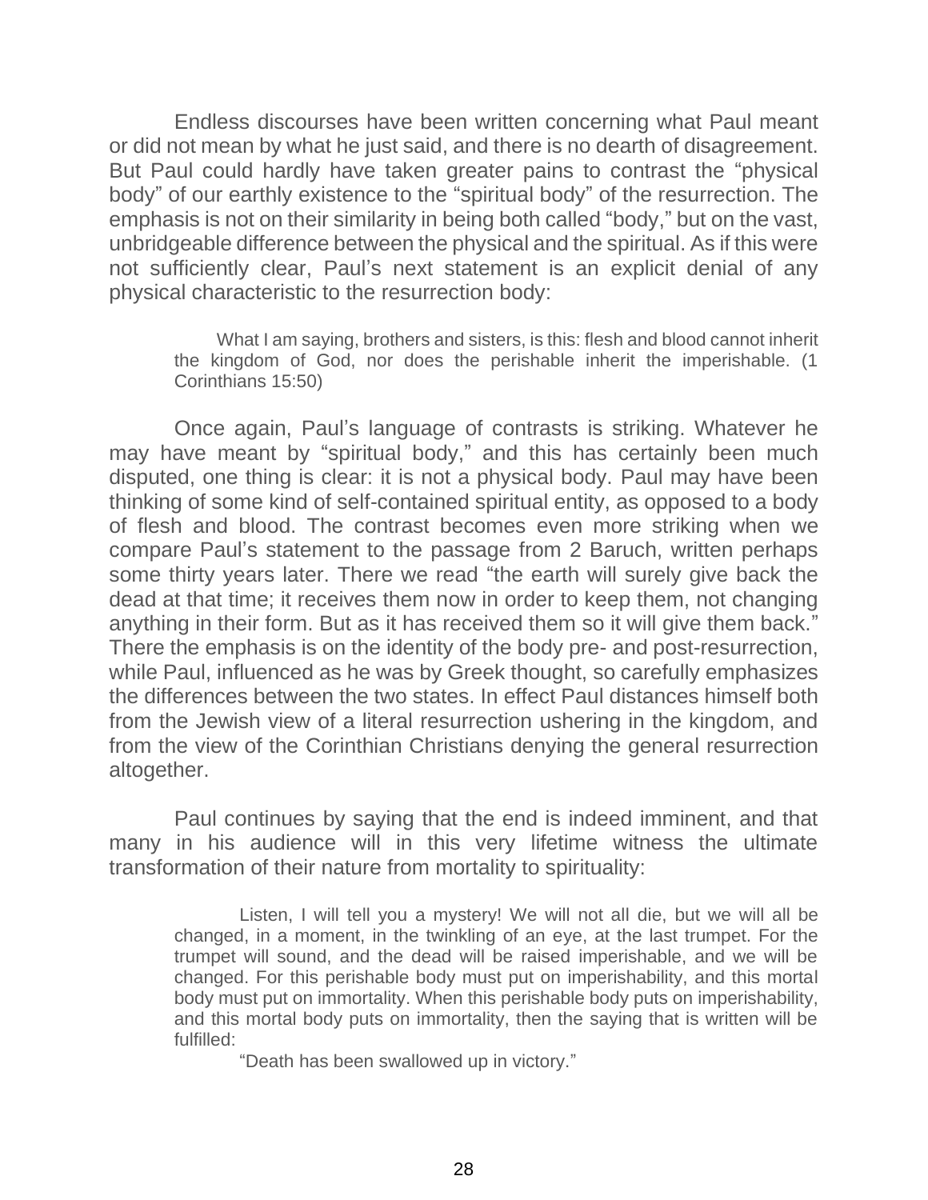Endless discourses have been written concerning what Paul meant or did not mean by what he just said, and there is no dearth of disagreement. But Paul could hardly have taken greater pains to contrast the "physical body" of our earthly existence to the "spiritual body" of the resurrection. The emphasis is not on their similarity in being both called "body," but on the vast, unbridgeable difference between the physical and the spiritual. As if this were not sufficiently clear, Paul's next statement is an explicit denial of any physical characteristic to the resurrection body:

> What I am saying, brothers and sisters, is this: flesh and blood cannot inherit the kingdom of God, nor does the perishable inherit the imperishable. (1 Corinthians 15:50)

Once again, Paul's language of contrasts is striking. Whatever he may have meant by "spiritual body," and this has certainly been much disputed, one thing is clear: it is not a physical body. Paul may have been thinking of some kind of self-contained spiritual entity, as opposed to a body of flesh and blood. The contrast becomes even more striking when we compare Paul's statement to the passage from 2 Baruch, written perhaps some thirty years later. There we read "the earth will surely give back the dead at that time; it receives them now in order to keep them, not changing anything in their form. But as it has received them so it will give them back." There the emphasis is on the identity of the body pre- and post-resurrection, while Paul, influenced as he was by Greek thought, so carefully emphasizes the differences between the two states. In effect Paul distances himself both from the Jewish view of a literal resurrection ushering in the kingdom, and from the view of the Corinthian Christians denying the general resurrection altogether.

Paul continues by saying that the end is indeed imminent, and that many in his audience will in this very lifetime witness the ultimate transformation of their nature from mortality to spirituality:

> Listen, I will tell you a mystery! We will not all die, but we will all be changed, in a moment, in the twinkling of an eye, at the last trumpet. For the trumpet will sound, and the dead will be raised imperishable, and we will be changed. For this perishable body must put on imperishability, and this mortal body must put on immortality. When this perishable body puts on imperishability, and this mortal body puts on immortality, then the saying that is written will be fulfilled:
>
> "Death has been swallowed up in victory."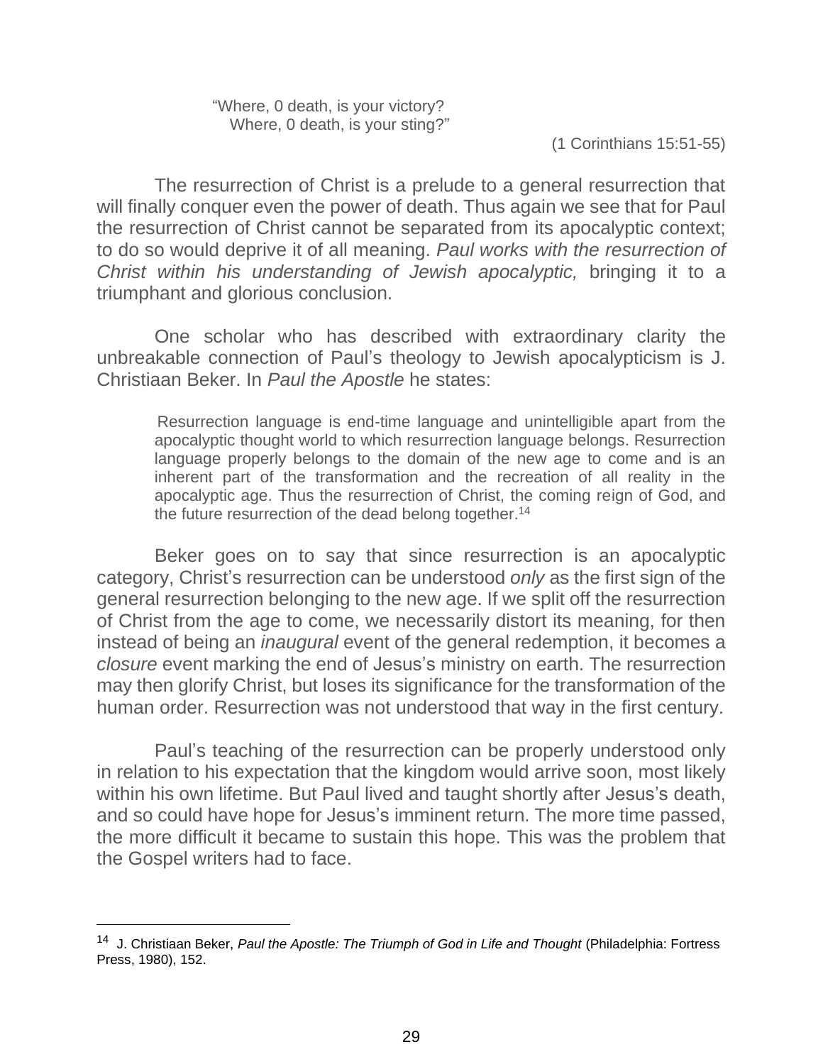> "Where, 0 death, is your victory?
> Where, 0 death, is your sting?"
>
> (1 Corinthians 15:51-55)

The resurrection of Christ is a prelude to a general resurrection that will finally conquer even the power of death. Thus again we see that for Paul the resurrection of Christ cannot be separated from its apocalyptic context; to do so would deprive it of all meaning. *Paul works with the resurrection of Christ within his understanding of Jewish apocalyptic,* bringing it to a triumphant and glorious conclusion.

One scholar who has described with extraordinary clarity the unbreakable connection of Paul's theology to Jewish apocalypticism is J. Christiaan Beker. In *Paul the Apostle* he states:

> Resurrection language is end-time language and unintelligible apart from the apocalyptic thought world to which resurrection language belongs. Resurrection language properly belongs to the domain of the new age to come and is an inherent part of the transformation and the recreation of all reality in the apocalyptic age. Thus the resurrection of Christ, the coming reign of God, and the future resurrection of the dead belong together.[14]

Beker goes on to say that since resurrection is an apocalyptic category, Christ's resurrection can be understood *only* as the first sign of the general resurrection belonging to the new age. If we split off the resurrection of Christ from the age to come, we necessarily distort its meaning, for then instead of being an *inaugural* event of the general redemption, it becomes a *closure* event marking the end of Jesus's ministry on earth. The resurrection may then glorify Christ, but loses its significance for the transformation of the human order. Resurrection was not understood that way in the first century.

Paul's teaching of the resurrection can be properly understood only in relation to his expectation that the kingdom would arrive soon, most likely within his own lifetime. But Paul lived and taught shortly after Jesus's death, and so could have hope for Jesus's imminent return. The more time passed, the more difficult it became to sustain this hope. This was the problem that the Gospel writers had to face.

---

[14] J. Christiaan Beker, *Paul the Apostle: The Triumph of God in Life and Thought* (Philadelphia: Fortress Press, 1980), 152.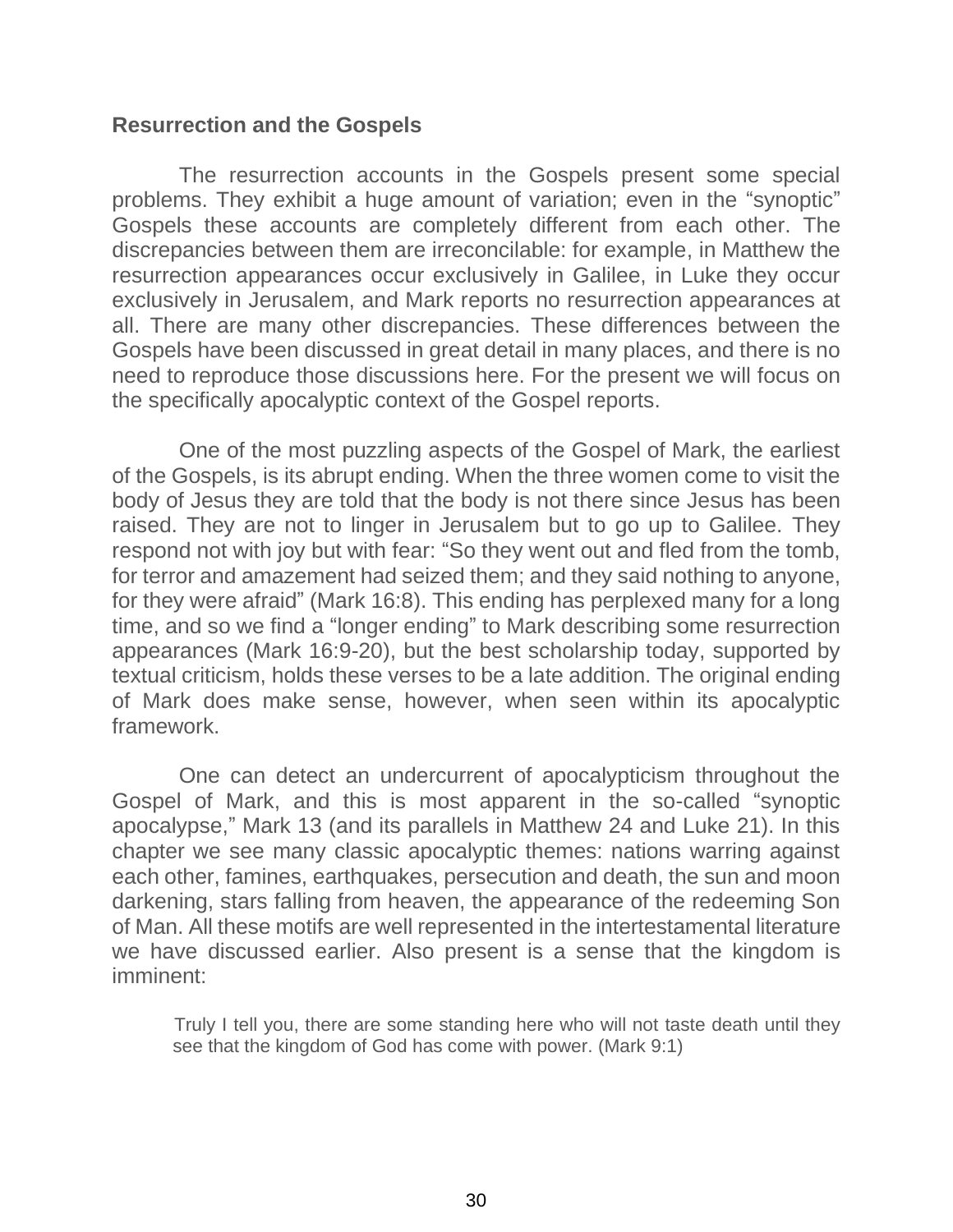**Resurrection and the Gospels**

The resurrection accounts in the Gospels present some special problems. They exhibit a huge amount of variation; even in the "synoptic" Gospels these accounts are completely different from each other. The discrepancies between them are irreconcilable: for example, in Matthew the resurrection appearances occur exclusively in Galilee, in Luke they occur exclusively in Jerusalem, and Mark reports no resurrection appearances at all. There are many other discrepancies. These differences between the Gospels have been discussed in great detail in many places, and there is no need to reproduce those discussions here. For the present we will focus on the specifically apocalyptic context of the Gospel reports.

One of the most puzzling aspects of the Gospel of Mark, the earliest of the Gospels, is its abrupt ending. When the three women come to visit the body of Jesus they are told that the body is not there since Jesus has been raised. They are not to linger in Jerusalem but to go up to Galilee. They respond not with joy but with fear: "So they went out and fled from the tomb, for terror and amazement had seized them; and they said nothing to anyone, for they were afraid" (Mark 16:8). This ending has perplexed many for a long time, and so we find a "longer ending" to Mark describing some resurrection appearances (Mark 16:9-20), but the best scholarship today, supported by textual criticism, holds these verses to be a late addition. The original ending of Mark does make sense, however, when seen within its apocalyptic framework.

One can detect an undercurrent of apocalypticism throughout the Gospel of Mark, and this is most apparent in the so-called "synoptic apocalypse," Mark 13 (and its parallels in Matthew 24 and Luke 21). In this chapter we see many classic apocalyptic themes: nations warring against each other, famines, earthquakes, persecution and death, the sun and moon darkening, stars falling from heaven, the appearance of the redeeming Son of Man. All these motifs are well represented in the intertestamental literature we have discussed earlier. Also present is a sense that the kingdom is imminent:

> Truly I tell you, there are some standing here who will not taste death until they see that the kingdom of God has come with power. (Mark 9:1)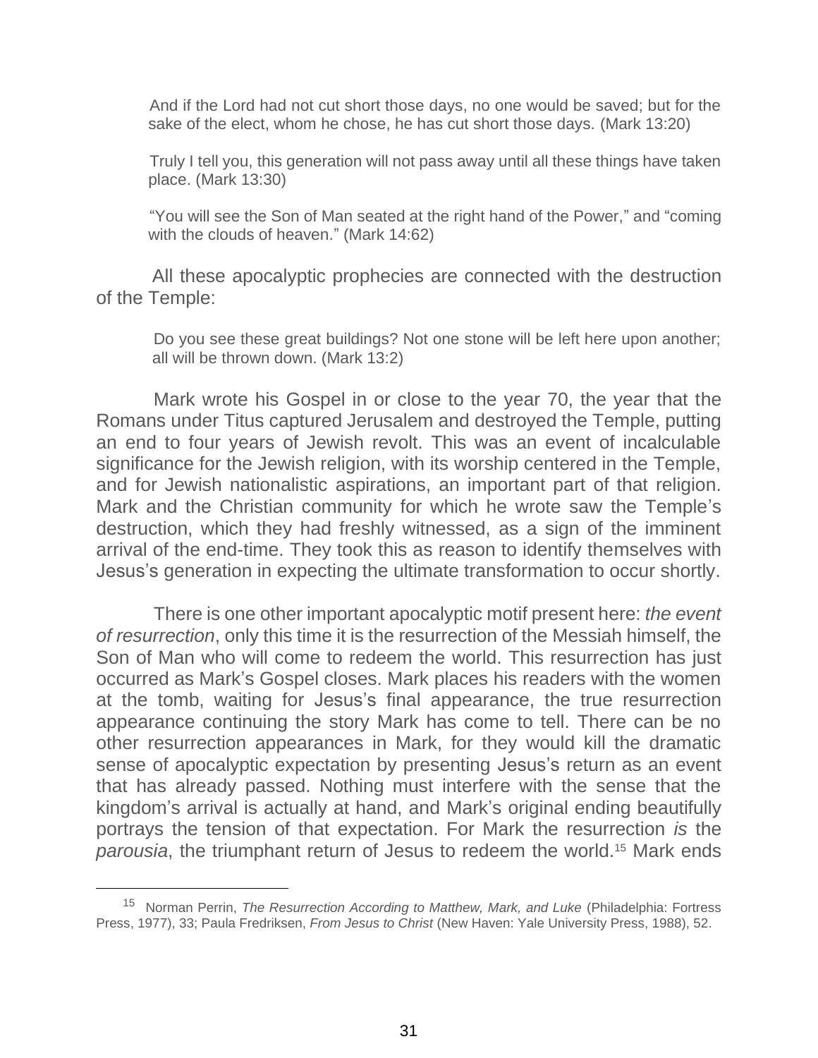> And if the Lord had not cut short those days, no one would be saved; but for the sake of the elect, whom he chose, he has cut short those days. (Mark 13:20)

> Truly I tell you, this generation will not pass away until all these things have taken place. (Mark 13:30)

> "You will see the Son of Man seated at the right hand of the Power," and "coming with the clouds of heaven." (Mark 14:62)

All these apocalyptic prophecies are connected with the destruction of the Temple:

> Do you see these great buildings? Not one stone will be left here upon another; all will be thrown down. (Mark 13:2)

Mark wrote his Gospel in or close to the year 70, the year that the Romans under Titus captured Jerusalem and destroyed the Temple, putting an end to four years of Jewish revolt. This was an event of incalculable significance for the Jewish religion, with its worship centered in the Temple, and for Jewish nationalistic aspirations, an important part of that religion. Mark and the Christian community for which he wrote saw the Temple's destruction, which they had freshly witnessed, as a sign of the imminent arrival of the end-time. They took this as reason to identify themselves with Jesus's generation in expecting the ultimate transformation to occur shortly.

There is one other important apocalyptic motif present here: *the event of resurrection*, only this time it is the resurrection of the Messiah himself, the Son of Man who will come to redeem the world. This resurrection has just occurred as Mark's Gospel closes. Mark places his readers with the women at the tomb, waiting for Jesus's final appearance, the true resurrection appearance continuing the story Mark has come to tell. There can be no other resurrection appearances in Mark, for they would kill the dramatic sense of apocalyptic expectation by presenting Jesus's return as an event that has already passed. Nothing must interfere with the sense that the kingdom's arrival is actually at hand, and Mark's original ending beautifully portrays the tension of that expectation. For Mark the resurrection *is* the *parousia*, the triumphant return of Jesus to redeem the world.[15] Mark ends

---

[15] Norman Perrin, *The Resurrection According to Matthew, Mark, and Luke* (Philadelphia: Fortress Press, 1977), 33; Paula Fredriksen, *From Jesus to Christ* (New Haven: Yale University Press, 1988), 52.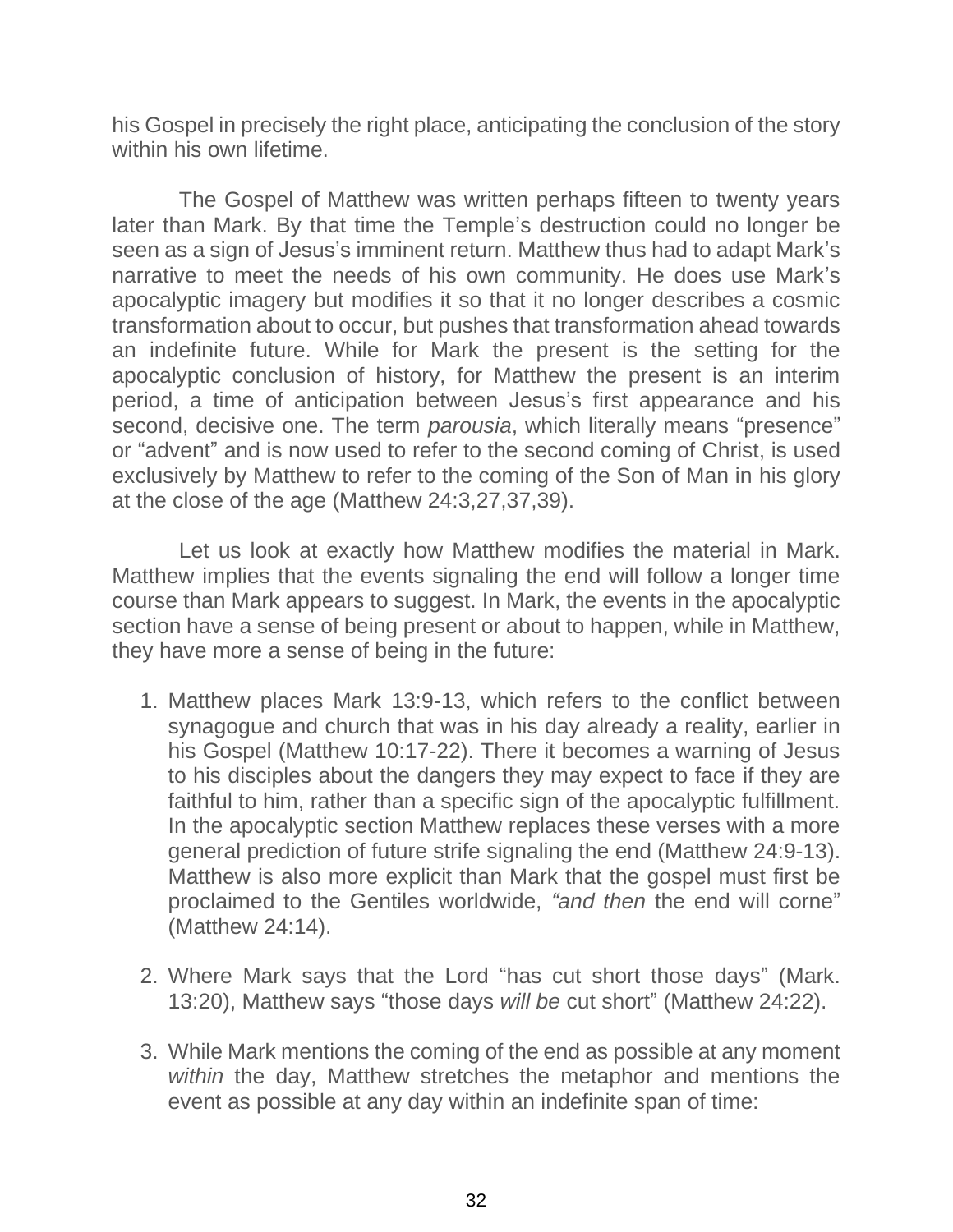his Gospel in precisely the right place, anticipating the conclusion of the story within his own lifetime.

The Gospel of Matthew was written perhaps fifteen to twenty years later than Mark. By that time the Temple's destruction could no longer be seen as a sign of Jesus's imminent return. Matthew thus had to adapt Mark's narrative to meet the needs of his own community. He does use Mark's apocalyptic imagery but modifies it so that it no longer describes a cosmic transformation about to occur, but pushes that transformation ahead towards an indefinite future. While for Mark the present is the setting for the apocalyptic conclusion of history, for Matthew the present is an interim period, a time of anticipation between Jesus's first appearance and his second, decisive one. The term *parousia*, which literally means "presence" or "advent" and is now used to refer to the second coming of Christ, is used exclusively by Matthew to refer to the coming of the Son of Man in his glory at the close of the age (Matthew 24:3,27,37,39).

Let us look at exactly how Matthew modifies the material in Mark. Matthew implies that the events signaling the end will follow a longer time course than Mark appears to suggest. In Mark, the events in the apocalyptic section have a sense of being present or about to happen, while in Matthew, they have more a sense of being in the future:

1. Matthew places Mark 13:9-13, which refers to the conflict between synagogue and church that was in his day already a reality, earlier in his Gospel (Matthew 10:17-22). There it becomes a warning of Jesus to his disciples about the dangers they may expect to face if they are faithful to him, rather than a specific sign of the apocalyptic fulfillment. In the apocalyptic section Matthew replaces these verses with a more general prediction of future strife signaling the end (Matthew 24:9-13). Matthew is also more explicit than Mark that the gospel must first be proclaimed to the Gentiles worldwide, *"and then* the end will corne" (Matthew 24:14).

2. Where Mark says that the Lord "has cut short those days" (Mark. 13:20), Matthew says "those days *will be* cut short" (Matthew 24:22).

3. While Mark mentions the coming of the end as possible at any moment *within* the day, Matthew stretches the metaphor and mentions the event as possible at any day within an indefinite span of time: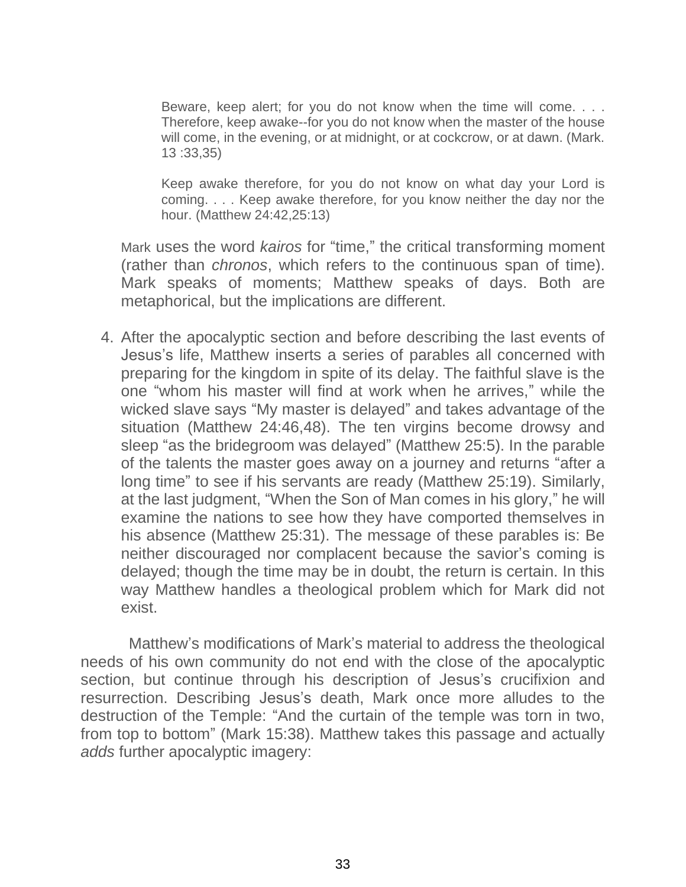> Beware, keep alert; for you do not know when the time will come. . . . Therefore, keep awake--for you do not know when the master of the house will come, in the evening, or at midnight, or at cockcrow, or at dawn. (Mark. 13 :33,35)

> Keep awake therefore, for you do not know on what day your Lord is coming. . . . Keep awake therefore, for you know neither the day nor the hour. (Matthew 24:42,25:13)

Mark uses the word *kairos* for "time," the critical transforming moment (rather than *chronos*, which refers to the continuous span of time). Mark speaks of moments; Matthew speaks of days. Both are metaphorical, but the implications are different.

4. After the apocalyptic section and before describing the last events of Jesus's life, Matthew inserts a series of parables all concerned with preparing for the kingdom in spite of its delay. The faithful slave is the one "whom his master will find at work when he arrives," while the wicked slave says "My master is delayed" and takes advantage of the situation (Matthew 24:46,48). The ten virgins become drowsy and sleep "as the bridegroom was delayed" (Matthew 25:5). In the parable of the talents the master goes away on a journey and returns "after a long time" to see if his servants are ready (Matthew 25:19). Similarly, at the last judgment, "When the Son of Man comes in his glory," he will examine the nations to see how they have comported themselves in his absence (Matthew 25:31). The message of these parables is: Be neither discouraged nor complacent because the savior's coming is delayed; though the time may be in doubt, the return is certain. In this way Matthew handles a theological problem which for Mark did not exist.

Matthew's modifications of Mark's material to address the theological needs of his own community do not end with the close of the apocalyptic section, but continue through his description of Jesus's crucifixion and resurrection. Describing Jesus's death, Mark once more alludes to the destruction of the Temple: "And the curtain of the temple was torn in two, from top to bottom" (Mark 15:38). Matthew takes this passage and actually *adds* further apocalyptic imagery: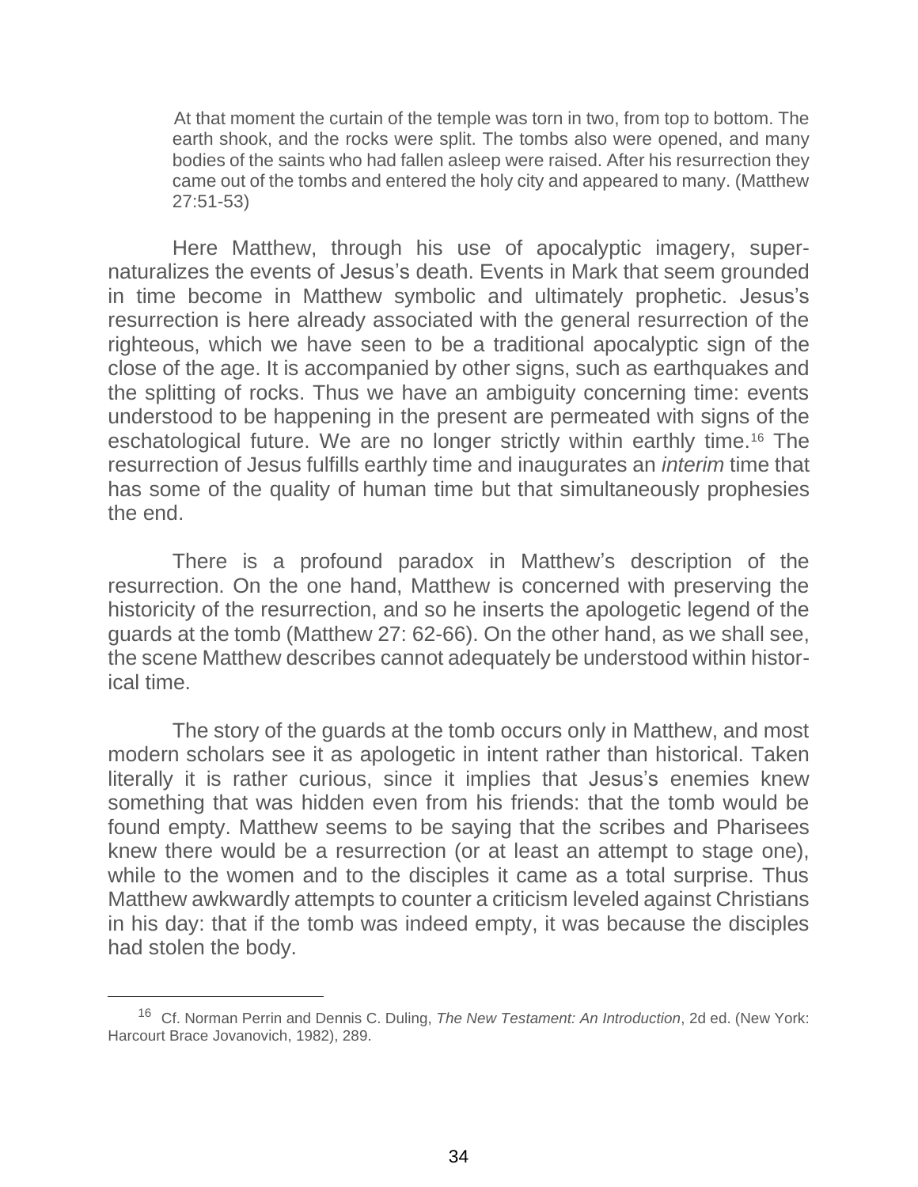> At that moment the curtain of the temple was torn in two, from top to bottom. The earth shook, and the rocks were split. The tombs also were opened, and many bodies of the saints who had fallen asleep were raised. After his resurrection they came out of the tombs and entered the holy city and appeared to many. (Matthew 27:51-53)

Here Matthew, through his use of apocalyptic imagery, supernaturalizes the events of Jesus's death. Events in Mark that seem grounded in time become in Matthew symbolic and ultimately prophetic. Jesus's resurrection is here already associated with the general resurrection of the righteous, which we have seen to be a traditional apocalyptic sign of the close of the age. It is accompanied by other signs, such as earthquakes and the splitting of rocks. Thus we have an ambiguity concerning time: events understood to be happening in the present are permeated with signs of the eschatological future. We are no longer strictly within earthly time.[16] The resurrection of Jesus fulfills earthly time and inaugurates an *interim* time that has some of the quality of human time but that simultaneously prophesies the end.

There is a profound paradox in Matthew's description of the resurrection. On the one hand, Matthew is concerned with preserving the historicity of the resurrection, and so he inserts the apologetic legend of the guards at the tomb (Matthew 27: 62-66). On the other hand, as we shall see, the scene Matthew describes cannot adequately be understood within historical time.

The story of the guards at the tomb occurs only in Matthew, and most modern scholars see it as apologetic in intent rather than historical. Taken literally it is rather curious, since it implies that Jesus's enemies knew something that was hidden even from his friends: that the tomb would be found empty. Matthew seems to be saying that the scribes and Pharisees knew there would be a resurrection (or at least an attempt to stage one), while to the women and to the disciples it came as a total surprise. Thus Matthew awkwardly attempts to counter a criticism leveled against Christians in his day: that if the tomb was indeed empty, it was because the disciples had stolen the body.

---

[16] Cf. Norman Perrin and Dennis C. Duling, *The New Testament: An Introduction*, 2d ed. (New York: Harcourt Brace Jovanovich, 1982), 289.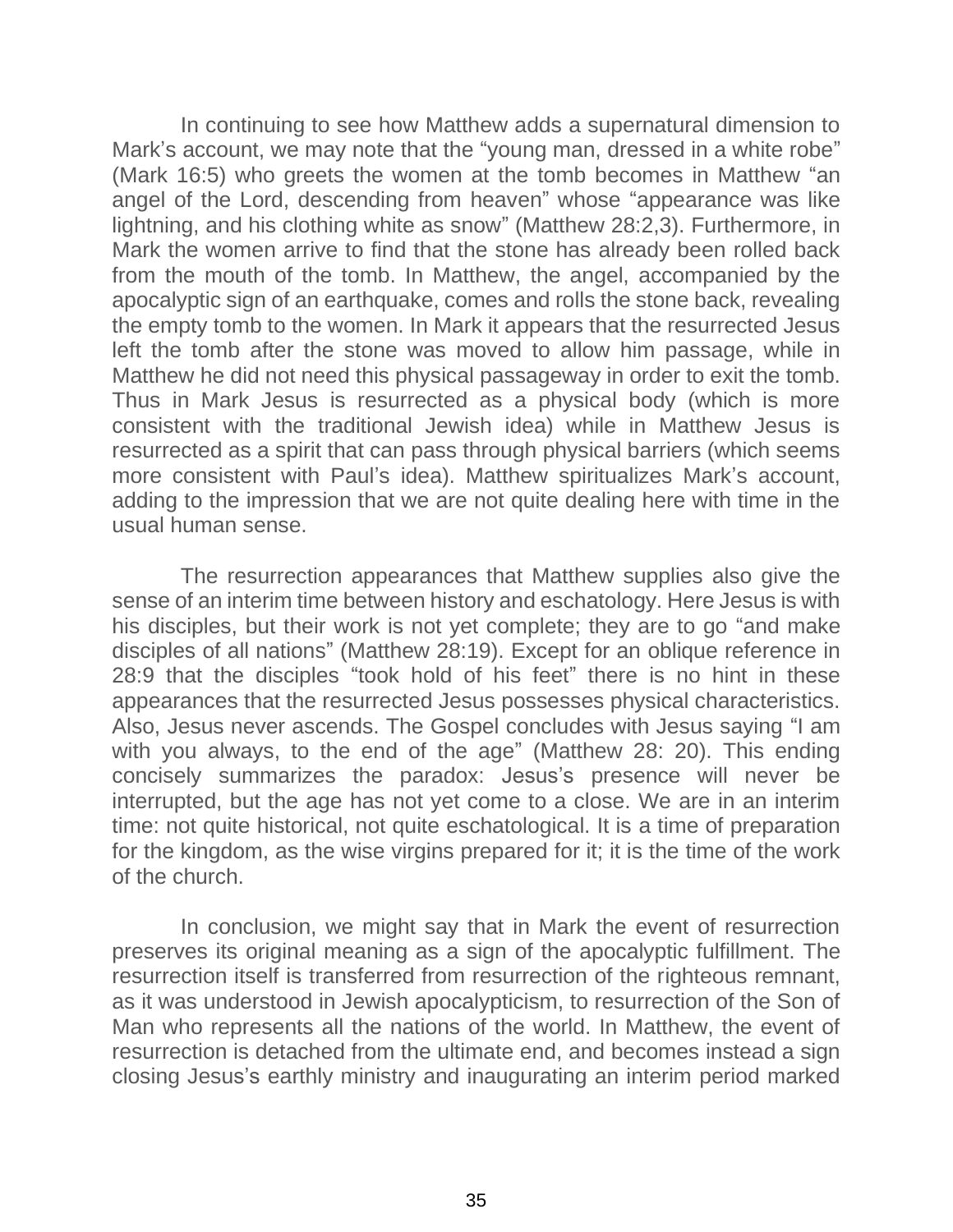In continuing to see how Matthew adds a supernatural dimension to Mark's account, we may note that the "young man, dressed in a white robe" (Mark 16:5) who greets the women at the tomb becomes in Matthew "an angel of the Lord, descending from heaven" whose "appearance was like lightning, and his clothing white as snow" (Matthew 28:2,3). Furthermore, in Mark the women arrive to find that the stone has already been rolled back from the mouth of the tomb. In Matthew, the angel, accompanied by the apocalyptic sign of an earthquake, comes and rolls the stone back, revealing the empty tomb to the women. In Mark it appears that the resurrected Jesus left the tomb after the stone was moved to allow him passage, while in Matthew he did not need this physical passageway in order to exit the tomb. Thus in Mark Jesus is resurrected as a physical body (which is more consistent with the traditional Jewish idea) while in Matthew Jesus is resurrected as a spirit that can pass through physical barriers (which seems more consistent with Paul's idea). Matthew spiritualizes Mark's account, adding to the impression that we are not quite dealing here with time in the usual human sense.

The resurrection appearances that Matthew supplies also give the sense of an interim time between history and eschatology. Here Jesus is with his disciples, but their work is not yet complete; they are to go "and make disciples of all nations" (Matthew 28:19). Except for an oblique reference in 28:9 that the disciples "took hold of his feet" there is no hint in these appearances that the resurrected Jesus possesses physical characteristics. Also, Jesus never ascends. The Gospel concludes with Jesus saying "I am with you always, to the end of the age" (Matthew 28: 20). This ending concisely summarizes the paradox: Jesus's presence will never be interrupted, but the age has not yet come to a close. We are in an interim time: not quite historical, not quite eschatological. It is a time of preparation for the kingdom, as the wise virgins prepared for it; it is the time of the work of the church.

In conclusion, we might say that in Mark the event of resurrection preserves its original meaning as a sign of the apocalyptic fulfillment. The resurrection itself is transferred from resurrection of the righteous remnant, as it was understood in Jewish apocalypticism, to resurrection of the Son of Man who represents all the nations of the world. In Matthew, the event of resurrection is detached from the ultimate end, and becomes instead a sign closing Jesus's earthly ministry and inaugurating an interim period marked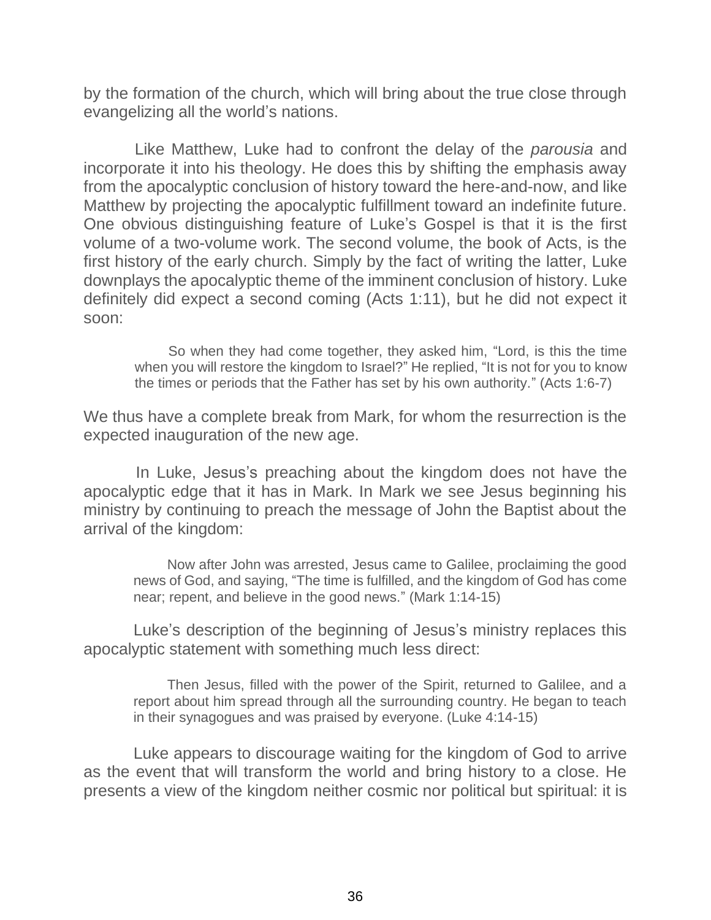by the formation of the church, which will bring about the true close through evangelizing all the world's nations.

Like Matthew, Luke had to confront the delay of the *parousia* and incorporate it into his theology. He does this by shifting the emphasis away from the apocalyptic conclusion of history toward the here-and-now, and like Matthew by projecting the apocalyptic fulfillment toward an indefinite future. One obvious distinguishing feature of Luke's Gospel is that it is the first volume of a two-volume work. The second volume, the book of Acts, is the first history of the early church. Simply by the fact of writing the latter, Luke downplays the apocalyptic theme of the imminent conclusion of history. Luke definitely did expect a second coming (Acts 1:11), but he did not expect it soon:

> So when they had come together, they asked him, "Lord, is this the time when you will restore the kingdom to Israel?" He replied, "It is not for you to know the times or periods that the Father has set by his own authority." (Acts 1:6-7)

We thus have a complete break from Mark, for whom the resurrection is the expected inauguration of the new age.

In Luke, Jesus's preaching about the kingdom does not have the apocalyptic edge that it has in Mark. In Mark we see Jesus beginning his ministry by continuing to preach the message of John the Baptist about the arrival of the kingdom:

> Now after John was arrested, Jesus came to Galilee, proclaiming the good news of God, and saying, "The time is fulfilled, and the kingdom of God has come near; repent, and believe in the good news." (Mark 1:14-15)

Luke's description of the beginning of Jesus's ministry replaces this apocalyptic statement with something much less direct:

> Then Jesus, filled with the power of the Spirit, returned to Galilee, and a report about him spread through all the surrounding country. He began to teach in their synagogues and was praised by everyone. (Luke 4:14-15)

Luke appears to discourage waiting for the kingdom of God to arrive as the event that will transform the world and bring history to a close. He presents a view of the kingdom neither cosmic nor political but spiritual: it is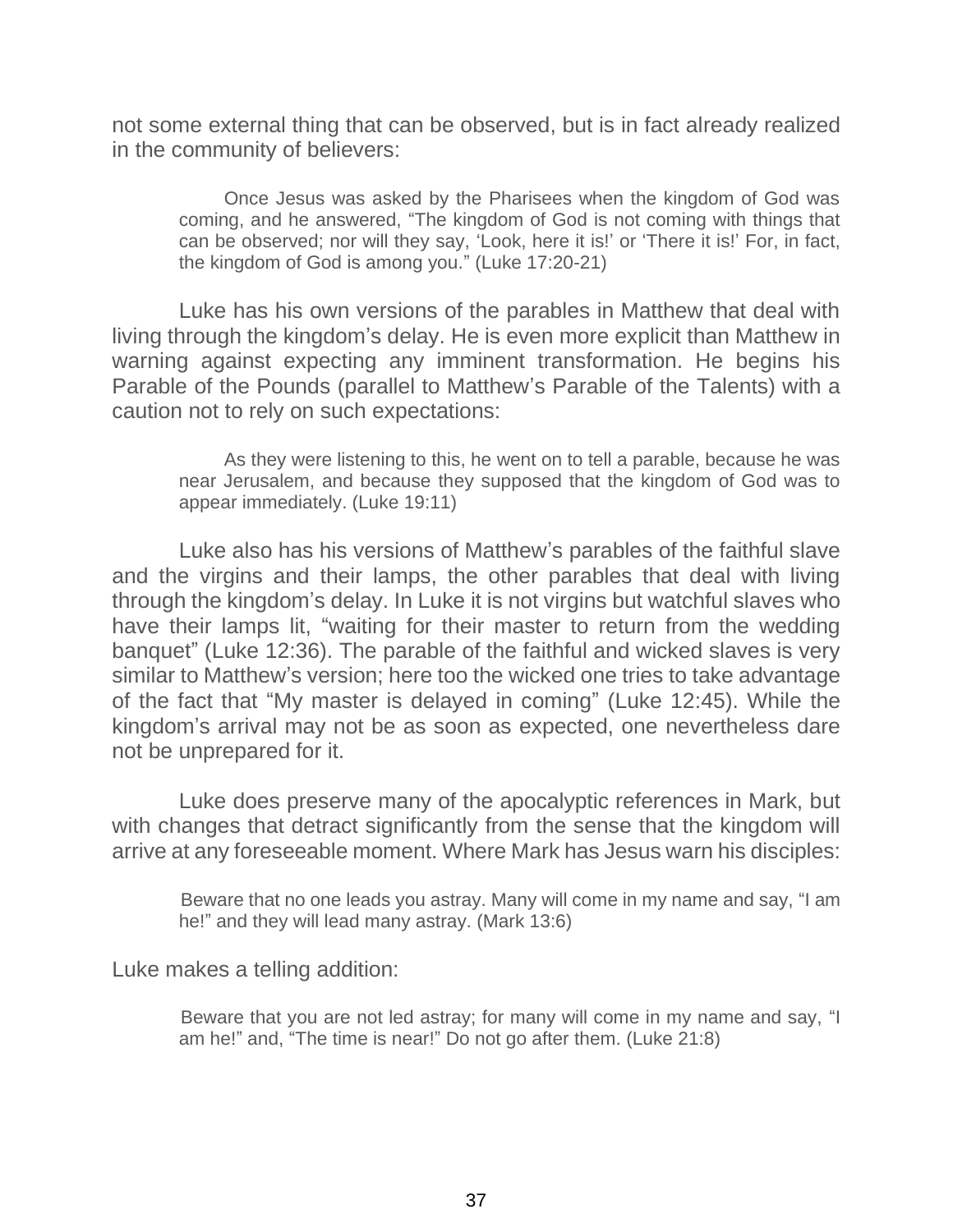not some external thing that can be observed, but is in fact already realized in the community of believers:

> Once Jesus was asked by the Pharisees when the kingdom of God was coming, and he answered, "The kingdom of God is not coming with things that can be observed; nor will they say, 'Look, here it is!' or 'There it is!' For, in fact, the kingdom of God is among you." (Luke 17:20-21)

Luke has his own versions of the parables in Matthew that deal with living through the kingdom's delay. He is even more explicit than Matthew in warning against expecting any imminent transformation. He begins his Parable of the Pounds (parallel to Matthew's Parable of the Talents) with a caution not to rely on such expectations:

> As they were listening to this, he went on to tell a parable, because he was near Jerusalem, and because they supposed that the kingdom of God was to appear immediately. (Luke 19:11)

Luke also has his versions of Matthew's parables of the faithful slave and the virgins and their lamps, the other parables that deal with living through the kingdom's delay. In Luke it is not virgins but watchful slaves who have their lamps lit, "waiting for their master to return from the wedding banquet" (Luke 12:36). The parable of the faithful and wicked slaves is very similar to Matthew's version; here too the wicked one tries to take advantage of the fact that "My master is delayed in coming" (Luke 12:45). While the kingdom's arrival may not be as soon as expected, one nevertheless dare not be unprepared for it.

Luke does preserve many of the apocalyptic references in Mark, but with changes that detract significantly from the sense that the kingdom will arrive at any foreseeable moment. Where Mark has Jesus warn his disciples:

> Beware that no one leads you astray. Many will come in my name and say, "I am he!" and they will lead many astray. (Mark 13:6)

Luke makes a telling addition:

> Beware that you are not led astray; for many will come in my name and say, "I am he!" and, "The time is near!" Do not go after them. (Luke 21:8)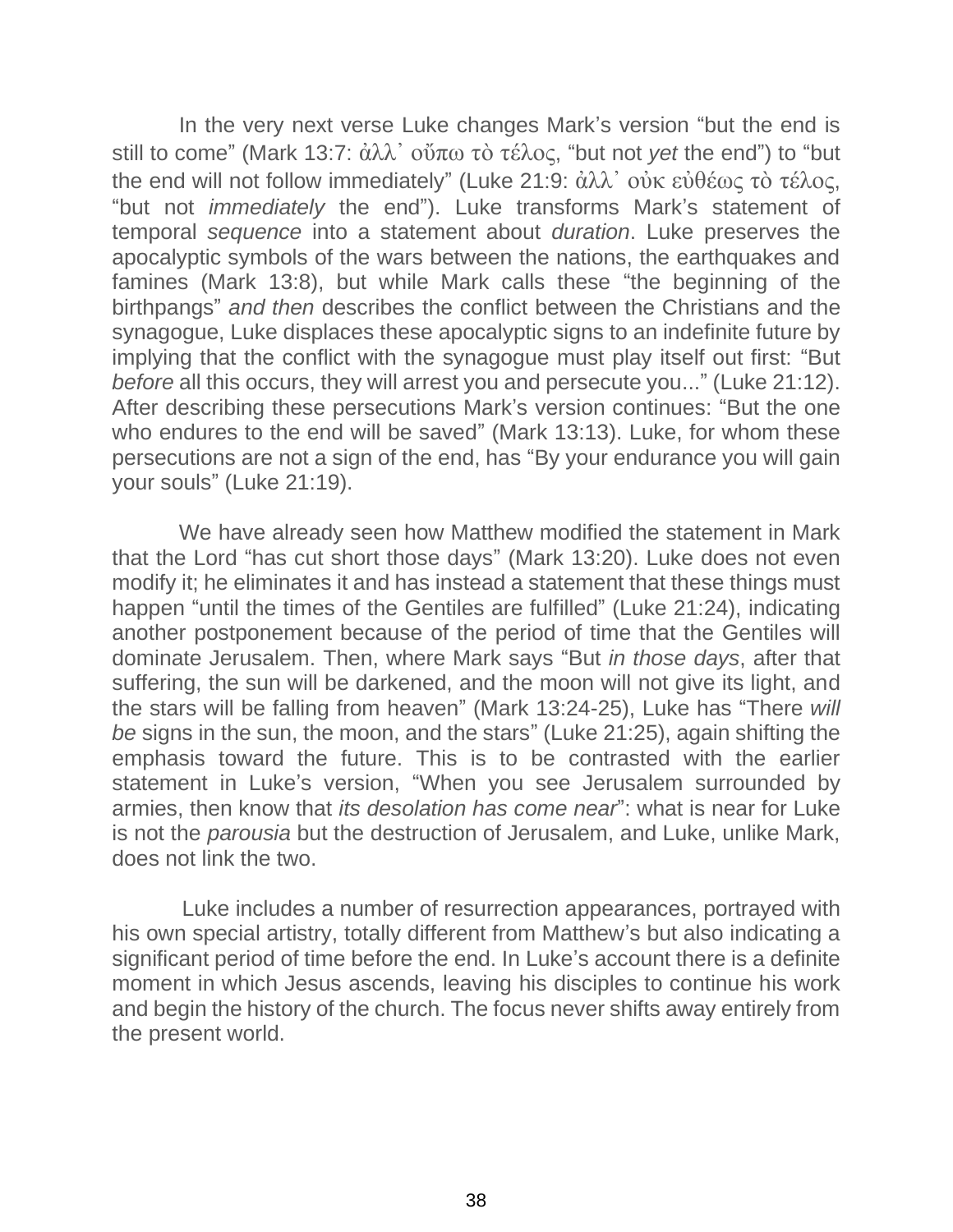In the very next verse Luke changes Mark's version "but the end is still to come" (Mark 13:7: ἀλλ᾽ οὔπω τὸ τέλος, "but not *yet* the end") to "but the end will not follow immediately" (Luke 21:9: ἀλλ᾽ οὐκ εὐθέως τὸ τέλος, "but not *immediately* the end"). Luke transforms Mark's statement of temporal *sequence* into a statement about *duration*. Luke preserves the apocalyptic symbols of the wars between the nations, the earthquakes and famines (Mark 13:8), but while Mark calls these "the beginning of the birthpangs" *and then* describes the conflict between the Christians and the synagogue, Luke displaces these apocalyptic signs to an indefinite future by implying that the conflict with the synagogue must play itself out first: "But *before* all this occurs, they will arrest you and persecute you..." (Luke 21:12). After describing these persecutions Mark's version continues: "But the one who endures to the end will be saved" (Mark 13:13). Luke, for whom these persecutions are not a sign of the end, has "By your endurance you will gain your souls" (Luke 21:19).

We have already seen how Matthew modified the statement in Mark that the Lord "has cut short those days" (Mark 13:20). Luke does not even modify it; he eliminates it and has instead a statement that these things must happen "until the times of the Gentiles are fulfilled" (Luke 21:24), indicating another postponement because of the period of time that the Gentiles will dominate Jerusalem. Then, where Mark says "But *in those days*, after that suffering, the sun will be darkened, and the moon will not give its light, and the stars will be falling from heaven" (Mark 13:24-25), Luke has "There *will be* signs in the sun, the moon, and the stars" (Luke 21:25), again shifting the emphasis toward the future. This is to be contrasted with the earlier statement in Luke's version, "When you see Jerusalem surrounded by armies, then know that *its desolation has come near*": what is near for Luke is not the *parousia* but the destruction of Jerusalem, and Luke, unlike Mark, does not link the two.

Luke includes a number of resurrection appearances, portrayed with his own special artistry, totally different from Matthew's but also indicating a significant period of time before the end. In Luke's account there is a definite moment in which Jesus ascends, leaving his disciples to continue his work and begin the history of the church. The focus never shifts away entirely from the present world.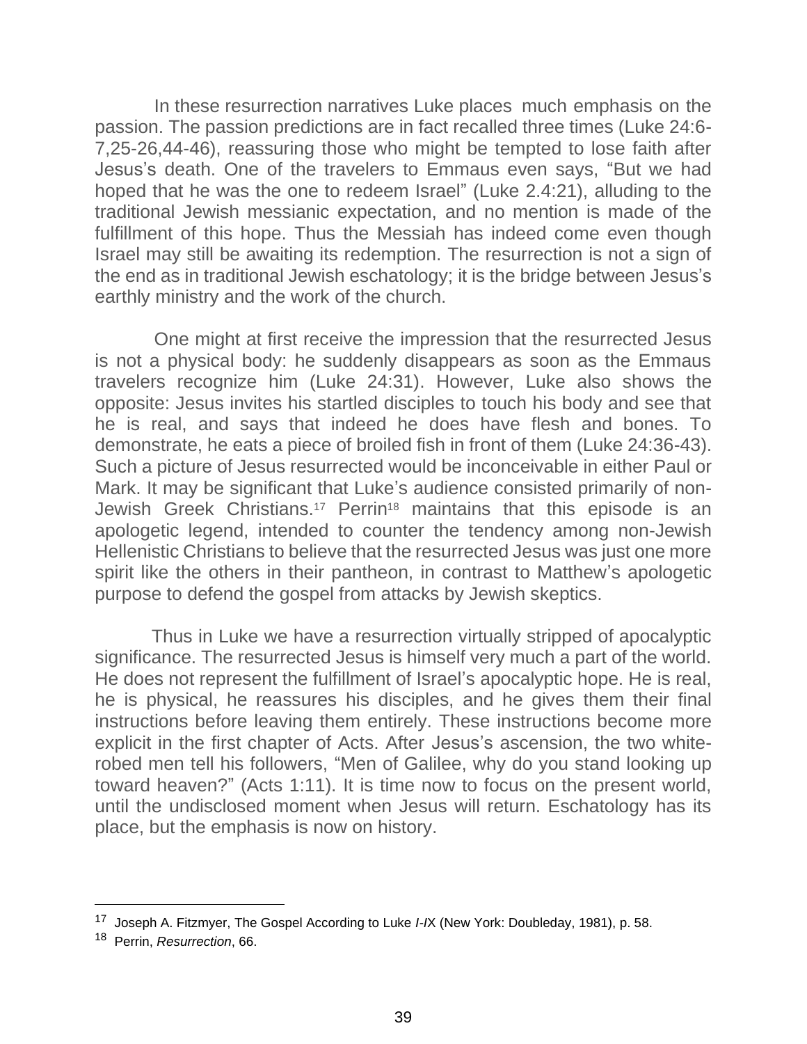In these resurrection narratives Luke places much emphasis on the passion. The passion predictions are in fact recalled three times (Luke 24:6-7,25-26,44-46), reassuring those who might be tempted to lose faith after Jesus's death. One of the travelers to Emmaus even says, "But we had hoped that he was the one to redeem Israel" (Luke 2.4:21), alluding to the traditional Jewish messianic expectation, and no mention is made of the fulfillment of this hope. Thus the Messiah has indeed come even though Israel may still be awaiting its redemption. The resurrection is not a sign of the end as in traditional Jewish eschatology; it is the bridge between Jesus's earthly ministry and the work of the church.

One might at first receive the impression that the resurrected Jesus is not a physical body: he suddenly disappears as soon as the Emmaus travelers recognize him (Luke 24:31). However, Luke also shows the opposite: Jesus invites his startled disciples to touch his body and see that he is real, and says that indeed he does have flesh and bones. To demonstrate, he eats a piece of broiled fish in front of them (Luke 24:36-43). Such a picture of Jesus resurrected would be inconceivable in either Paul or Mark. It may be significant that Luke's audience consisted primarily of non-Jewish Greek Christians.[17] Perrin[18] maintains that this episode is an apologetic legend, intended to counter the tendency among non-Jewish Hellenistic Christians to believe that the resurrected Jesus was just one more spirit like the others in their pantheon, in contrast to Matthew's apologetic purpose to defend the gospel from attacks by Jewish skeptics.

Thus in Luke we have a resurrection virtually stripped of apocalyptic significance. The resurrected Jesus is himself very much a part of the world. He does not represent the fulfillment of Israel's apocalyptic hope. He is real, he is physical, he reassures his disciples, and he gives them their final instructions before leaving them entirely. These instructions become more explicit in the first chapter of Acts. After Jesus's ascension, the two white-robed men tell his followers, "Men of Galilee, why do you stand looking up toward heaven?" (Acts 1:11). It is time now to focus on the present world, until the undisclosed moment when Jesus will return. Eschatology has its place, but the emphasis is now on history.

---

[17] Joseph A. Fitzmyer, The Gospel According to Luke *I-I*X (New York: Doubleday, 1981), p. 58.

[18] Perrin, *Resurrection*, 66.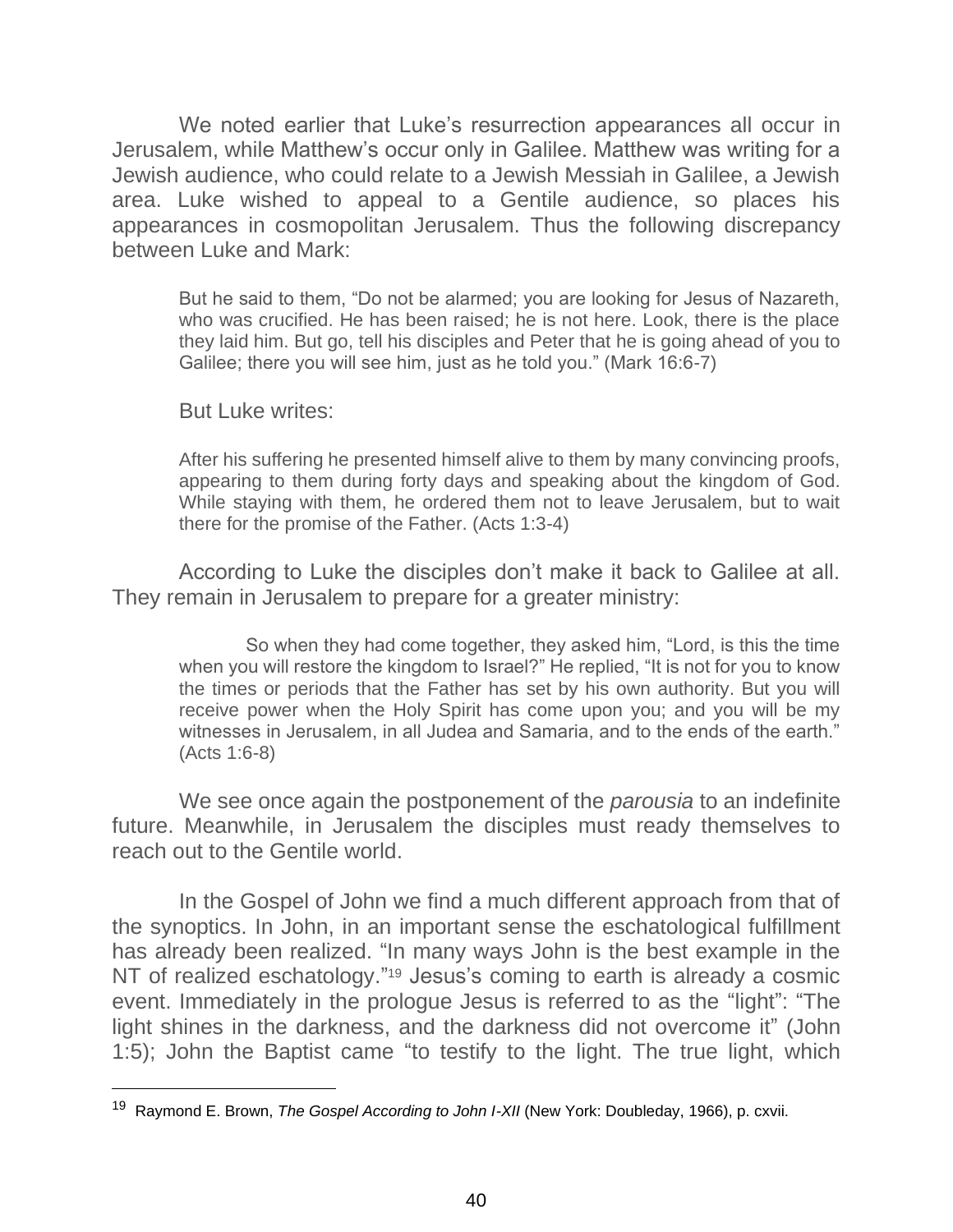We noted earlier that Luke's resurrection appearances all occur in Jerusalem, while Matthew's occur only in Galilee. Matthew was writing for a Jewish audience, who could relate to a Jewish Messiah in Galilee, a Jewish area. Luke wished to appeal to a Gentile audience, so places his appearances in cosmopolitan Jerusalem. Thus the following discrepancy between Luke and Mark:

> But he said to them, "Do not be alarmed; you are looking for Jesus of Nazareth, who was crucified. He has been raised; he is not here. Look, there is the place they laid him. But go, tell his disciples and Peter that he is going ahead of you to Galilee; there you will see him, just as he told you." (Mark 16:6-7)

But Luke writes:

> After his suffering he presented himself alive to them by many convincing proofs, appearing to them during forty days and speaking about the kingdom of God. While staying with them, he ordered them not to leave Jerusalem, but to wait there for the promise of the Father. (Acts 1:3-4)

According to Luke the disciples don't make it back to Galilee at all. They remain in Jerusalem to prepare for a greater ministry:

> So when they had come together, they asked him, "Lord, is this the time when you will restore the kingdom to Israel?" He replied, "It is not for you to know the times or periods that the Father has set by his own authority. But you will receive power when the Holy Spirit has come upon you; and you will be my witnesses in Jerusalem, in all Judea and Samaria, and to the ends of the earth." (Acts 1:6-8)

We see once again the postponement of the *parousia* to an indefinite future. Meanwhile, in Jerusalem the disciples must ready themselves to reach out to the Gentile world.

In the Gospel of John we find a much different approach from that of the synoptics. In John, in an important sense the eschatological fulfillment has already been realized. "In many ways John is the best example in the NT of realized eschatology."[19] Jesus's coming to earth is already a cosmic event. Immediately in the prologue Jesus is referred to as the "light": "The light shines in the darkness, and the darkness did not overcome it" (John 1:5); John the Baptist came "to testify to the light. The true light, which

---

[19] Raymond E. Brown, *The Gospel According to John I-XII* (New York: Doubleday, 1966), p. cxvii.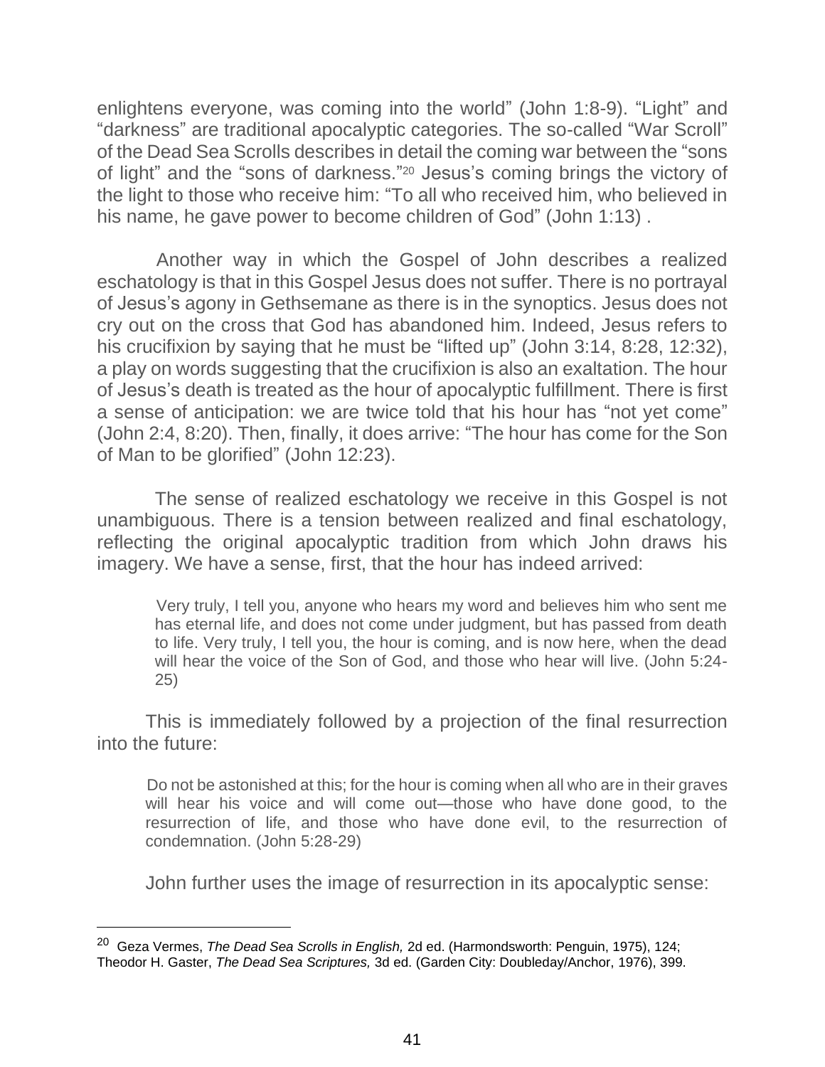enlightens everyone, was coming into the world" (John 1:8-9). "Light" and "darkness" are traditional apocalyptic categories. The so-called "War Scroll" of the Dead Sea Scrolls describes in detail the coming war between the "sons of light" and the "sons of darkness."[20] Jesus's coming brings the victory of the light to those who receive him: "To all who received him, who believed in his name, he gave power to become children of God" (John 1:13) .

Another way in which the Gospel of John describes a realized eschatology is that in this Gospel Jesus does not suffer. There is no portrayal of Jesus's agony in Gethsemane as there is in the synoptics. Jesus does not cry out on the cross that God has abandoned him. Indeed, Jesus refers to his crucifixion by saying that he must be "lifted up" (John 3:14, 8:28, 12:32), a play on words suggesting that the crucifixion is also an exaltation. The hour of Jesus's death is treated as the hour of apocalyptic fulfillment. There is first a sense of anticipation: we are twice told that his hour has "not yet come" (John 2:4, 8:20). Then, finally, it does arrive: "The hour has come for the Son of Man to be glorified" (John 12:23).

The sense of realized eschatology we receive in this Gospel is not unambiguous. There is a tension between realized and final eschatology, reflecting the original apocalyptic tradition from which John draws his imagery. We have a sense, first, that the hour has indeed arrived:

> Very truly, I tell you, anyone who hears my word and believes him who sent me has eternal life, and does not come under judgment, but has passed from death to life. Very truly, I tell you, the hour is coming, and is now here, when the dead will hear the voice of the Son of God, and those who hear will live. (John 5:24-25)

This is immediately followed by a projection of the final resurrection into the future:

> Do not be astonished at this; for the hour is coming when all who are in their graves will hear his voice and will come out—those who have done good, to the resurrection of life, and those who have done evil, to the resurrection of condemnation. (John 5:28-29)

John further uses the image of resurrection in its apocalyptic sense:

---

[20] Geza Vermes, *The Dead Sea Scrolls in English,* 2d ed. (Harmondsworth: Penguin, 1975), 124; Theodor H. Gaster, *The Dead Sea Scriptures,* 3d ed. (Garden City: Doubleday/Anchor, 1976), 399.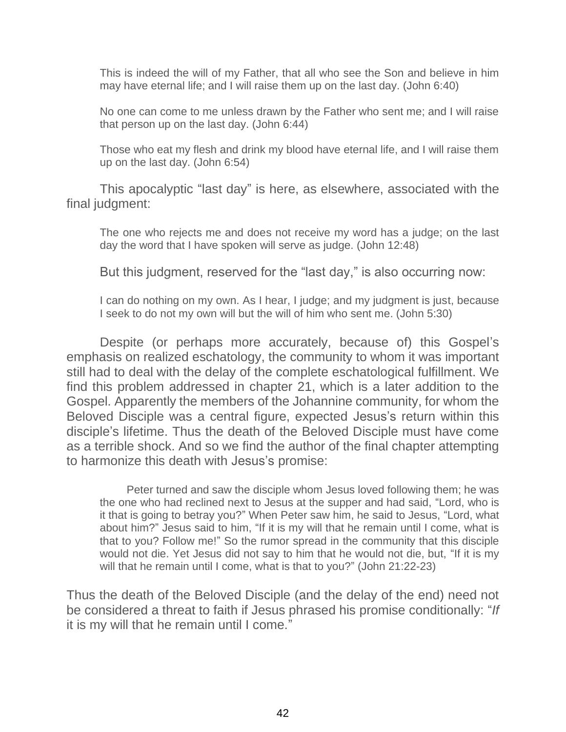> This is indeed the will of my Father, that all who see the Son and believe in him may have eternal life; and I will raise them up on the last day. (John 6:40)

> No one can come to me unless drawn by the Father who sent me; and I will raise that person up on the last day. (John 6:44)

> Those who eat my flesh and drink my blood have eternal life, and I will raise them up on the last day. (John 6:54)

This apocalyptic "last day" is here, as elsewhere, associated with the final judgment:

> The one who rejects me and does not receive my word has a judge; on the last day the word that I have spoken will serve as judge. (John 12:48)

But this judgment, reserved for the "last day," is also occurring now:

> I can do nothing on my own. As I hear, I judge; and my judgment is just, because I seek to do not my own will but the will of him who sent me. (John 5:30)

Despite (or perhaps more accurately, because of) this Gospel's emphasis on realized eschatology, the community to whom it was important still had to deal with the delay of the complete eschatological fulfillment. We find this problem addressed in chapter 21, which is a later addition to the Gospel. Apparently the members of the Johannine community, for whom the Beloved Disciple was a central figure, expected Jesus's return within this disciple's lifetime. Thus the death of the Beloved Disciple must have come as a terrible shock. And so we find the author of the final chapter attempting to harmonize this death with Jesus's promise:

> Peter turned and saw the disciple whom Jesus loved following them; he was the one who had reclined next to Jesus at the supper and had said, "Lord, who is it that is going to betray you?" When Peter saw him, he said to Jesus, "Lord, what about him?" Jesus said to him, "If it is my will that he remain until I come, what is that to you? Follow me!" So the rumor spread in the community that this disciple would not die. Yet Jesus did not say to him that he would not die, but, "If it is my will that he remain until I come, what is that to you?" (John 21:22-23)

Thus the death of the Beloved Disciple (and the delay of the end) need not be considered a threat to faith if Jesus phrased his promise conditionally: "*If* it is my will that he remain until I come."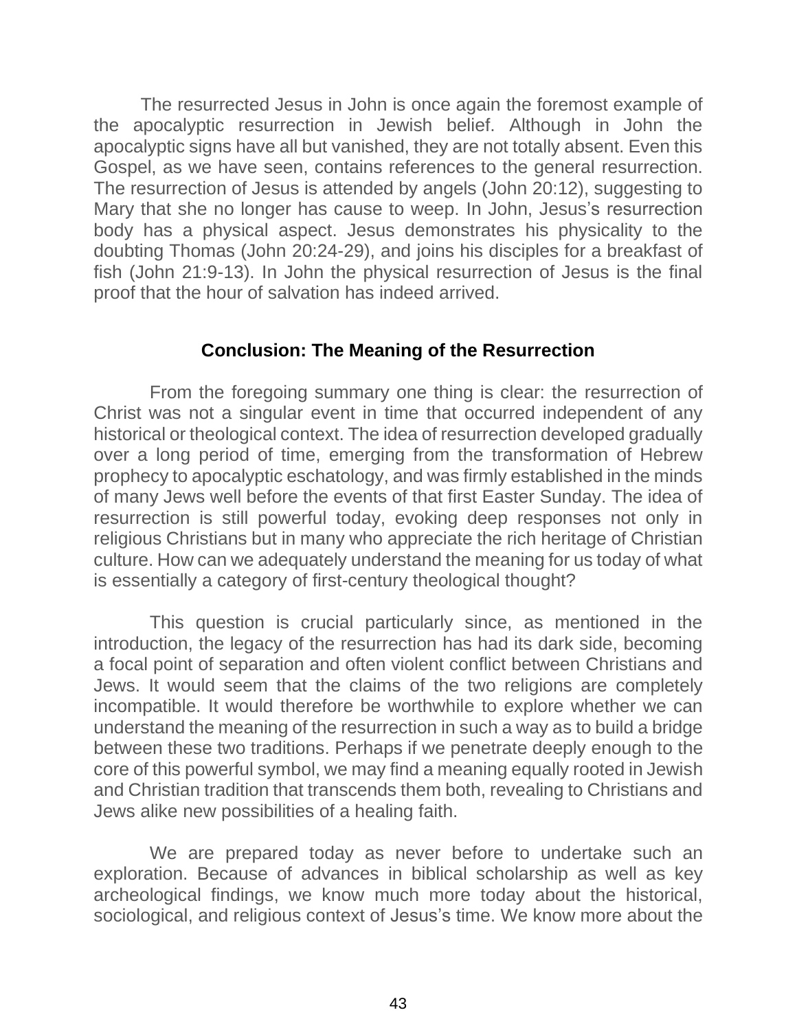The resurrected Jesus in John is once again the foremost example of the apocalyptic resurrection in Jewish belief. Although in John the apocalyptic signs have all but vanished, they are not totally absent. Even this Gospel, as we have seen, contains references to the general resurrection. The resurrection of Jesus is attended by angels (John 20:12), suggesting to Mary that she no longer has cause to weep. In John, Jesus's resurrection body has a physical aspect. Jesus demonstrates his physicality to the doubting Thomas (John 20:24-29), and joins his disciples for a breakfast of fish (John 21:9-13). In John the physical resurrection of Jesus is the final proof that the hour of salvation has indeed arrived.

## Conclusion: The Meaning of the Resurrection

From the foregoing summary one thing is clear: the resurrection of Christ was not a singular event in time that occurred independent of any historical or theological context. The idea of resurrection developed gradually over a long period of time, emerging from the transformation of Hebrew prophecy to apocalyptic eschatology, and was firmly established in the minds of many Jews well before the events of that first Easter Sunday. The idea of resurrection is still powerful today, evoking deep responses not only in religious Christians but in many who appreciate the rich heritage of Christian culture. How can we adequately understand the meaning for us today of what is essentially a category of first-century theological thought?

This question is crucial particularly since, as mentioned in the introduction, the legacy of the resurrection has had its dark side, becoming a focal point of separation and often violent conflict between Christians and Jews. It would seem that the claims of the two religions are completely incompatible. It would therefore be worthwhile to explore whether we can understand the meaning of the resurrection in such a way as to build a bridge between these two traditions. Perhaps if we penetrate deeply enough to the core of this powerful symbol, we may find a meaning equally rooted in Jewish and Christian tradition that transcends them both, revealing to Christians and Jews alike new possibilities of a healing faith.

We are prepared today as never before to undertake such an exploration. Because of advances in biblical scholarship as well as key archeological findings, we know much more today about the historical, sociological, and religious context of Jesus's time. We know more about the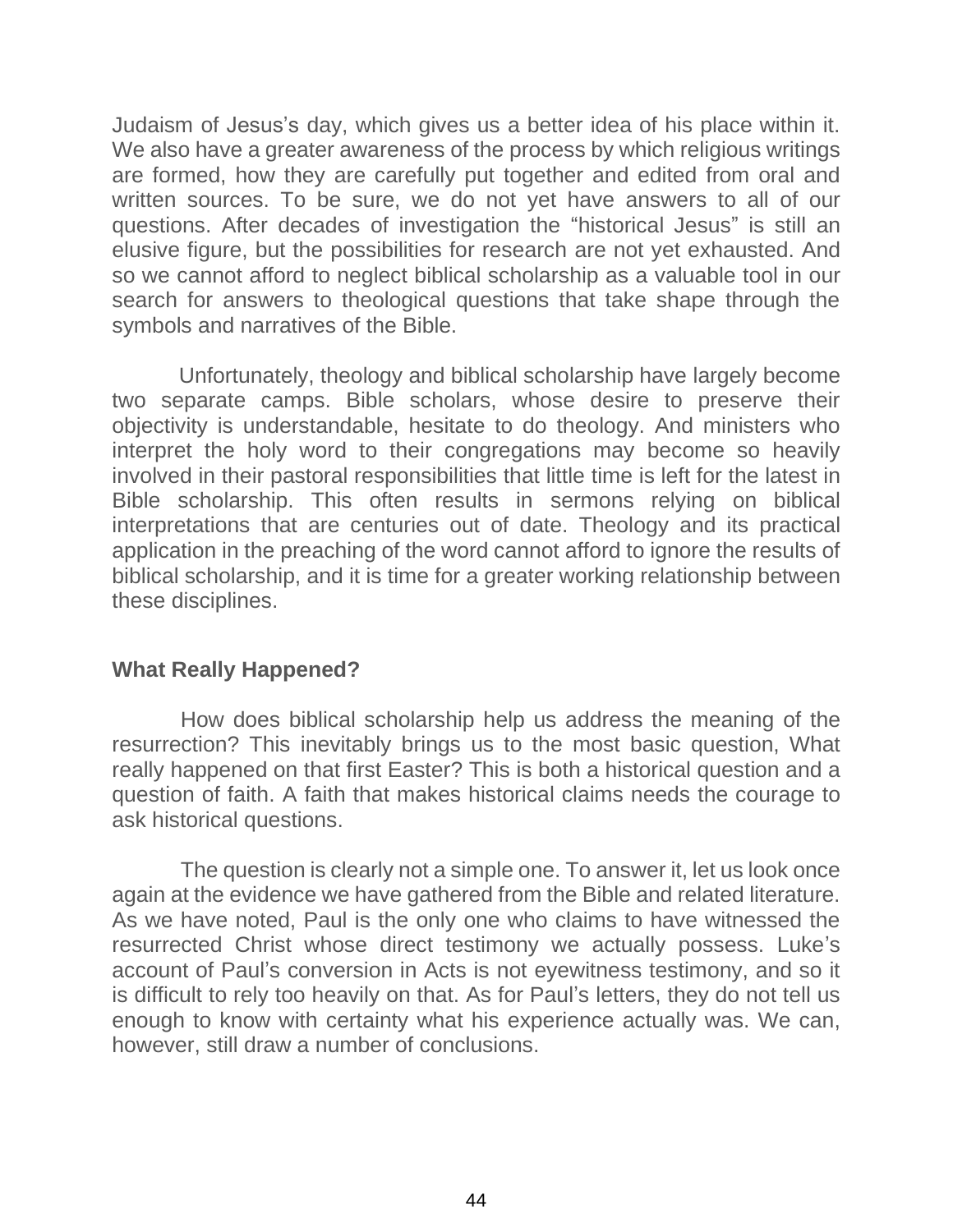Judaism of Jesus's day, which gives us a better idea of his place within it. We also have a greater awareness of the process by which religious writings are formed, how they are carefully put together and edited from oral and written sources. To be sure, we do not yet have answers to all of our questions. After decades of investigation the "historical Jesus" is still an elusive figure, but the possibilities for research are not yet exhausted. And so we cannot afford to neglect biblical scholarship as a valuable tool in our search for answers to theological questions that take shape through the symbols and narratives of the Bible.

Unfortunately, theology and biblical scholarship have largely become two separate camps. Bible scholars, whose desire to preserve their objectivity is understandable, hesitate to do theology. And ministers who interpret the holy word to their congregations may become so heavily involved in their pastoral responsibilities that little time is left for the latest in Bible scholarship. This often results in sermons relying on biblical interpretations that are centuries out of date. Theology and its practical application in the preaching of the word cannot afford to ignore the results of biblical scholarship, and it is time for a greater working relationship between these disciplines.

### What Really Happened?

How does biblical scholarship help us address the meaning of the resurrection? This inevitably brings us to the most basic question, What really happened on that first Easter? This is both a historical question and a question of faith. A faith that makes historical claims needs the courage to ask historical questions.

The question is clearly not a simple one. To answer it, let us look once again at the evidence we have gathered from the Bible and related literature. As we have noted, Paul is the only one who claims to have witnessed the resurrected Christ whose direct testimony we actually possess. Luke's account of Paul's conversion in Acts is not eyewitness testimony, and so it is difficult to rely too heavily on that. As for Paul's letters, they do not tell us enough to know with certainty what his experience actually was. We can, however, still draw a number of conclusions.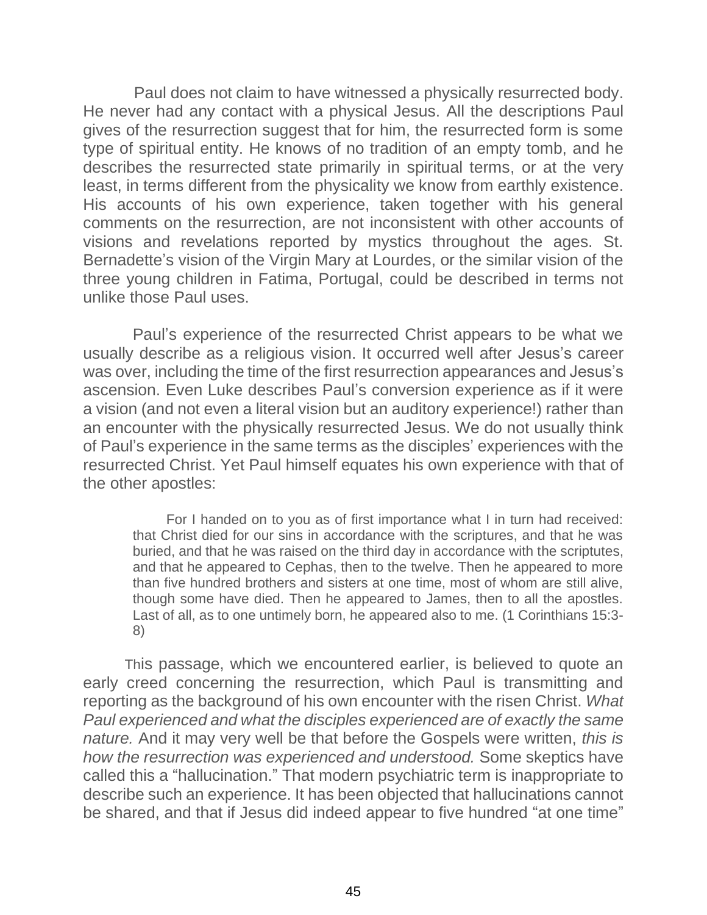Paul does not claim to have witnessed a physically resurrected body. He never had any contact with a physical Jesus. All the descriptions Paul gives of the resurrection suggest that for him, the resurrected form is some type of spiritual entity. He knows of no tradition of an empty tomb, and he describes the resurrected state primarily in spiritual terms, or at the very least, in terms different from the physicality we know from earthly existence. His accounts of his own experience, taken together with his general comments on the resurrection, are not inconsistent with other accounts of visions and revelations reported by mystics throughout the ages. St. Bernadette's vision of the Virgin Mary at Lourdes, or the similar vision of the three young children in Fatima, Portugal, could be described in terms not unlike those Paul uses.

Paul's experience of the resurrected Christ appears to be what we usually describe as a religious vision. It occurred well after Jesus's career was over, including the time of the first resurrection appearances and Jesus's ascension. Even Luke describes Paul's conversion experience as if it were a vision (and not even a literal vision but an auditory experience!) rather than an encounter with the physically resurrected Jesus. We do not usually think of Paul's experience in the same terms as the disciples' experiences with the resurrected Christ. Yet Paul himself equates his own experience with that of the other apostles:

> For I handed on to you as of first importance what I in turn had received: that Christ died for our sins in accordance with the scriptures, and that he was buried, and that he was raised on the third day in accordance with the scriptutes, and that he appeared to Cephas, then to the twelve. Then he appeared to more than five hundred brothers and sisters at one time, most of whom are still alive, though some have died. Then he appeared to James, then to all the apostles. Last of all, as to one untimely born, he appeared also to me. (1 Corinthians 15:3-8)

This passage, which we encountered earlier, is believed to quote an early creed concerning the resurrection, which Paul is transmitting and reporting as the background of his own encounter with the risen Christ. *What Paul experienced and what the disciples experienced are of exactly the same nature.* And it may very well be that before the Gospels were written, *this is how the resurrection was experienced and understood.* Some skeptics have called this a "hallucination." That modern psychiatric term is inappropriate to describe such an experience. It has been objected that hallucinations cannot be shared, and that if Jesus did indeed appear to five hundred "at one time"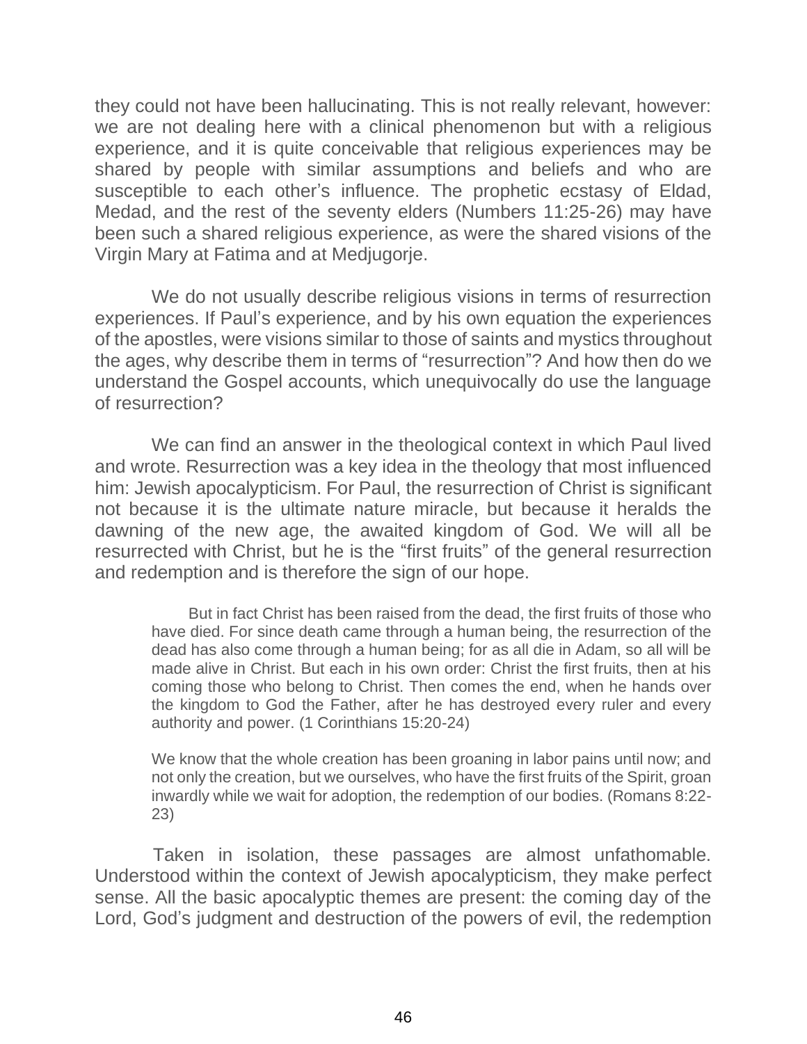they could not have been hallucinating. This is not really relevant, however: we are not dealing here with a clinical phenomenon but with a religious experience, and it is quite conceivable that religious experiences may be shared by people with similar assumptions and beliefs and who are susceptible to each other's influence. The prophetic ecstasy of Eldad, Medad, and the rest of the seventy elders (Numbers 11:25-26) may have been such a shared religious experience, as were the shared visions of the Virgin Mary at Fatima and at Medjugorje.

We do not usually describe religious visions in terms of resurrection experiences. If Paul's experience, and by his own equation the experiences of the apostles, were visions similar to those of saints and mystics throughout the ages, why describe them in terms of "resurrection"? And how then do we understand the Gospel accounts, which unequivocally do use the language of resurrection?

We can find an answer in the theological context in which Paul lived and wrote. Resurrection was a key idea in the theology that most influenced him: Jewish apocalypticism. For Paul, the resurrection of Christ is significant not because it is the ultimate nature miracle, but because it heralds the dawning of the new age, the awaited kingdom of God. We will all be resurrected with Christ, but he is the "first fruits" of the general resurrection and redemption and is therefore the sign of our hope.

> But in fact Christ has been raised from the dead, the first fruits of those who have died. For since death came through a human being, the resurrection of the dead has also come through a human being; for as all die in Adam, so all will be made alive in Christ. But each in his own order: Christ the first fruits, then at his coming those who belong to Christ. Then comes the end, when he hands over the kingdom to God the Father, after he has destroyed every ruler and every authority and power. (1 Corinthians 15:20-24)
>
> We know that the whole creation has been groaning in labor pains until now; and not only the creation, but we ourselves, who have the first fruits of the Spirit, groan inwardly while we wait for adoption, the redemption of our bodies. (Romans 8:22-23)

Taken in isolation, these passages are almost unfathomable. Understood within the context of Jewish apocalypticism, they make perfect sense. All the basic apocalyptic themes are present: the coming day of the Lord, God's judgment and destruction of the powers of evil, the redemption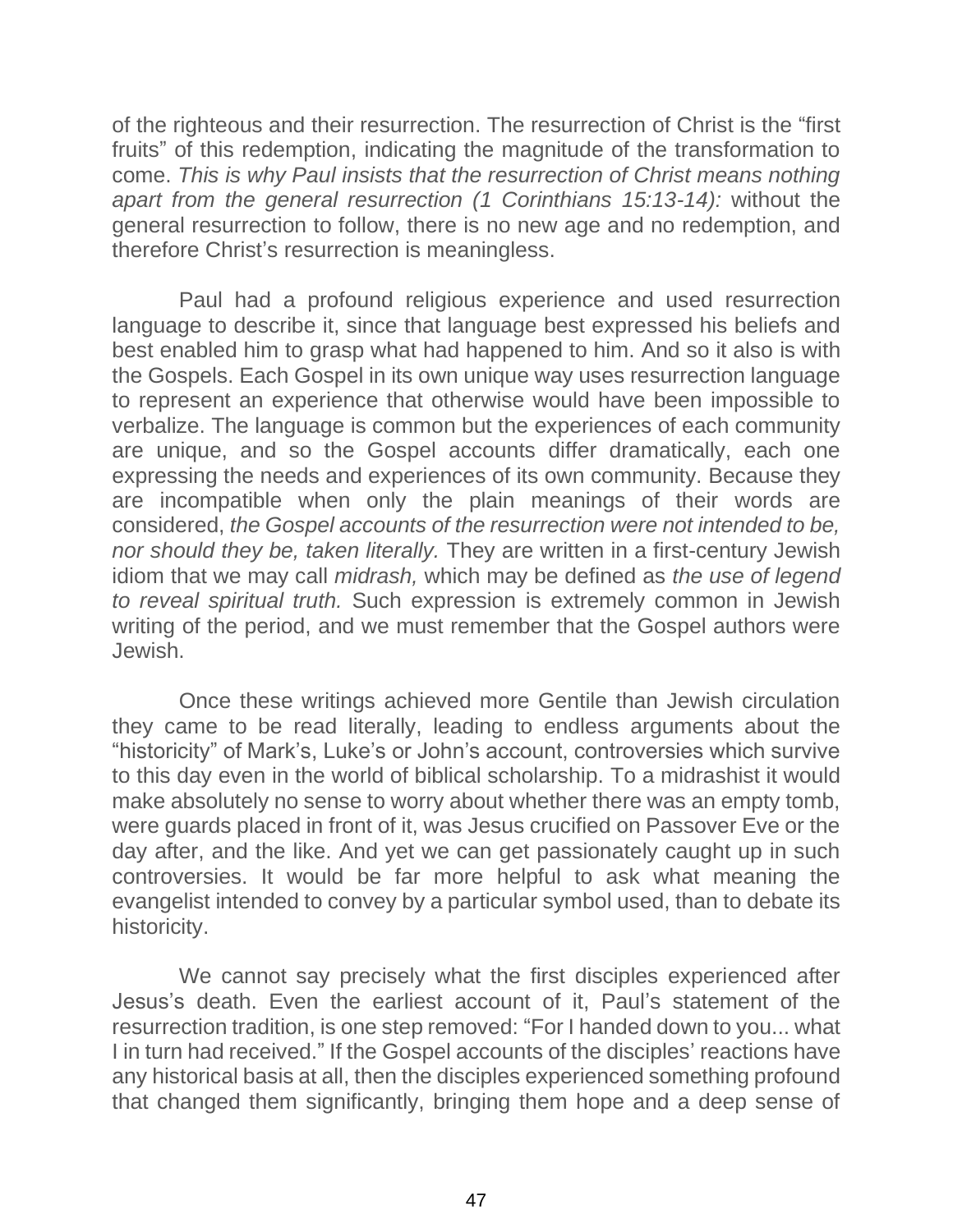of the righteous and their resurrection. The resurrection of Christ is the "first fruits" of this redemption, indicating the magnitude of the transformation to come. *This is why Paul insists that the resurrection of Christ means nothing apart from the general resurrection (1 Corinthians 15:13-14):* without the general resurrection to follow, there is no new age and no redemption, and therefore Christ's resurrection is meaningless.

Paul had a profound religious experience and used resurrection language to describe it, since that language best expressed his beliefs and best enabled him to grasp what had happened to him. And so it also is with the Gospels. Each Gospel in its own unique way uses resurrection language to represent an experience that otherwise would have been impossible to verbalize. The language is common but the experiences of each community are unique, and so the Gospel accounts differ dramatically, each one expressing the needs and experiences of its own community. Because they are incompatible when only the plain meanings of their words are considered, *the Gospel accounts of the resurrection were not intended to be, nor should they be, taken literally.* They are written in a first-century Jewish idiom that we may call *midrash,* which may be defined as *the use of legend to reveal spiritual truth.* Such expression is extremely common in Jewish writing of the period, and we must remember that the Gospel authors were Jewish.

Once these writings achieved more Gentile than Jewish circulation they came to be read literally, leading to endless arguments about the "historicity" of Mark's, Luke's or John's account, controversies which survive to this day even in the world of biblical scholarship. To a midrashist it would make absolutely no sense to worry about whether there was an empty tomb, were guards placed in front of it, was Jesus crucified on Passover Eve or the day after, and the like. And yet we can get passionately caught up in such controversies. It would be far more helpful to ask what meaning the evangelist intended to convey by a particular symbol used, than to debate its historicity.

We cannot say precisely what the first disciples experienced after Jesus's death. Even the earliest account of it, Paul's statement of the resurrection tradition, is one step removed: "For I handed down to you... what I in turn had received." If the Gospel accounts of the disciples' reactions have any historical basis at all, then the disciples experienced something profound that changed them significantly, bringing them hope and a deep sense of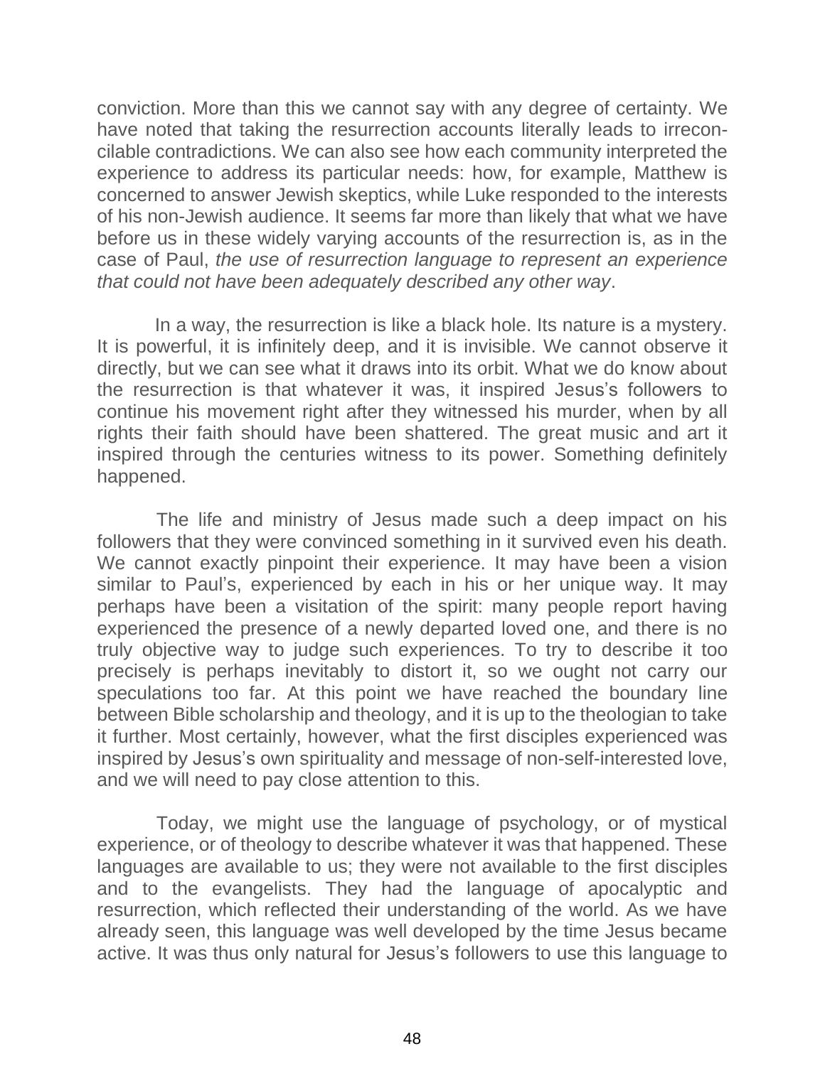conviction. More than this we cannot say with any degree of certainty. We have noted that taking the resurrection accounts literally leads to irreconcilable contradictions. We can also see how each community interpreted the experience to address its particular needs: how, for example, Matthew is concerned to answer Jewish skeptics, while Luke responded to the interests of his non-Jewish audience. It seems far more than likely that what we have before us in these widely varying accounts of the resurrection is, as in the case of Paul, *the use of resurrection language to represent an experience that could not have been adequately described any other way*.

In a way, the resurrection is like a black hole. Its nature is a mystery. It is powerful, it is infinitely deep, and it is invisible. We cannot observe it directly, but we can see what it draws into its orbit. What we do know about the resurrection is that whatever it was, it inspired Jesus's followers to continue his movement right after they witnessed his murder, when by all rights their faith should have been shattered. The great music and art it inspired through the centuries witness to its power. Something definitely happened.

The life and ministry of Jesus made such a deep impact on his followers that they were convinced something in it survived even his death. We cannot exactly pinpoint their experience. It may have been a vision similar to Paul's, experienced by each in his or her unique way. It may perhaps have been a visitation of the spirit: many people report having experienced the presence of a newly departed loved one, and there is no truly objective way to judge such experiences. To try to describe it too precisely is perhaps inevitably to distort it, so we ought not carry our speculations too far. At this point we have reached the boundary line between Bible scholarship and theology, and it is up to the theologian to take it further. Most certainly, however, what the first disciples experienced was inspired by Jesus's own spirituality and message of non-self-interested love, and we will need to pay close attention to this.

Today, we might use the language of psychology, or of mystical experience, or of theology to describe whatever it was that happened. These languages are available to us; they were not available to the first disciples and to the evangelists. They had the language of apocalyptic and resurrection, which reflected their understanding of the world. As we have already seen, this language was well developed by the time Jesus became active. It was thus only natural for Jesus's followers to use this language to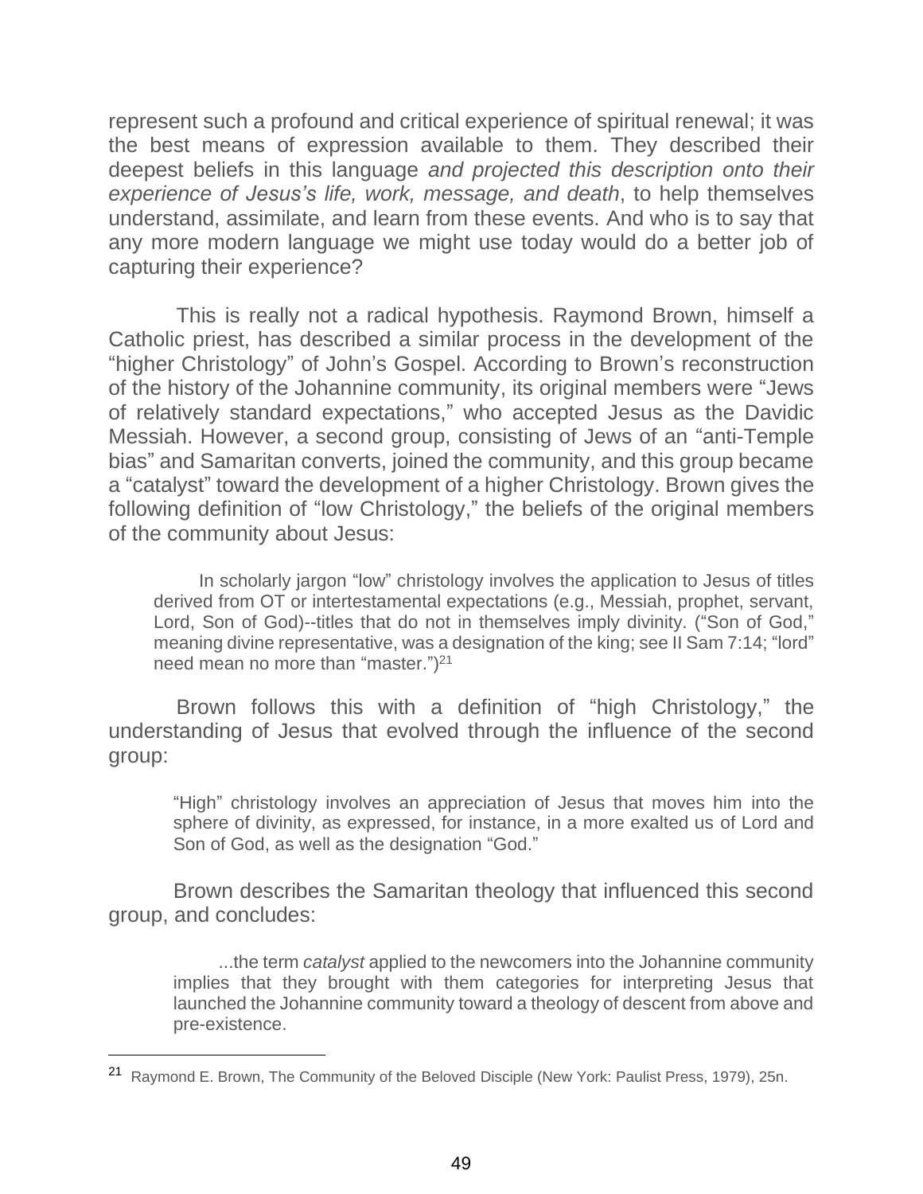represent such a profound and critical experience of spiritual renewal; it was the best means of expression available to them. They described their deepest beliefs in this language *and projected this description onto their experience of Jesus's life, work, message, and death*, to help themselves understand, assimilate, and learn from these events. And who is to say that any more modern language we might use today would do a better job of capturing their experience?

This is really not a radical hypothesis. Raymond Brown, himself a Catholic priest, has described a similar process in the development of the "higher Christology" of John's Gospel. According to Brown's reconstruction of the history of the Johannine community, its original members were "Jews of relatively standard expectations," who accepted Jesus as the Davidic Messiah. However, a second group, consisting of Jews of an "anti-Temple bias" and Samaritan converts, joined the community, and this group became a "catalyst" toward the development of a higher Christology. Brown gives the following definition of "low Christology," the beliefs of the original members of the community about Jesus:

> In scholarly jargon "low" christology involves the application to Jesus of titles derived from OT or intertestamental expectations (e.g., Messiah, prophet, servant, Lord, Son of God)--titles that do not in themselves imply divinity. ("Son of God," meaning divine representative, was a designation of the king; see II Sam 7:14; "lord" need mean no more than "master.")[21]

Brown follows this with a definition of "high Christology," the understanding of Jesus that evolved through the influence of the second group:

> "High" christology involves an appreciation of Jesus that moves him into the sphere of divinity, as expressed, for instance, in a more exalted us of Lord and Son of God, as well as the designation "God."

Brown describes the Samaritan theology that influenced this second group, and concludes:

> ...the term *catalyst* applied to the newcomers into the Johannine community implies that they brought with them categories for interpreting Jesus that launched the Johannine community toward a theology of descent from above and pre-existence.

---

[21] Raymond E. Brown, The Community of the Beloved Disciple (New York: Paulist Press, 1979), 25n.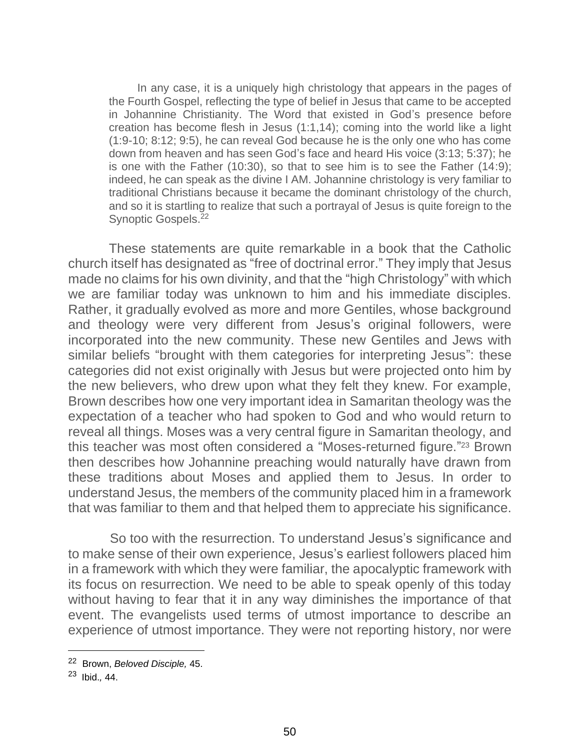> In any case, it is a uniquely high christology that appears in the pages of the Fourth Gospel, reflecting the type of belief in Jesus that came to be accepted in Johannine Christianity. The Word that existed in God's presence before creation has become flesh in Jesus (1:1,14); coming into the world like a light (1:9-10; 8:12; 9:5), he can reveal God because he is the only one who has come down from heaven and has seen God's face and heard His voice (3:13; 5:37); he is one with the Father (10:30), so that to see him is to see the Father (14:9); indeed, he can speak as the divine I AM. Johannine christology is very familiar to traditional Christians because it became the dominant christology of the church, and so it is startling to realize that such a portrayal of Jesus is quite foreign to the Synoptic Gospels.[22]

These statements are quite remarkable in a book that the Catholic church itself has designated as "free of doctrinal error." They imply that Jesus made no claims for his own divinity, and that the "high Christology" with which we are familiar today was unknown to him and his immediate disciples. Rather, it gradually evolved as more and more Gentiles, whose background and theology were very different from Jesus's original followers, were incorporated into the new community. These new Gentiles and Jews with similar beliefs "brought with them categories for interpreting Jesus": these categories did not exist originally with Jesus but were projected onto him by the new believers, who drew upon what they felt they knew. For example, Brown describes how one very important idea in Samaritan theology was the expectation of a teacher who had spoken to God and who would return to reveal all things. Moses was a very central figure in Samaritan theology, and this teacher was most often considered a "Moses-returned figure."[23] Brown then describes how Johannine preaching would naturally have drawn from these traditions about Moses and applied them to Jesus. In order to understand Jesus, the members of the community placed him in a framework that was familiar to them and that helped them to appreciate his significance.

So too with the resurrection. To understand Jesus's significance and to make sense of their own experience, Jesus's earliest followers placed him in a framework with which they were familiar, the apocalyptic framework with its focus on resurrection. We need to be able to speak openly of this today without having to fear that it in any way diminishes the importance of that event. The evangelists used terms of utmost importance to describe an experience of utmost importance. They were not reporting history, nor were

---

[22] Brown, *Beloved Disciple,* 45.

[23] Ibid., 44.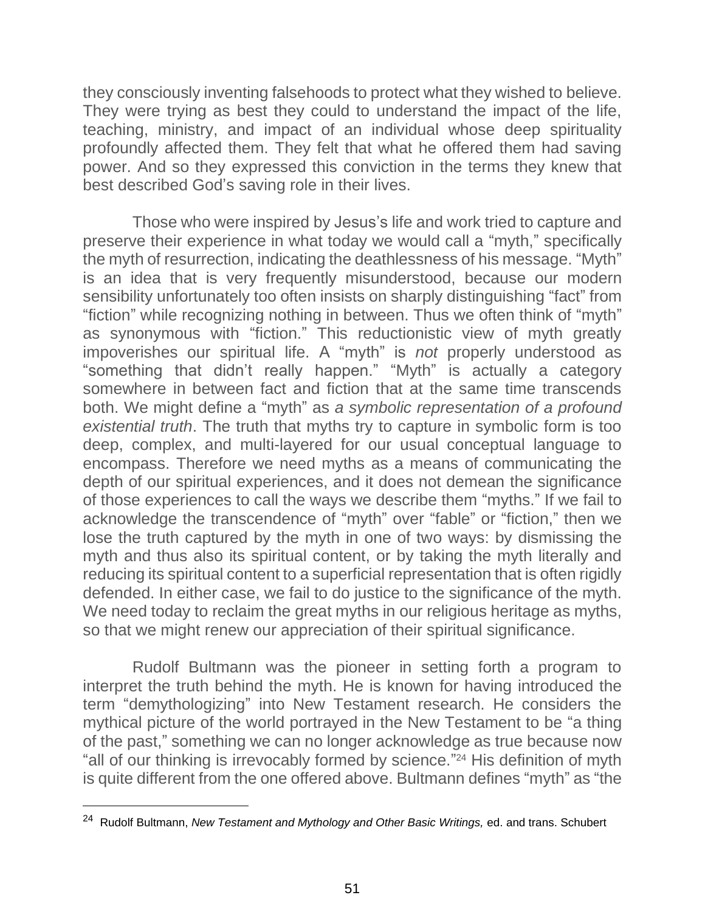they consciously inventing falsehoods to protect what they wished to believe. They were trying as best they could to understand the impact of the life, teaching, ministry, and impact of an individual whose deep spirituality profoundly affected them. They felt that what he offered them had saving power. And so they expressed this conviction in the terms they knew that best described God's saving role in their lives.

Those who were inspired by Jesus's life and work tried to capture and preserve their experience in what today we would call a "myth," specifically the myth of resurrection, indicating the deathlessness of his message. "Myth" is an idea that is very frequently misunderstood, because our modern sensibility unfortunately too often insists on sharply distinguishing "fact" from "fiction" while recognizing nothing in between. Thus we often think of "myth" as synonymous with "fiction." This reductionistic view of myth greatly impoverishes our spiritual life. A "myth" is *not* properly understood as "something that didn't really happen." "Myth" is actually a category somewhere in between fact and fiction that at the same time transcends both. We might define a "myth" as *a symbolic representation of a profound existential truth*. The truth that myths try to capture in symbolic form is too deep, complex, and multi-layered for our usual conceptual language to encompass. Therefore we need myths as a means of communicating the depth of our spiritual experiences, and it does not demean the significance of those experiences to call the ways we describe them "myths." If we fail to acknowledge the transcendence of "myth" over "fable" or "fiction," then we lose the truth captured by the myth in one of two ways: by dismissing the myth and thus also its spiritual content, or by taking the myth literally and reducing its spiritual content to a superficial representation that is often rigidly defended. In either case, we fail to do justice to the significance of the myth. We need today to reclaim the great myths in our religious heritage as myths, so that we might renew our appreciation of their spiritual significance.

Rudolf Bultmann was the pioneer in setting forth a program to interpret the truth behind the myth. He is known for having introduced the term "demythologizing" into New Testament research. He considers the mythical picture of the world portrayed in the New Testament to be "a thing of the past," something we can no longer acknowledge as true because now "all of our thinking is irrevocably formed by science."[24] His definition of myth is quite different from the one offered above. Bultmann defines "myth" as "the

---

[24] Rudolf Bultmann, *New Testament and Mythology and Other Basic Writings,* ed. and trans. Schubert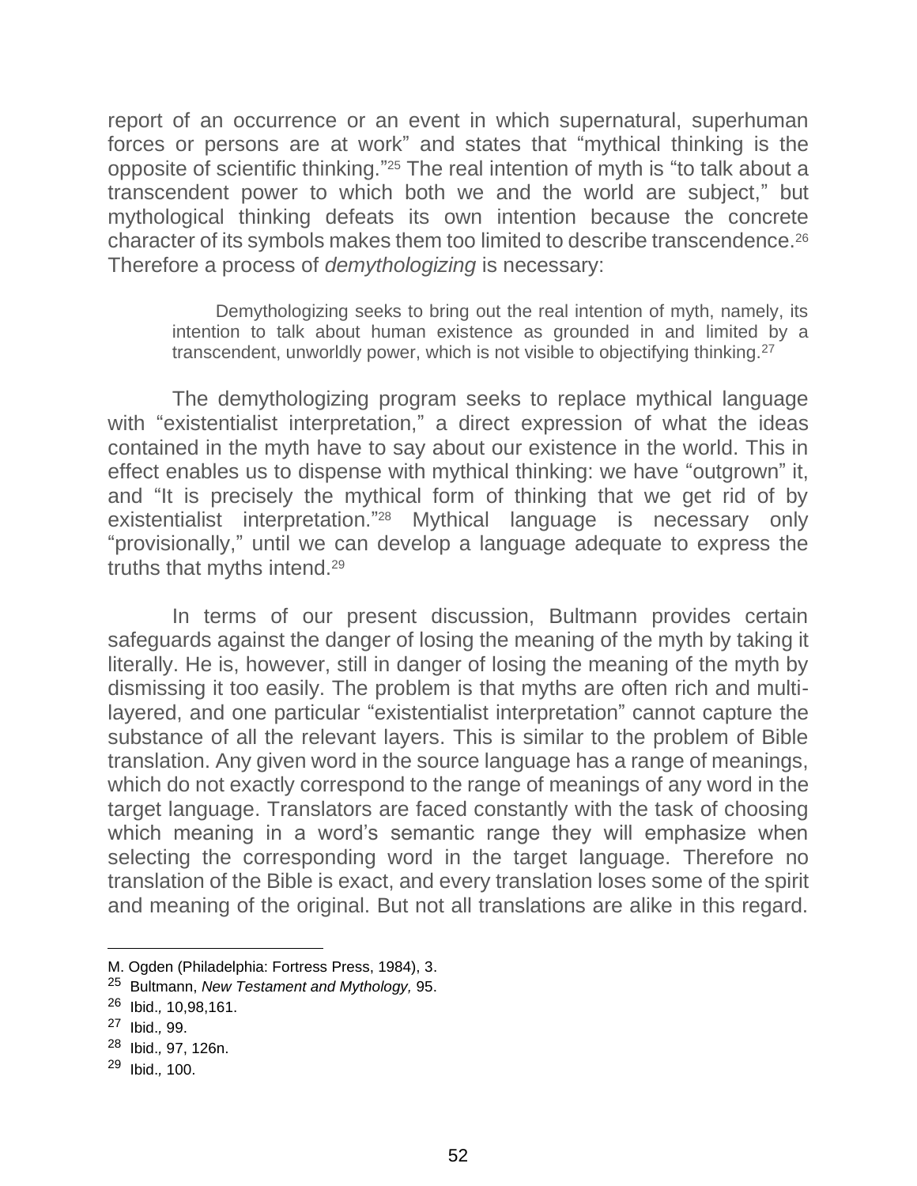report of an occurrence or an event in which supernatural, superhuman forces or persons are at work" and states that "mythical thinking is the opposite of scientific thinking."[25] The real intention of myth is "to talk about a transcendent power to which both we and the world are subject," but mythological thinking defeats its own intention because the concrete character of its symbols makes them too limited to describe transcendence.[26] Therefore a process of *demythologizing* is necessary:

> Demythologizing seeks to bring out the real intention of myth, namely, its intention to talk about human existence as grounded in and limited by a transcendent, unworldly power, which is not visible to objectifying thinking.[27]

The demythologizing program seeks to replace mythical language with "existentialist interpretation," a direct expression of what the ideas contained in the myth have to say about our existence in the world. This in effect enables us to dispense with mythical thinking: we have "outgrown" it, and "It is precisely the mythical form of thinking that we get rid of by existentialist interpretation."[28] Mythical language is necessary only "provisionally," until we can develop a language adequate to express the truths that myths intend.[29]

In terms of our present discussion, Bultmann provides certain safeguards against the danger of losing the meaning of the myth by taking it literally. He is, however, still in danger of losing the meaning of the myth by dismissing it too easily. The problem is that myths are often rich and multi-layered, and one particular "existentialist interpretation" cannot capture the substance of all the relevant layers. This is similar to the problem of Bible translation. Any given word in the source language has a range of meanings, which do not exactly correspond to the range of meanings of any word in the target language. Translators are faced constantly with the task of choosing which meaning in a word's semantic range they will emphasize when selecting the corresponding word in the target language. Therefore no translation of the Bible is exact, and every translation loses some of the spirit and meaning of the original. But not all translations are alike in this regard.

---

M. Ogden (Philadelphia: Fortress Press, 1984), 3.

[25] Bultmann, *New Testament and Mythology,* 95.

[26] Ibid., 10,98,161.

[27] Ibid., 99.

[28] Ibid., 97, 126n.

[29] Ibid., 100.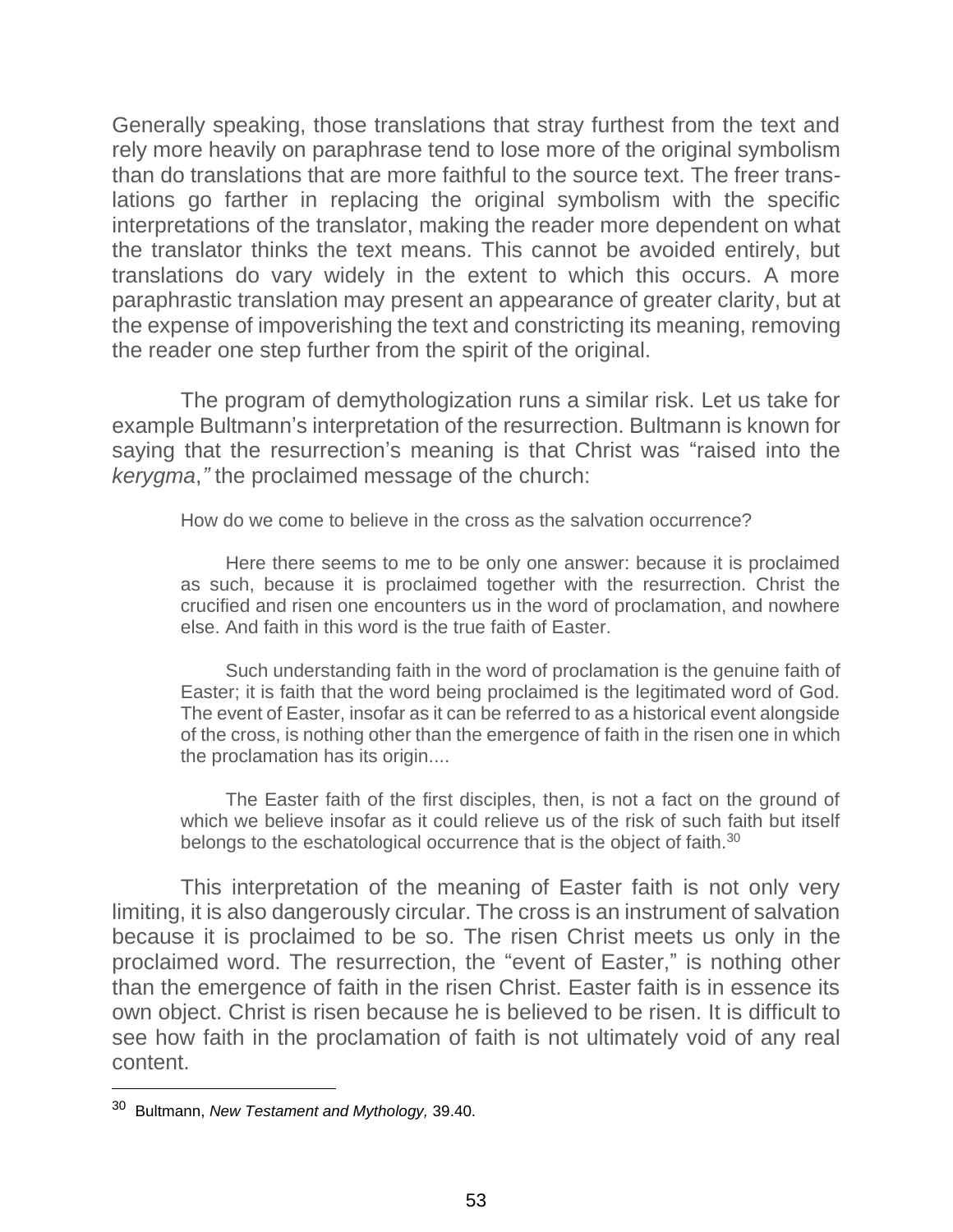Generally speaking, those translations that stray furthest from the text and rely more heavily on paraphrase tend to lose more of the original symbolism than do translations that are more faithful to the source text. The freer translations go farther in replacing the original symbolism with the specific interpretations of the translator, making the reader more dependent on what the translator thinks the text means. This cannot be avoided entirely, but translations do vary widely in the extent to which this occurs. A more paraphrastic translation may present an appearance of greater clarity, but at the expense of impoverishing the text and constricting its meaning, removing the reader one step further from the spirit of the original.

The program of demythologization runs a similar risk. Let us take for example Bultmann's interpretation of the resurrection. Bultmann is known for saying that the resurrection's meaning is that Christ was "raised into the *kerygma*,*"* the proclaimed message of the church:

> How do we come to believe in the cross as the salvation occurrence?
>
> Here there seems to me to be only one answer: because it is proclaimed as such, because it is proclaimed together with the resurrection. Christ the crucified and risen one encounters us in the word of proclamation, and nowhere else. And faith in this word is the true faith of Easter.
>
> Such understanding faith in the word of proclamation is the genuine faith of Easter; it is faith that the word being proclaimed is the legitimated word of God. The event of Easter, insofar as it can be referred to as a historical event alongside of the cross, is nothing other than the emergence of faith in the risen one in which the proclamation has its origin....
>
> The Easter faith of the first disciples, then, is not a fact on the ground of which we believe insofar as it could relieve us of the risk of such faith but itself belongs to the eschatological occurrence that is the object of faith.[30]

This interpretation of the meaning of Easter faith is not only very limiting, it is also dangerously circular. The cross is an instrument of salvation because it is proclaimed to be so. The risen Christ meets us only in the proclaimed word. The resurrection, the "event of Easter," is nothing other than the emergence of faith in the risen Christ. Easter faith is in essence its own object. Christ is risen because he is believed to be risen. It is difficult to see how faith in the proclamation of faith is not ultimately void of any real content.

---

[30] Bultmann, *New Testament and Mythology,* 39.40.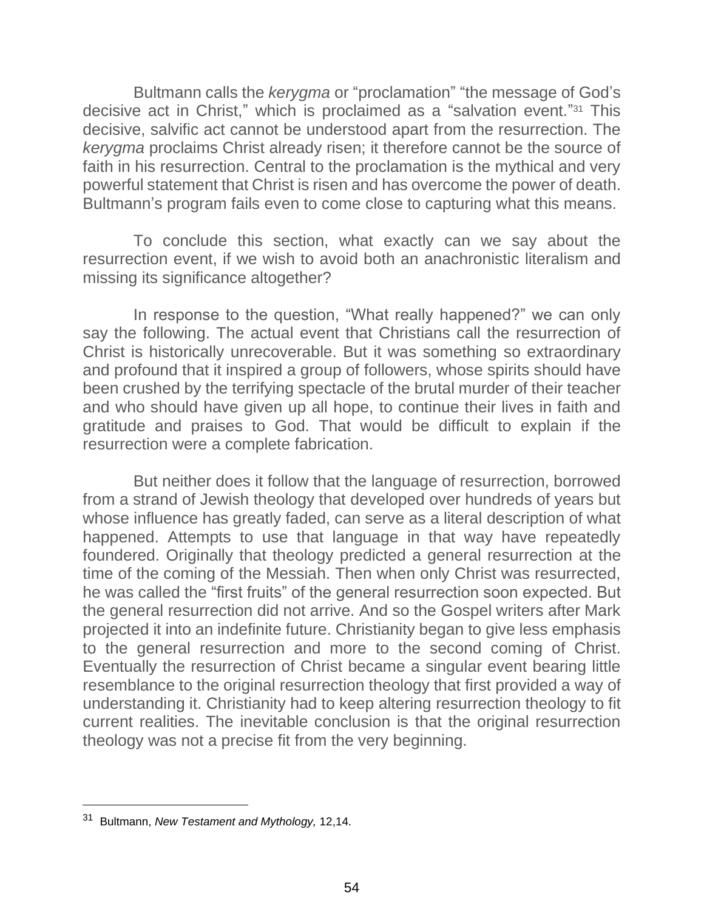Bultmann calls the *kerygma* or "proclamation" "the message of God's decisive act in Christ," which is proclaimed as a "salvation event."[31] This decisive, salvific act cannot be understood apart from the resurrection. The *kerygma* proclaims Christ already risen; it therefore cannot be the source of faith in his resurrection. Central to the proclamation is the mythical and very powerful statement that Christ is risen and has overcome the power of death. Bultmann's program fails even to come close to capturing what this means.

To conclude this section, what exactly can we say about the resurrection event, if we wish to avoid both an anachronistic literalism and missing its significance altogether?

In response to the question, "What really happened?" we can only say the following. The actual event that Christians call the resurrection of Christ is historically unrecoverable. But it was something so extraordinary and profound that it inspired a group of followers, whose spirits should have been crushed by the terrifying spectacle of the brutal murder of their teacher and who should have given up all hope, to continue their lives in faith and gratitude and praises to God. That would be difficult to explain if the resurrection were a complete fabrication.

But neither does it follow that the language of resurrection, borrowed from a strand of Jewish theology that developed over hundreds of years but whose influence has greatly faded, can serve as a literal description of what happened. Attempts to use that language in that way have repeatedly foundered. Originally that theology predicted a general resurrection at the time of the coming of the Messiah. Then when only Christ was resurrected, he was called the "first fruits" of the general resurrection soon expected. But the general resurrection did not arrive. And so the Gospel writers after Mark projected it into an indefinite future. Christianity began to give less emphasis to the general resurrection and more to the second coming of Christ. Eventually the resurrection of Christ became a singular event bearing little resemblance to the original resurrection theology that first provided a way of understanding it. Christianity had to keep altering resurrection theology to fit current realities. The inevitable conclusion is that the original resurrection theology was not a precise fit from the very beginning.

---

[31] Bultmann, *New Testament and Mythology,* 12,14.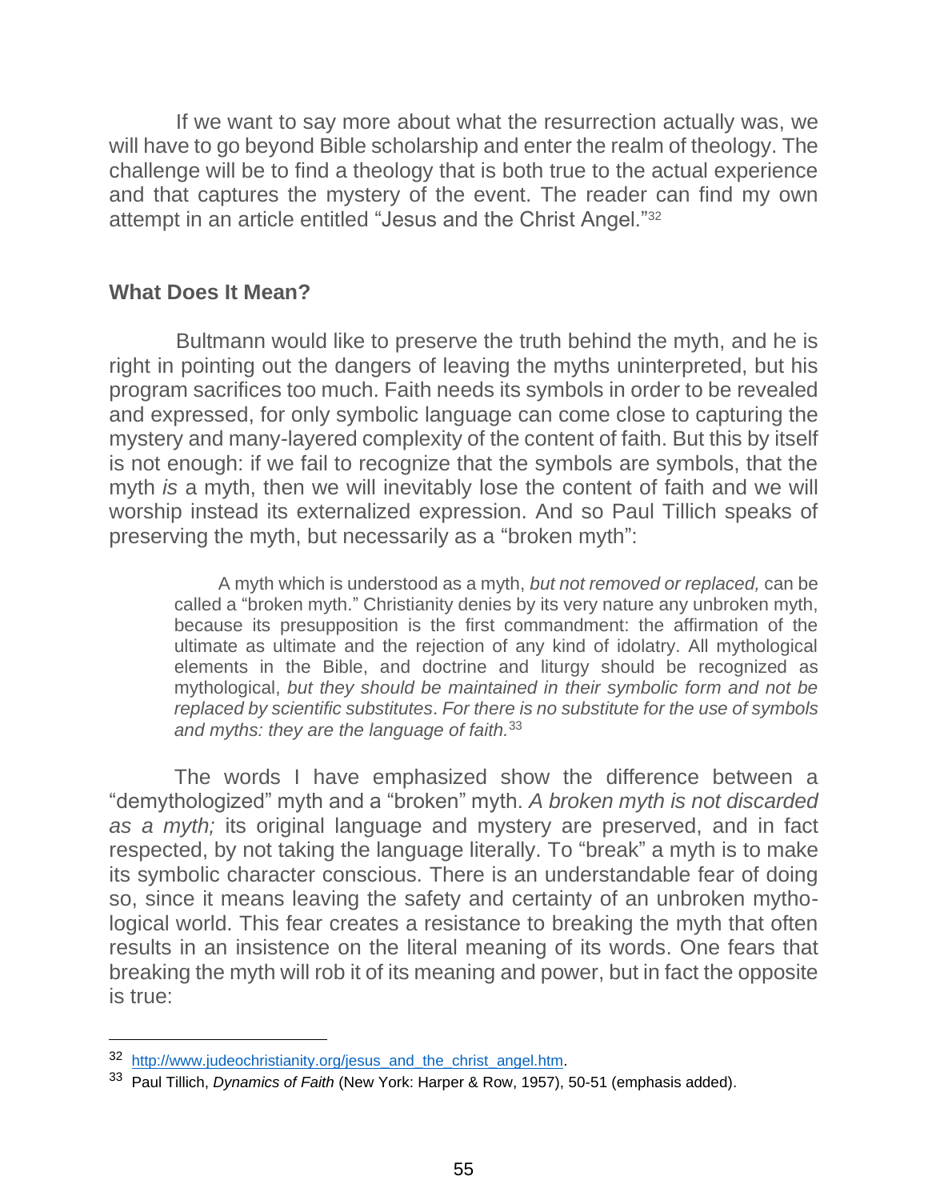If we want to say more about what the resurrection actually was, we will have to go beyond Bible scholarship and enter the realm of theology. The challenge will be to find a theology that is both true to the actual experience and that captures the mystery of the event. The reader can find my own attempt in an article entitled "Jesus and the Christ Angel."[32]

## What Does It Mean?

Bultmann would like to preserve the truth behind the myth, and he is right in pointing out the dangers of leaving the myths uninterpreted, but his program sacrifices too much. Faith needs its symbols in order to be revealed and expressed, for only symbolic language can come close to capturing the mystery and many-layered complexity of the content of faith. But this by itself is not enough: if we fail to recognize that the symbols are symbols, that the myth *is* a myth, then we will inevitably lose the content of faith and we will worship instead its externalized expression. And so Paul Tillich speaks of preserving the myth, but necessarily as a "broken myth":

> A myth which is understood as a myth, *but not removed or replaced,* can be called a "broken myth." Christianity denies by its very nature any unbroken myth, because its presupposition is the first commandment: the affirmation of the ultimate as ultimate and the rejection of any kind of idolatry. All mythological elements in the Bible, and doctrine and liturgy should be recognized as mythological, *but they should be maintained in their symbolic form and not be replaced by scientific substitutes*. *For there is no substitute for the use of symbols and myths: they are the language of faith.*[33]

The words I have emphasized show the difference between a "demythologized" myth and a "broken" myth. *A broken myth is not discarded as a myth;* its original language and mystery are preserved, and in fact respected, by not taking the language literally. To "break" a myth is to make its symbolic character conscious. There is an understandable fear of doing so, since it means leaving the safety and certainty of an unbroken mythological world. This fear creates a resistance to breaking the myth that often results in an insistence on the literal meaning of its words. One fears that breaking the myth will rob it of its meaning and power, but in fact the opposite is true:

---

[32] http://www.judeochristianity.org/jesus_and_the_christ_angel.htm.

[33] Paul Tillich, *Dynamics of Faith* (New York: Harper & Row, 1957), 50-51 (emphasis added).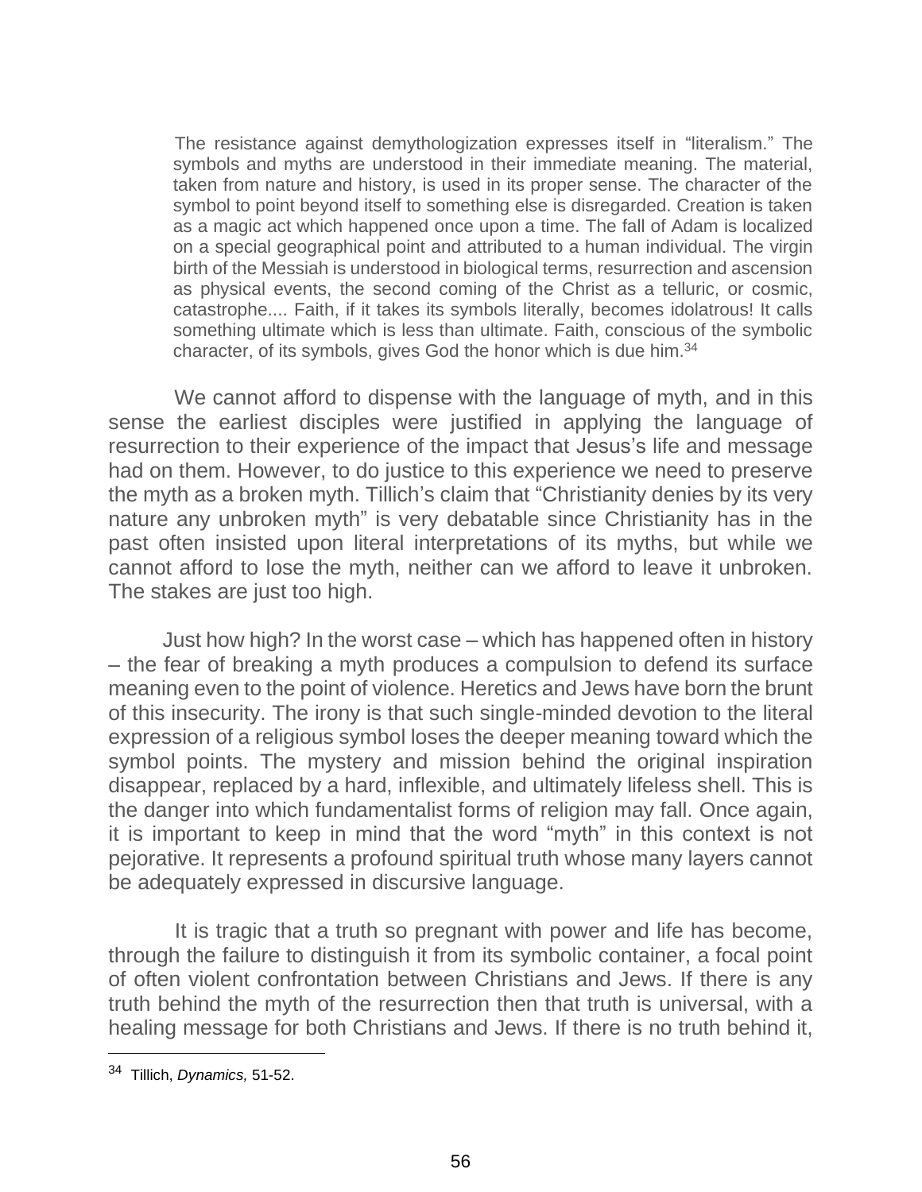> The resistance against demythologization expresses itself in "literalism." The symbols and myths are understood in their immediate meaning. The material, taken from nature and history, is used in its proper sense. The character of the symbol to point beyond itself to something else is disregarded. Creation is taken as a magic act which happened once upon a time. The fall of Adam is localized on a special geographical point and attributed to a human individual. The virgin birth of the Messiah is understood in biological terms, resurrection and ascension as physical events, the second coming of the Christ as a telluric, or cosmic, catastrophe.... Faith, if it takes its symbols literally, becomes idolatrous! It calls something ultimate which is less than ultimate. Faith, conscious of the symbolic character, of its symbols, gives God the honor which is due him.[34]

We cannot afford to dispense with the language of myth, and in this sense the earliest disciples were justified in applying the language of resurrection to their experience of the impact that Jesus's life and message had on them. However, to do justice to this experience we need to preserve the myth as a broken myth. Tillich's claim that "Christianity denies by its very nature any unbroken myth" is very debatable since Christianity has in the past often insisted upon literal interpretations of its myths, but while we cannot afford to lose the myth, neither can we afford to leave it unbroken. The stakes are just too high.

Just how high? In the worst case – which has happened often in history – the fear of breaking a myth produces a compulsion to defend its surface meaning even to the point of violence. Heretics and Jews have born the brunt of this insecurity. The irony is that such single-minded devotion to the literal expression of a religious symbol loses the deeper meaning toward which the symbol points. The mystery and mission behind the original inspiration disappear, replaced by a hard, inflexible, and ultimately lifeless shell. This is the danger into which fundamentalist forms of religion may fall. Once again, it is important to keep in mind that the word "myth" in this context is not pejorative. It represents a profound spiritual truth whose many layers cannot be adequately expressed in discursive language.

It is tragic that a truth so pregnant with power and life has become, through the failure to distinguish it from its symbolic container, a focal point of often violent confrontation between Christians and Jews. If there is any truth behind the myth of the resurrection then that truth is universal, with a healing message for both Christians and Jews. If there is no truth behind it,

---

[34] Tillich, *Dynamics,* 51-52.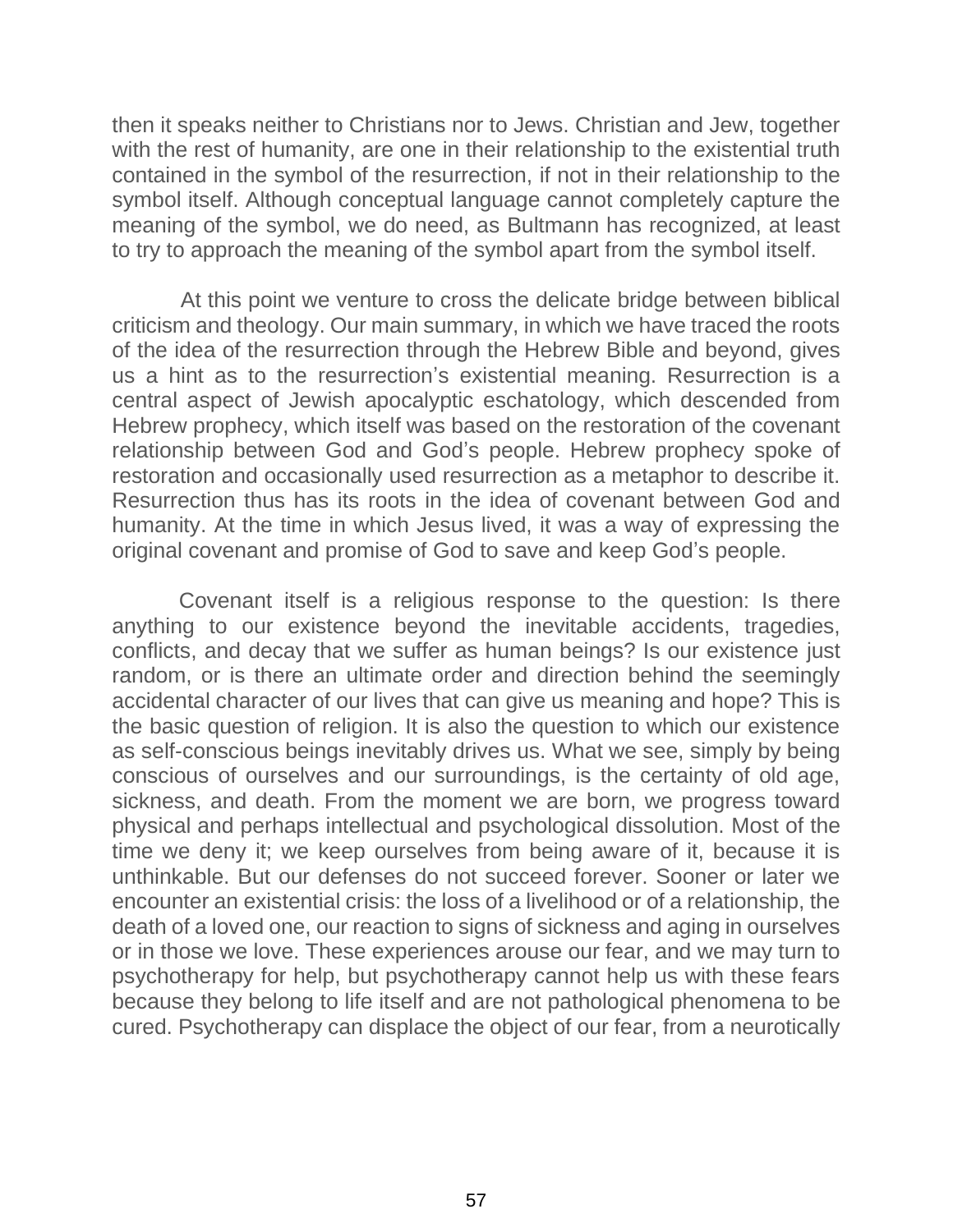then it speaks neither to Christians nor to Jews. Christian and Jew, together with the rest of humanity, are one in their relationship to the existential truth contained in the symbol of the resurrection, if not in their relationship to the symbol itself. Although conceptual language cannot completely capture the meaning of the symbol, we do need, as Bultmann has recognized, at least to try to approach the meaning of the symbol apart from the symbol itself.

At this point we venture to cross the delicate bridge between biblical criticism and theology. Our main summary, in which we have traced the roots of the idea of the resurrection through the Hebrew Bible and beyond, gives us a hint as to the resurrection's existential meaning. Resurrection is a central aspect of Jewish apocalyptic eschatology, which descended from Hebrew prophecy, which itself was based on the restoration of the covenant relationship between God and God's people. Hebrew prophecy spoke of restoration and occasionally used resurrection as a metaphor to describe it. Resurrection thus has its roots in the idea of covenant between God and humanity. At the time in which Jesus lived, it was a way of expressing the original covenant and promise of God to save and keep God's people.

Covenant itself is a religious response to the question: Is there anything to our existence beyond the inevitable accidents, tragedies, conflicts, and decay that we suffer as human beings? Is our existence just random, or is there an ultimate order and direction behind the seemingly accidental character of our lives that can give us meaning and hope? This is the basic question of religion. It is also the question to which our existence as self-conscious beings inevitably drives us. What we see, simply by being conscious of ourselves and our surroundings, is the certainty of old age, sickness, and death. From the moment we are born, we progress toward physical and perhaps intellectual and psychological dissolution. Most of the time we deny it; we keep ourselves from being aware of it, because it is unthinkable. But our defenses do not succeed forever. Sooner or later we encounter an existential crisis: the loss of a livelihood or of a relationship, the death of a loved one, our reaction to signs of sickness and aging in ourselves or in those we love. These experiences arouse our fear, and we may turn to psychotherapy for help, but psychotherapy cannot help us with these fears because they belong to life itself and are not pathological phenomena to be cured. Psychotherapy can displace the object of our fear, from a neurotically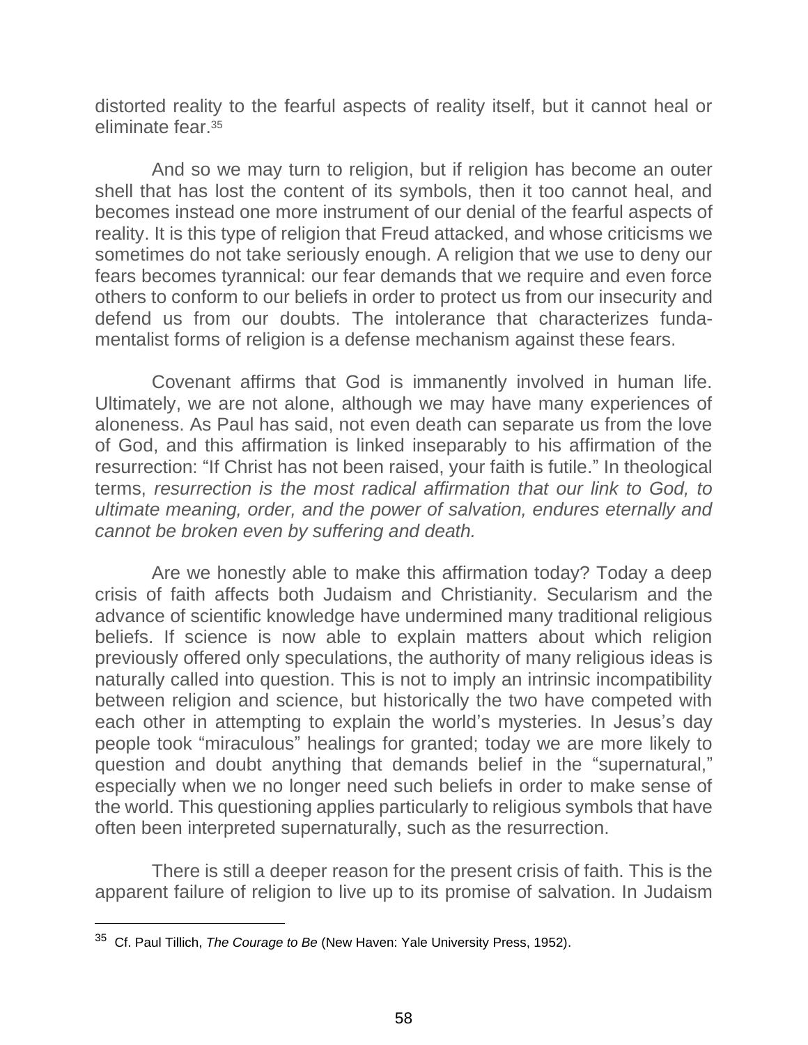distorted reality to the fearful aspects of reality itself, but it cannot heal or eliminate fear.[35]

And so we may turn to religion, but if religion has become an outer shell that has lost the content of its symbols, then it too cannot heal, and becomes instead one more instrument of our denial of the fearful aspects of reality. It is this type of religion that Freud attacked, and whose criticisms we sometimes do not take seriously enough. A religion that we use to deny our fears becomes tyrannical: our fear demands that we require and even force others to conform to our beliefs in order to protect us from our insecurity and defend us from our doubts. The intolerance that characterizes fundamentalist forms of religion is a defense mechanism against these fears.

Covenant affirms that God is immanently involved in human life. Ultimately, we are not alone, although we may have many experiences of aloneness. As Paul has said, not even death can separate us from the love of God, and this affirmation is linked inseparably to his affirmation of the resurrection: "If Christ has not been raised, your faith is futile." In theological terms, *resurrection is the most radical affirmation that our link to God, to ultimate meaning, order, and the power of salvation, endures eternally and cannot be broken even by suffering and death.*

Are we honestly able to make this affirmation today? Today a deep crisis of faith affects both Judaism and Christianity. Secularism and the advance of scientific knowledge have undermined many traditional religious beliefs. If science is now able to explain matters about which religion previously offered only speculations, the authority of many religious ideas is naturally called into question. This is not to imply an intrinsic incompatibility between religion and science, but historically the two have competed with each other in attempting to explain the world's mysteries. In Jesus's day people took "miraculous" healings for granted; today we are more likely to question and doubt anything that demands belief in the "supernatural," especially when we no longer need such beliefs in order to make sense of the world. This questioning applies particularly to religious symbols that have often been interpreted supernaturally, such as the resurrection.

There is still a deeper reason for the present crisis of faith. This is the apparent failure of religion to live up to its promise of salvation. In Judaism

---

[35] Cf. Paul Tillich, *The Courage to Be* (New Haven: Yale University Press, 1952).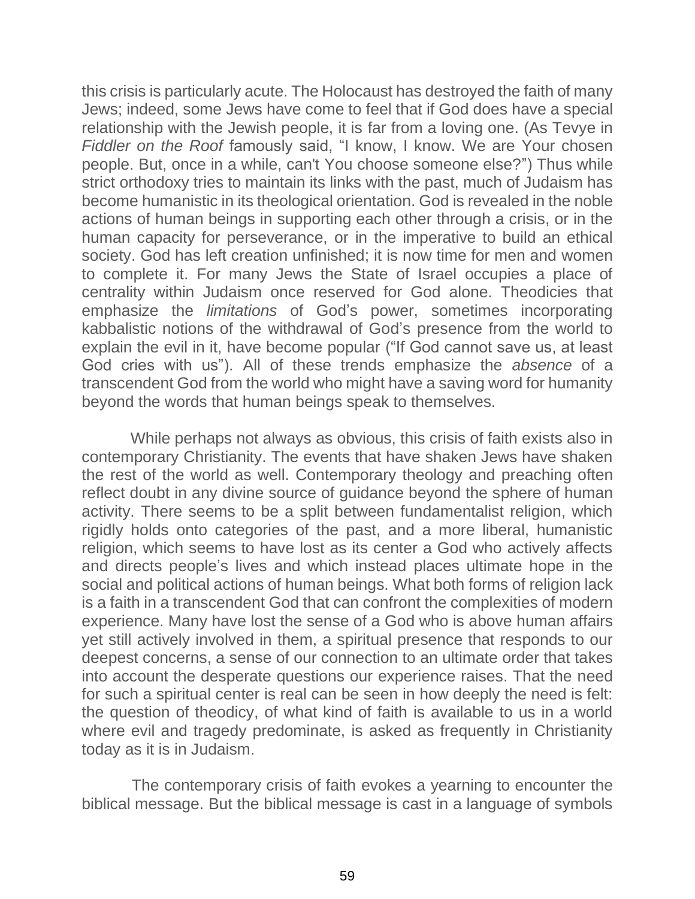this crisis is particularly acute. The Holocaust has destroyed the faith of many Jews; indeed, some Jews have come to feel that if God does have a special relationship with the Jewish people, it is far from a loving one. (As Tevye in *Fiddler on the Roof* famously said, "I know, I know. We are Your chosen people. But, once in a while, can't You choose someone else?") Thus while strict orthodoxy tries to maintain its links with the past, much of Judaism has become humanistic in its theological orientation. God is revealed in the noble actions of human beings in supporting each other through a crisis, or in the human capacity for perseverance, or in the imperative to build an ethical society. God has left creation unfinished; it is now time for men and women to complete it. For many Jews the State of Israel occupies a place of centrality within Judaism once reserved for God alone. Theodicies that emphasize the *limitations* of God's power, sometimes incorporating kabbalistic notions of the withdrawal of God's presence from the world to explain the evil in it, have become popular ("If God cannot save us, at least God cries with us"). All of these trends emphasize the *absence* of a transcendent God from the world who might have a saving word for humanity beyond the words that human beings speak to themselves.

While perhaps not always as obvious, this crisis of faith exists also in contemporary Christianity. The events that have shaken Jews have shaken the rest of the world as well. Contemporary theology and preaching often reflect doubt in any divine source of guidance beyond the sphere of human activity. There seems to be a split between fundamentalist religion, which rigidly holds onto categories of the past, and a more liberal, humanistic religion, which seems to have lost as its center a God who actively affects and directs people's lives and which instead places ultimate hope in the social and political actions of human beings. What both forms of religion lack is a faith in a transcendent God that can confront the complexities of modern experience. Many have lost the sense of a God who is above human affairs yet still actively involved in them, a spiritual presence that responds to our deepest concerns, a sense of our connection to an ultimate order that takes into account the desperate questions our experience raises. That the need for such a spiritual center is real can be seen in how deeply the need is felt: the question of theodicy, of what kind of faith is available to us in a world where evil and tragedy predominate, is asked as frequently in Christianity today as it is in Judaism.

The contemporary crisis of faith evokes a yearning to encounter the biblical message. But the biblical message is cast in a language of symbols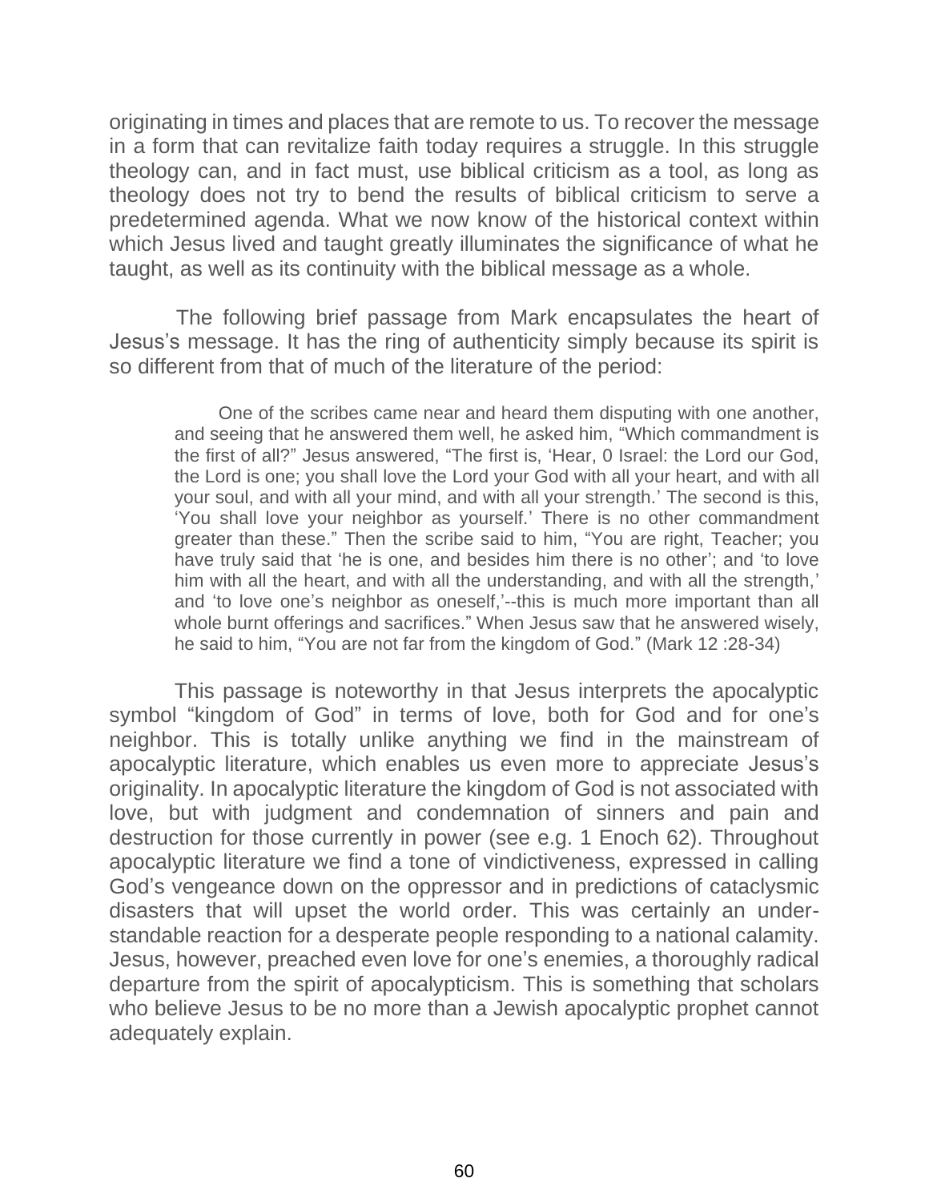originating in times and places that are remote to us. To recover the message in a form that can revitalize faith today requires a struggle. In this struggle theology can, and in fact must, use biblical criticism as a tool, as long as theology does not try to bend the results of biblical criticism to serve a predetermined agenda. What we now know of the historical context within which Jesus lived and taught greatly illuminates the significance of what he taught, as well as its continuity with the biblical message as a whole.

The following brief passage from Mark encapsulates the heart of Jesus's message. It has the ring of authenticity simply because its spirit is so different from that of much of the literature of the period:

> One of the scribes came near and heard them disputing with one another, and seeing that he answered them well, he asked him, "Which commandment is the first of all?" Jesus answered, "The first is, 'Hear, 0 Israel: the Lord our God, the Lord is one; you shall love the Lord your God with all your heart, and with all your soul, and with all your mind, and with all your strength.' The second is this, 'You shall love your neighbor as yourself.' There is no other commandment greater than these." Then the scribe said to him, "You are right, Teacher; you have truly said that 'he is one, and besides him there is no other'; and 'to love him with all the heart, and with all the understanding, and with all the strength,' and 'to love one's neighbor as oneself,'--this is much more important than all whole burnt offerings and sacrifices." When Jesus saw that he answered wisely, he said to him, "You are not far from the kingdom of God." (Mark 12 :28-34)

This passage is noteworthy in that Jesus interprets the apocalyptic symbol "kingdom of God" in terms of love, both for God and for one's neighbor. This is totally unlike anything we find in the mainstream of apocalyptic literature, which enables us even more to appreciate Jesus's originality. In apocalyptic literature the kingdom of God is not associated with love, but with judgment and condemnation of sinners and pain and destruction for those currently in power (see e.g. 1 Enoch 62). Throughout apocalyptic literature we find a tone of vindictiveness, expressed in calling God's vengeance down on the oppressor and in predictions of cataclysmic disasters that will upset the world order. This was certainly an understandable reaction for a desperate people responding to a national calamity. Jesus, however, preached even love for one's enemies, a thoroughly radical departure from the spirit of apocalypticism. This is something that scholars who believe Jesus to be no more than a Jewish apocalyptic prophet cannot adequately explain.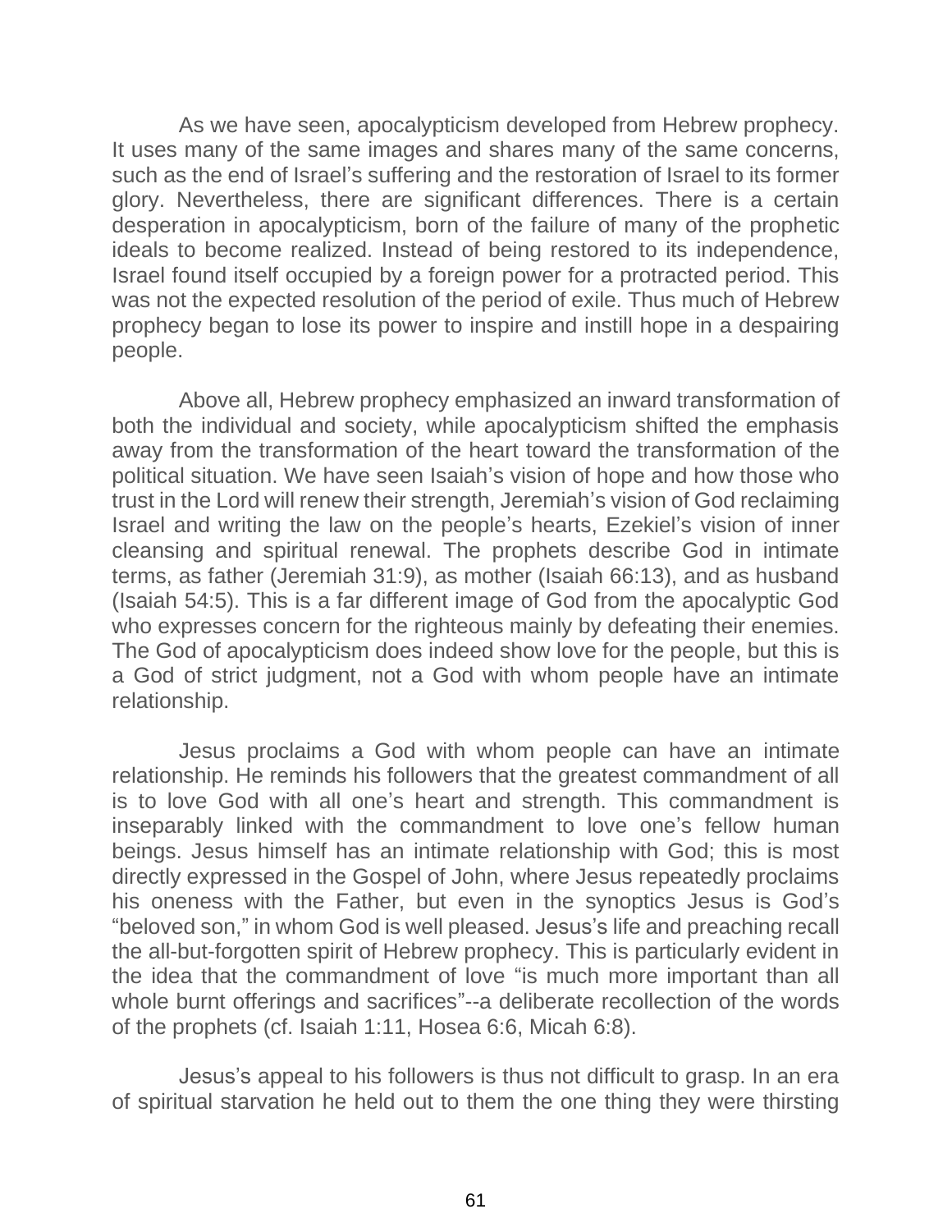As we have seen, apocalypticism developed from Hebrew prophecy. It uses many of the same images and shares many of the same concerns, such as the end of Israel's suffering and the restoration of Israel to its former glory. Nevertheless, there are significant differences. There is a certain desperation in apocalypticism, born of the failure of many of the prophetic ideals to become realized. Instead of being restored to its independence, Israel found itself occupied by a foreign power for a protracted period. This was not the expected resolution of the period of exile. Thus much of Hebrew prophecy began to lose its power to inspire and instill hope in a despairing people.

Above all, Hebrew prophecy emphasized an inward transformation of both the individual and society, while apocalypticism shifted the emphasis away from the transformation of the heart toward the transformation of the political situation. We have seen Isaiah's vision of hope and how those who trust in the Lord will renew their strength, Jeremiah's vision of God reclaiming Israel and writing the law on the people's hearts, Ezekiel's vision of inner cleansing and spiritual renewal. The prophets describe God in intimate terms, as father (Jeremiah 31:9), as mother (Isaiah 66:13), and as husband (Isaiah 54:5). This is a far different image of God from the apocalyptic God who expresses concern for the righteous mainly by defeating their enemies. The God of apocalypticism does indeed show love for the people, but this is a God of strict judgment, not a God with whom people have an intimate relationship.

Jesus proclaims a God with whom people can have an intimate relationship. He reminds his followers that the greatest commandment of all is to love God with all one's heart and strength. This commandment is inseparably linked with the commandment to love one's fellow human beings. Jesus himself has an intimate relationship with God; this is most directly expressed in the Gospel of John, where Jesus repeatedly proclaims his oneness with the Father, but even in the synoptics Jesus is God's "beloved son," in whom God is well pleased. Jesus's life and preaching recall the all-but-forgotten spirit of Hebrew prophecy. This is particularly evident in the idea that the commandment of love "is much more important than all whole burnt offerings and sacrifices"--a deliberate recollection of the words of the prophets (cf. Isaiah 1:11, Hosea 6:6, Micah 6:8).

Jesus's appeal to his followers is thus not difficult to grasp. In an era of spiritual starvation he held out to them the one thing they were thirsting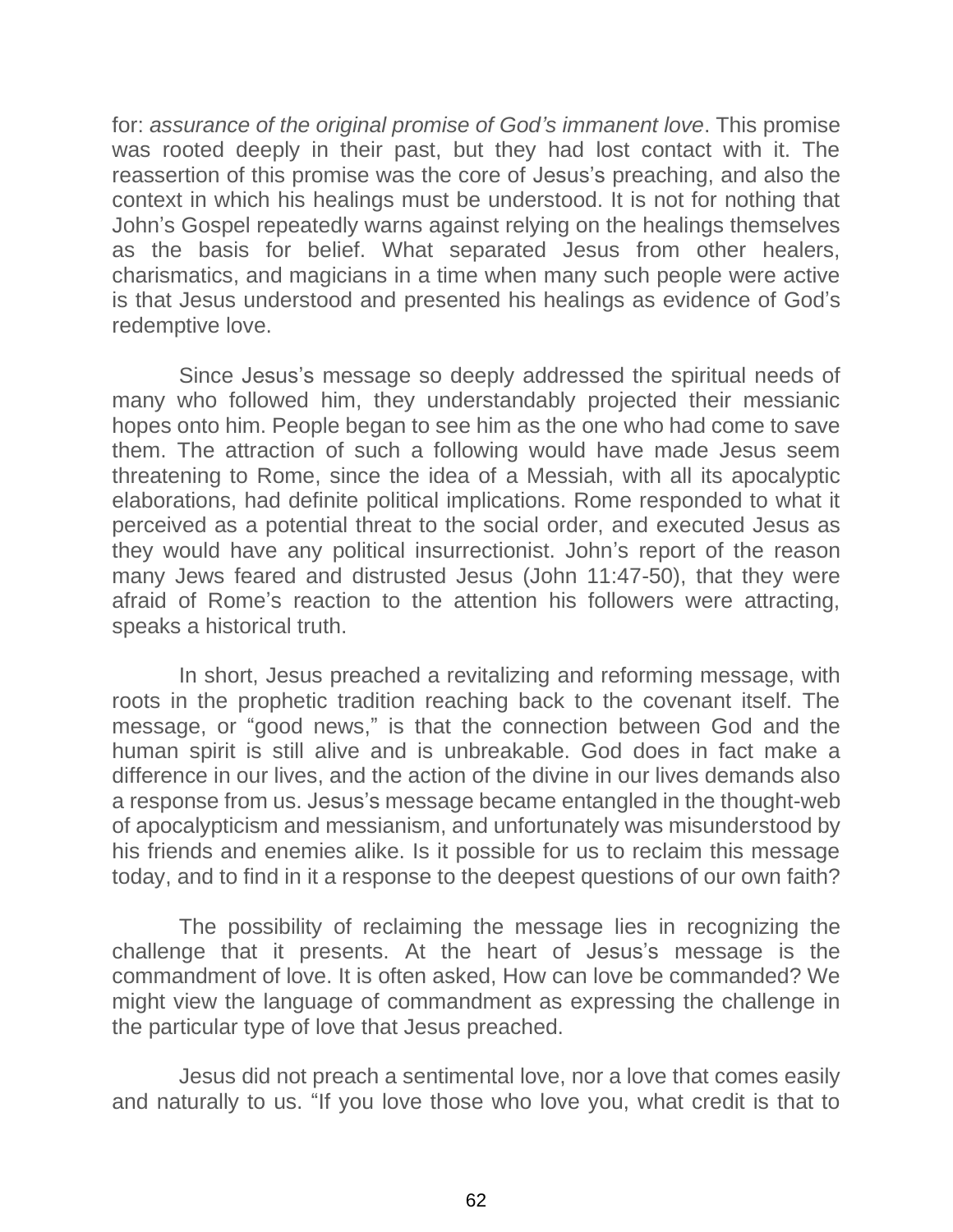for: *assurance of the original promise of God's immanent love*. This promise was rooted deeply in their past, but they had lost contact with it. The reassertion of this promise was the core of Jesus's preaching, and also the context in which his healings must be understood. It is not for nothing that John's Gospel repeatedly warns against relying on the healings themselves as the basis for belief. What separated Jesus from other healers, charismatics, and magicians in a time when many such people were active is that Jesus understood and presented his healings as evidence of God's redemptive love.

Since Jesus's message so deeply addressed the spiritual needs of many who followed him, they understandably projected their messianic hopes onto him. People began to see him as the one who had come to save them. The attraction of such a following would have made Jesus seem threatening to Rome, since the idea of a Messiah, with all its apocalyptic elaborations, had definite political implications. Rome responded to what it perceived as a potential threat to the social order, and executed Jesus as they would have any political insurrectionist. John's report of the reason many Jews feared and distrusted Jesus (John 11:47-50), that they were afraid of Rome's reaction to the attention his followers were attracting, speaks a historical truth.

In short, Jesus preached a revitalizing and reforming message, with roots in the prophetic tradition reaching back to the covenant itself. The message, or "good news," is that the connection between God and the human spirit is still alive and is unbreakable. God does in fact make a difference in our lives, and the action of the divine in our lives demands also a response from us. Jesus's message became entangled in the thought-web of apocalypticism and messianism, and unfortunately was misunderstood by his friends and enemies alike. Is it possible for us to reclaim this message today, and to find in it a response to the deepest questions of our own faith?

The possibility of reclaiming the message lies in recognizing the challenge that it presents. At the heart of Jesus's message is the commandment of love. It is often asked, How can love be commanded? We might view the language of commandment as expressing the challenge in the particular type of love that Jesus preached.

Jesus did not preach a sentimental love, nor a love that comes easily and naturally to us. "If you love those who love you, what credit is that to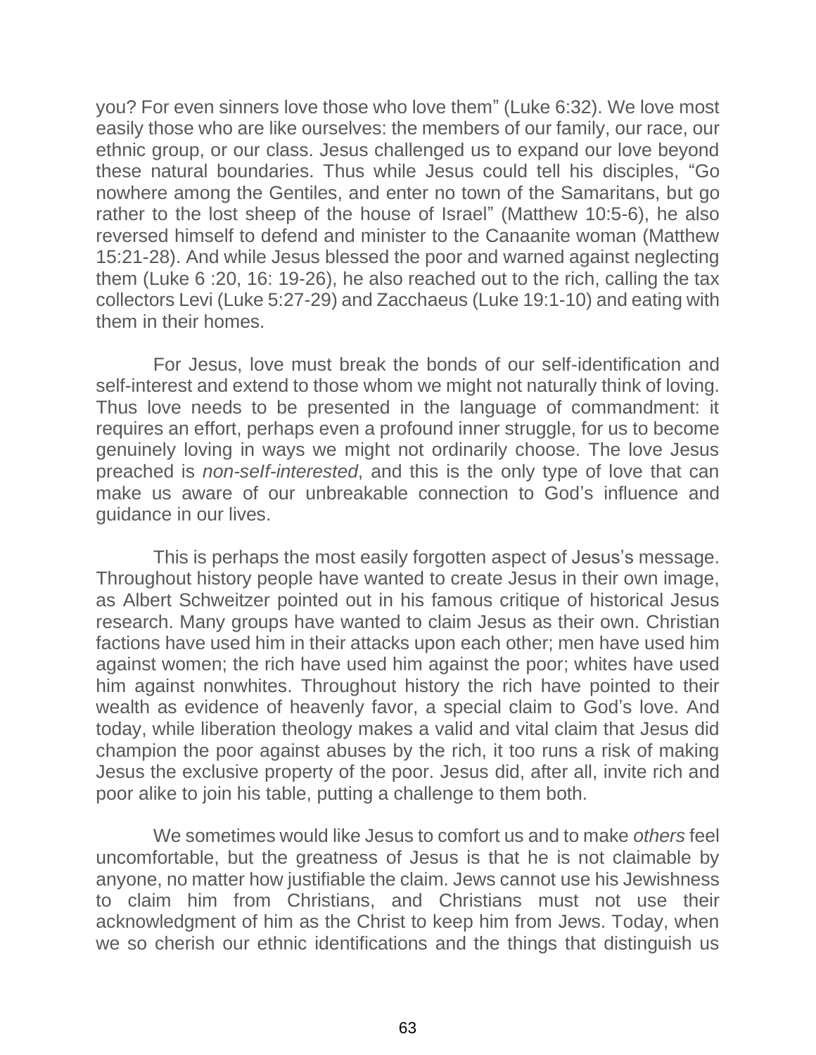you? For even sinners love those who love them" (Luke 6:32). We love most easily those who are like ourselves: the members of our family, our race, our ethnic group, or our class. Jesus challenged us to expand our love beyond these natural boundaries. Thus while Jesus could tell his disciples, "Go nowhere among the Gentiles, and enter no town of the Samaritans, but go rather to the lost sheep of the house of Israel" (Matthew 10:5-6), he also reversed himself to defend and minister to the Canaanite woman (Matthew 15:21-28). And while Jesus blessed the poor and warned against neglecting them (Luke 6 :20, 16: 19-26), he also reached out to the rich, calling the tax collectors Levi (Luke 5:27-29) and Zacchaeus (Luke 19:1-10) and eating with them in their homes.

For Jesus, love must break the bonds of our self-identification and self-interest and extend to those whom we might not naturally think of loving. Thus love needs to be presented in the language of commandment: it requires an effort, perhaps even a profound inner struggle, for us to become genuinely loving in ways we might not ordinarily choose. The love Jesus preached is *non-self-interested*, and this is the only type of love that can make us aware of our unbreakable connection to God's influence and guidance in our lives.

This is perhaps the most easily forgotten aspect of Jesus's message. Throughout history people have wanted to create Jesus in their own image, as Albert Schweitzer pointed out in his famous critique of historical Jesus research. Many groups have wanted to claim Jesus as their own. Christian factions have used him in their attacks upon each other; men have used him against women; the rich have used him against the poor; whites have used him against nonwhites. Throughout history the rich have pointed to their wealth as evidence of heavenly favor, a special claim to God's love. And today, while liberation theology makes a valid and vital claim that Jesus did champion the poor against abuses by the rich, it too runs a risk of making Jesus the exclusive property of the poor. Jesus did, after all, invite rich and poor alike to join his table, putting a challenge to them both.

We sometimes would like Jesus to comfort us and to make *others* feel uncomfortable, but the greatness of Jesus is that he is not claimable by anyone, no matter how justifiable the claim. Jews cannot use his Jewishness to claim him from Christians, and Christians must not use their acknowledgment of him as the Christ to keep him from Jews. Today, when we so cherish our ethnic identifications and the things that distinguish us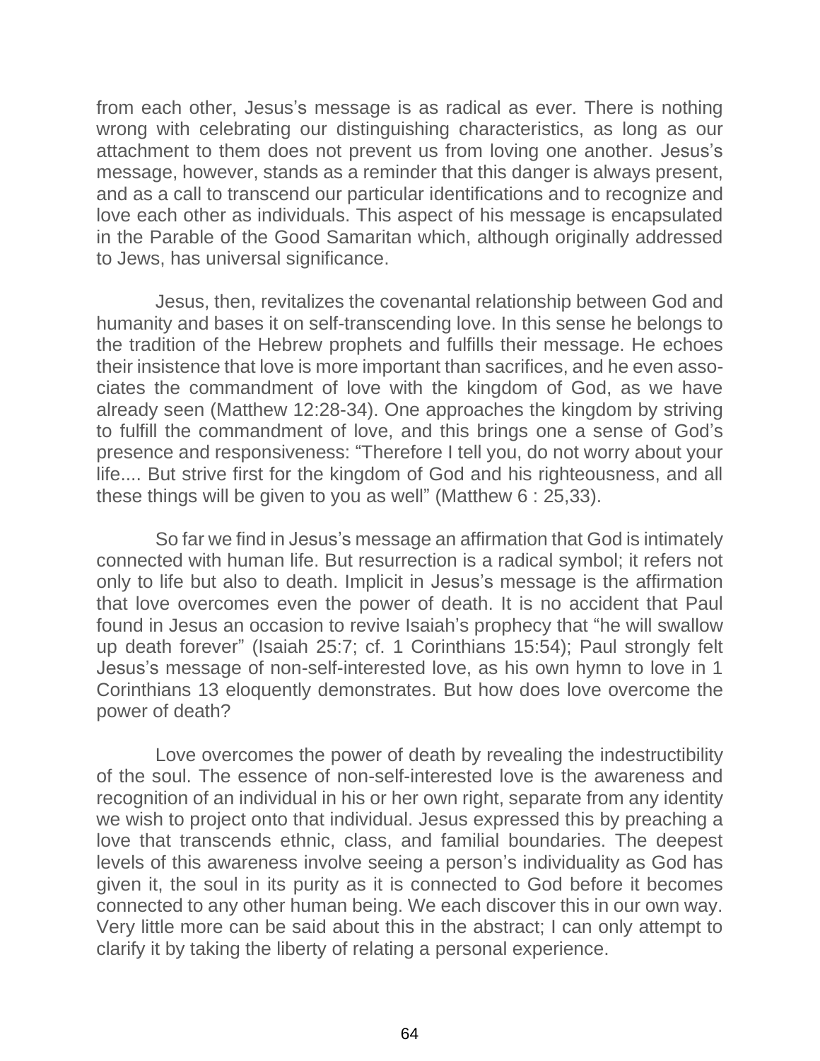from each other, Jesus's message is as radical as ever. There is nothing wrong with celebrating our distinguishing characteristics, as long as our attachment to them does not prevent us from loving one another. Jesus's message, however, stands as a reminder that this danger is always present, and as a call to transcend our particular identifications and to recognize and love each other as individuals. This aspect of his message is encapsulated in the Parable of the Good Samaritan which, although originally addressed to Jews, has universal significance.

Jesus, then, revitalizes the covenantal relationship between God and humanity and bases it on self-transcending love. In this sense he belongs to the tradition of the Hebrew prophets and fulfills their message. He echoes their insistence that love is more important than sacrifices, and he even associates the commandment of love with the kingdom of God, as we have already seen (Matthew 12:28-34). One approaches the kingdom by striving to fulfill the commandment of love, and this brings one a sense of God's presence and responsiveness: "Therefore I tell you, do not worry about your life.... But strive first for the kingdom of God and his righteousness, and all these things will be given to you as well" (Matthew 6 : 25,33).

So far we find in Jesus's message an affirmation that God is intimately connected with human life. But resurrection is a radical symbol; it refers not only to life but also to death. Implicit in Jesus's message is the affirmation that love overcomes even the power of death. It is no accident that Paul found in Jesus an occasion to revive Isaiah's prophecy that "he will swallow up death forever" (Isaiah 25:7; cf. 1 Corinthians 15:54); Paul strongly felt Jesus's message of non-self-interested love, as his own hymn to love in 1 Corinthians 13 eloquently demonstrates. But how does love overcome the power of death?

Love overcomes the power of death by revealing the indestructibility of the soul. The essence of non-self-interested love is the awareness and recognition of an individual in his or her own right, separate from any identity we wish to project onto that individual. Jesus expressed this by preaching a love that transcends ethnic, class, and familial boundaries. The deepest levels of this awareness involve seeing a person's individuality as God has given it, the soul in its purity as it is connected to God before it becomes connected to any other human being. We each discover this in our own way. Very little more can be said about this in the abstract; I can only attempt to clarify it by taking the liberty of relating a personal experience.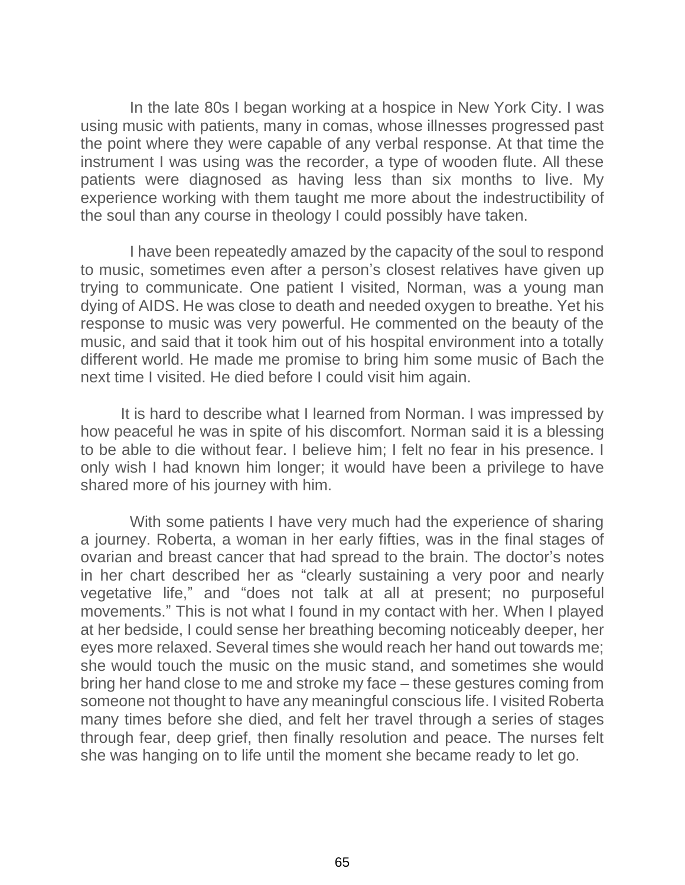In the late 80s I began working at a hospice in New York City. I was using music with patients, many in comas, whose illnesses progressed past the point where they were capable of any verbal response. At that time the instrument I was using was the recorder, a type of wooden flute. All these patients were diagnosed as having less than six months to live. My experience working with them taught me more about the indestructibility of the soul than any course in theology I could possibly have taken.

I have been repeatedly amazed by the capacity of the soul to respond to music, sometimes even after a person's closest relatives have given up trying to communicate. One patient I visited, Norman, was a young man dying of AIDS. He was close to death and needed oxygen to breathe. Yet his response to music was very powerful. He commented on the beauty of the music, and said that it took him out of his hospital environment into a totally different world. He made me promise to bring him some music of Bach the next time I visited. He died before I could visit him again.

It is hard to describe what I learned from Norman. I was impressed by how peaceful he was in spite of his discomfort. Norman said it is a blessing to be able to die without fear. I believe him; I felt no fear in his presence. I only wish I had known him longer; it would have been a privilege to have shared more of his journey with him.

With some patients I have very much had the experience of sharing a journey. Roberta, a woman in her early fifties, was in the final stages of ovarian and breast cancer that had spread to the brain. The doctor's notes in her chart described her as "clearly sustaining a very poor and nearly vegetative life," and "does not talk at all at present; no purposeful movements." This is not what I found in my contact with her. When I played at her bedside, I could sense her breathing becoming noticeably deeper, her eyes more relaxed. Several times she would reach her hand out towards me; she would touch the music on the music stand, and sometimes she would bring her hand close to me and stroke my face – these gestures coming from someone not thought to have any meaningful conscious life. I visited Roberta many times before she died, and felt her travel through a series of stages through fear, deep grief, then finally resolution and peace. The nurses felt she was hanging on to life until the moment she became ready to let go.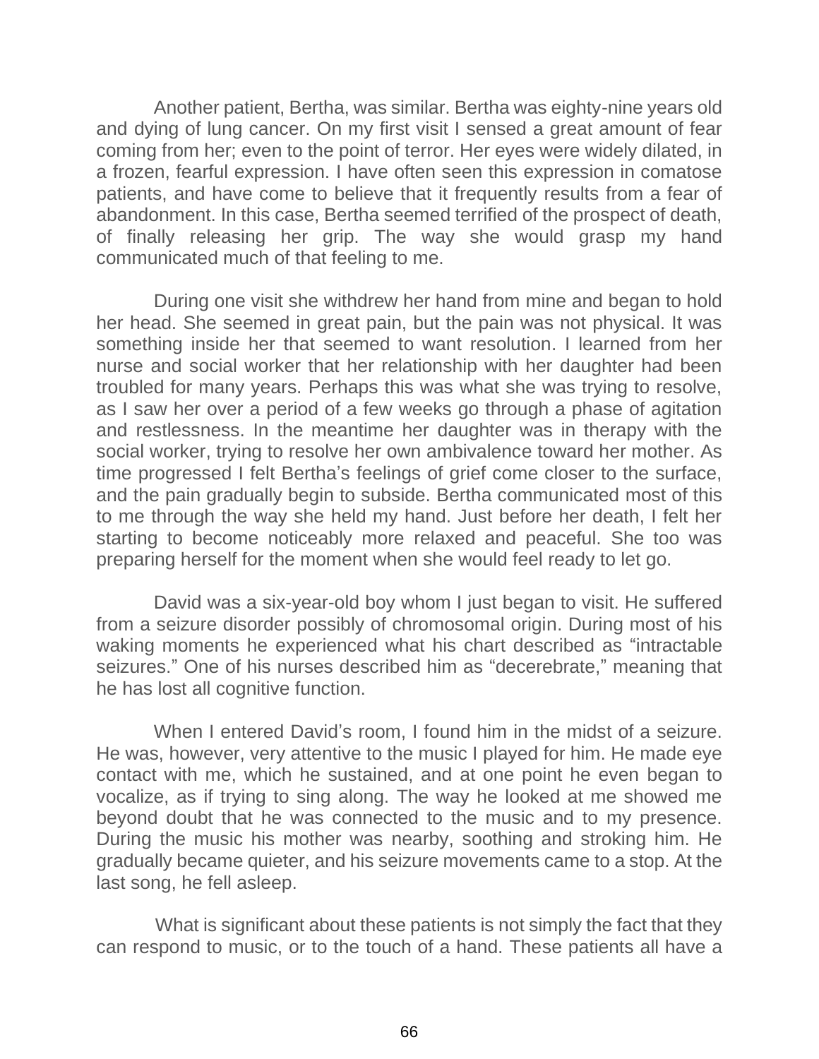Another patient, Bertha, was similar. Bertha was eighty-nine years old and dying of lung cancer. On my first visit I sensed a great amount of fear coming from her; even to the point of terror. Her eyes were widely dilated, in a frozen, fearful expression. I have often seen this expression in comatose patients, and have come to believe that it frequently results from a fear of abandonment. In this case, Bertha seemed terrified of the prospect of death, of finally releasing her grip. The way she would grasp my hand communicated much of that feeling to me.

During one visit she withdrew her hand from mine and began to hold her head. She seemed in great pain, but the pain was not physical. It was something inside her that seemed to want resolution. I learned from her nurse and social worker that her relationship with her daughter had been troubled for many years. Perhaps this was what she was trying to resolve, as I saw her over a period of a few weeks go through a phase of agitation and restlessness. In the meantime her daughter was in therapy with the social worker, trying to resolve her own ambivalence toward her mother. As time progressed I felt Bertha's feelings of grief come closer to the surface, and the pain gradually begin to subside. Bertha communicated most of this to me through the way she held my hand. Just before her death, I felt her starting to become noticeably more relaxed and peaceful. She too was preparing herself for the moment when she would feel ready to let go.

David was a six-year-old boy whom I just began to visit. He suffered from a seizure disorder possibly of chromosomal origin. During most of his waking moments he experienced what his chart described as "intractable seizures." One of his nurses described him as "decerebrate," meaning that he has lost all cognitive function.

When I entered David's room, I found him in the midst of a seizure. He was, however, very attentive to the music I played for him. He made eye contact with me, which he sustained, and at one point he even began to vocalize, as if trying to sing along. The way he looked at me showed me beyond doubt that he was connected to the music and to my presence. During the music his mother was nearby, soothing and stroking him. He gradually became quieter, and his seizure movements came to a stop. At the last song, he fell asleep.

What is significant about these patients is not simply the fact that they can respond to music, or to the touch of a hand. These patients all have a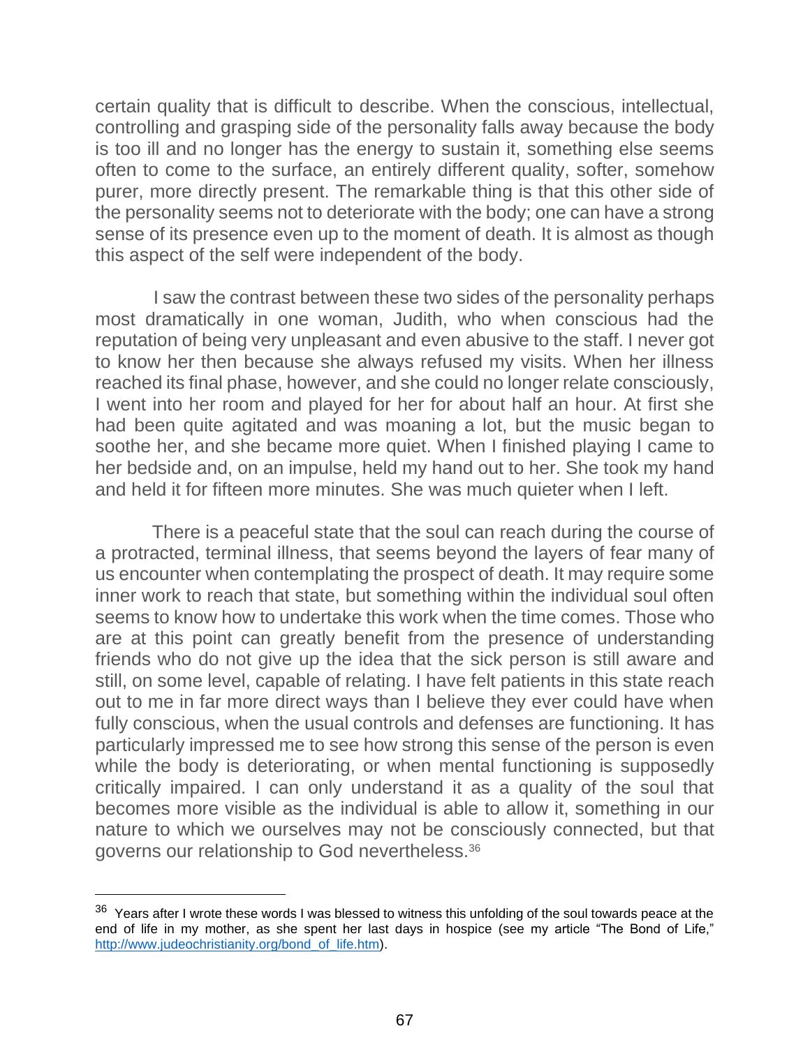certain quality that is difficult to describe. When the conscious, intellectual, controlling and grasping side of the personality falls away because the body is too ill and no longer has the energy to sustain it, something else seems often to come to the surface, an entirely different quality, softer, somehow purer, more directly present. The remarkable thing is that this other side of the personality seems not to deteriorate with the body; one can have a strong sense of its presence even up to the moment of death. It is almost as though this aspect of the self were independent of the body.

I saw the contrast between these two sides of the personality perhaps most dramatically in one woman, Judith, who when conscious had the reputation of being very unpleasant and even abusive to the staff. I never got to know her then because she always refused my visits. When her illness reached its final phase, however, and she could no longer relate consciously, I went into her room and played for her for about half an hour. At first she had been quite agitated and was moaning a lot, but the music began to soothe her, and she became more quiet. When I finished playing I came to her bedside and, on an impulse, held my hand out to her. She took my hand and held it for fifteen more minutes. She was much quieter when I left.

There is a peaceful state that the soul can reach during the course of a protracted, terminal illness, that seems beyond the layers of fear many of us encounter when contemplating the prospect of death. It may require some inner work to reach that state, but something within the individual soul often seems to know how to undertake this work when the time comes. Those who are at this point can greatly benefit from the presence of understanding friends who do not give up the idea that the sick person is still aware and still, on some level, capable of relating. I have felt patients in this state reach out to me in far more direct ways than I believe they ever could have when fully conscious, when the usual controls and defenses are functioning. It has particularly impressed me to see how strong this sense of the person is even while the body is deteriorating, or when mental functioning is supposedly critically impaired. I can only understand it as a quality of the soul that becomes more visible as the individual is able to allow it, something in our nature to which we ourselves may not be consciously connected, but that governs our relationship to God nevertheless.[36]

---

[36] Years after I wrote these words I was blessed to witness this unfolding of the soul towards peace at the end of life in my mother, as she spent her last days in hospice (see my article "The Bond of Life," http://www.judeochristianity.org/bond_of_life.htm).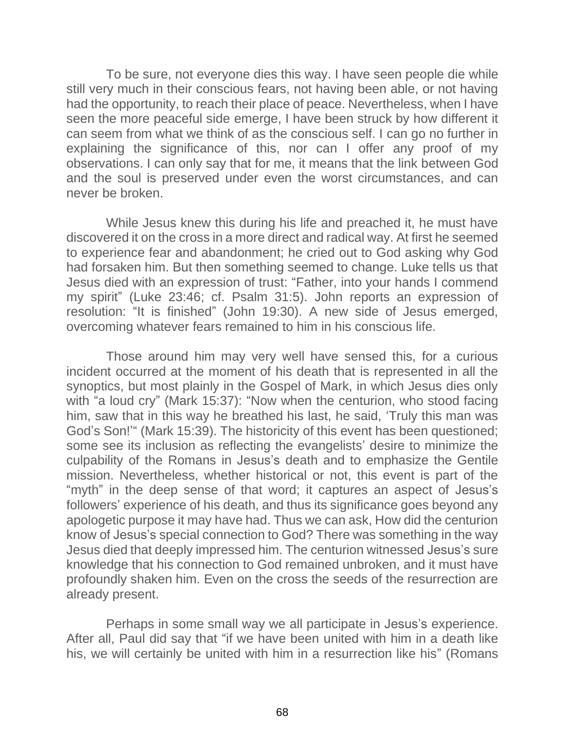To be sure, not everyone dies this way. I have seen people die while still very much in their conscious fears, not having been able, or not having had the opportunity, to reach their place of peace. Nevertheless, when I have seen the more peaceful side emerge, I have been struck by how different it can seem from what we think of as the conscious self. I can go no further in explaining the significance of this, nor can I offer any proof of my observations. I can only say that for me, it means that the link between God and the soul is preserved under even the worst circumstances, and can never be broken.

While Jesus knew this during his life and preached it, he must have discovered it on the cross in a more direct and radical way. At first he seemed to experience fear and abandonment; he cried out to God asking why God had forsaken him. But then something seemed to change. Luke tells us that Jesus died with an expression of trust: “Father, into your hands I commend my spirit” (Luke 23:46; cf. Psalm 31:5). John reports an expression of resolution: “It is finished” (John 19:30). A new side of Jesus emerged, overcoming whatever fears remained to him in his conscious life.

Those around him may very well have sensed this, for a curious incident occurred at the moment of his death that is represented in all the synoptics, but most plainly in the Gospel of Mark, in which Jesus dies only with “a loud cry” (Mark 15:37): “Now when the centurion, who stood facing him, saw that in this way he breathed his last, he said, ‘Truly this man was God’s Son!’“ (Mark 15:39). The historicity of this event has been questioned; some see its inclusion as reflecting the evangelists’ desire to minimize the culpability of the Romans in Jesus’s death and to emphasize the Gentile mission. Nevertheless, whether historical or not, this event is part of the “myth” in the deep sense of that word; it captures an aspect of Jesus’s followers’ experience of his death, and thus its significance goes beyond any apologetic purpose it may have had. Thus we can ask, How did the centurion know of Jesus’s special connection to God? There was something in the way Jesus died that deeply impressed him. The centurion witnessed Jesus’s sure knowledge that his connection to God remained unbroken, and it must have profoundly shaken him. Even on the cross the seeds of the resurrection are already present.

Perhaps in some small way we all participate in Jesus’s experience. After all, Paul did say that “if we have been united with him in a death like his, we will certainly be united with him in a resurrection like his” (Romans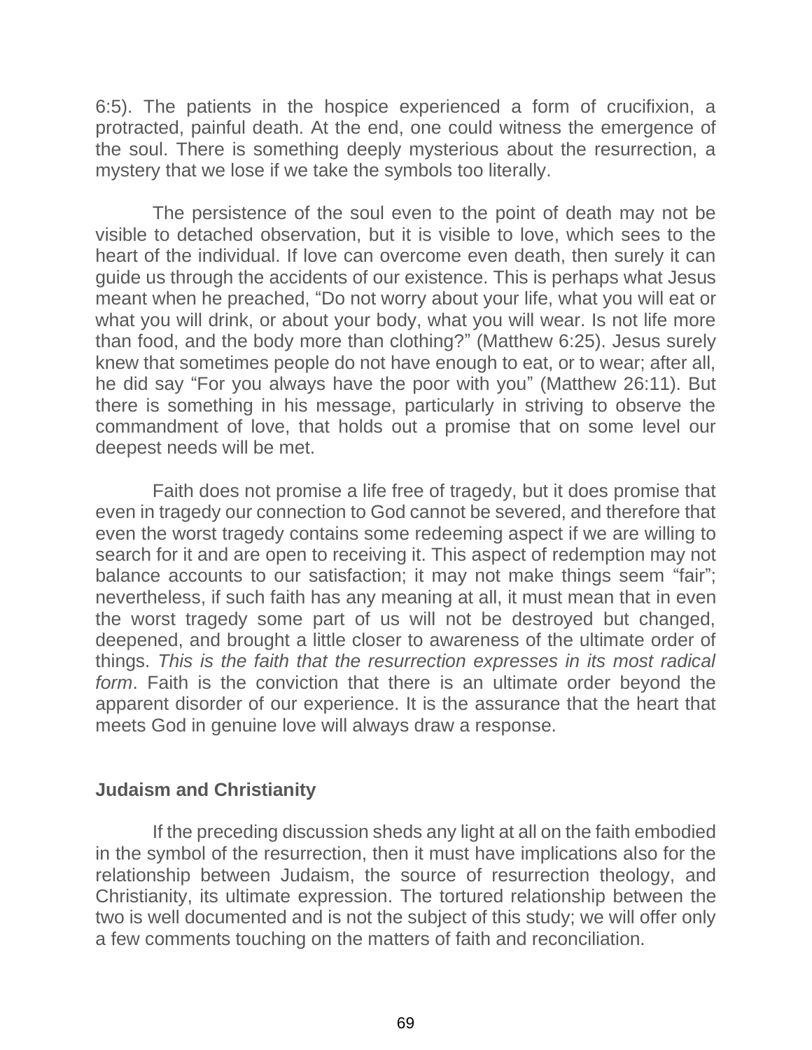6:5). The patients in the hospice experienced a form of crucifixion, a protracted, painful death. At the end, one could witness the emergence of the soul. There is something deeply mysterious about the resurrection, a mystery that we lose if we take the symbols too literally.

The persistence of the soul even to the point of death may not be visible to detached observation, but it is visible to love, which sees to the heart of the individual. If love can overcome even death, then surely it can guide us through the accidents of our existence. This is perhaps what Jesus meant when he preached, "Do not worry about your life, what you will eat or what you will drink, or about your body, what you will wear. Is not life more than food, and the body more than clothing?" (Matthew 6:25). Jesus surely knew that sometimes people do not have enough to eat, or to wear; after all, he did say "For you always have the poor with you" (Matthew 26:11). But there is something in his message, particularly in striving to observe the commandment of love, that holds out a promise that on some level our deepest needs will be met.

Faith does not promise a life free of tragedy, but it does promise that even in tragedy our connection to God cannot be severed, and therefore that even the worst tragedy contains some redeeming aspect if we are willing to search for it and are open to receiving it. This aspect of redemption may not balance accounts to our satisfaction; it may not make things seem "fair"; nevertheless, if such faith has any meaning at all, it must mean that in even the worst tragedy some part of us will not be destroyed but changed, deepened, and brought a little closer to awareness of the ultimate order of things. *This is the faith that the resurrection expresses in its most radical form*. Faith is the conviction that there is an ultimate order beyond the apparent disorder of our experience. It is the assurance that the heart that meets God in genuine love will always draw a response.

### Judaism and Christianity

If the preceding discussion sheds any light at all on the faith embodied in the symbol of the resurrection, then it must have implications also for the relationship between Judaism, the source of resurrection theology, and Christianity, its ultimate expression. The tortured relationship between the two is well documented and is not the subject of this study; we will offer only a few comments touching on the matters of faith and reconciliation.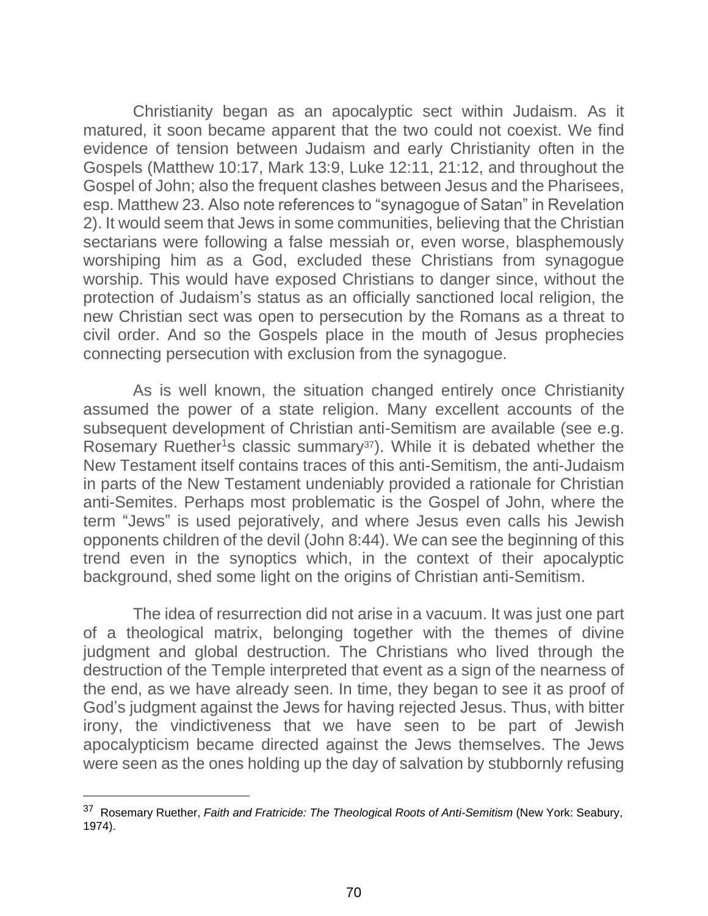Christianity began as an apocalyptic sect within Judaism. As it matured, it soon became apparent that the two could not coexist. We find evidence of tension between Judaism and early Christianity often in the Gospels (Matthew 10:17, Mark 13:9, Luke 12:11, 21:12, and throughout the Gospel of John; also the frequent clashes between Jesus and the Pharisees, esp. Matthew 23. Also note references to "synagogue of Satan" in Revelation 2). It would seem that Jews in some communities, believing that the Christian sectarians were following a false messiah or, even worse, blasphemously worshiping him as a God, excluded these Christians from synagogue worship. This would have exposed Christians to danger since, without the protection of Judaism's status as an officially sanctioned local religion, the new Christian sect was open to persecution by the Romans as a threat to civil order. And so the Gospels place in the mouth of Jesus prophecies connecting persecution with exclusion from the synagogue.

As is well known, the situation changed entirely once Christianity assumed the power of a state religion. Many excellent accounts of the subsequent development of Christian anti-Semitism are available (see e.g. Rosemary Ruether[1]s classic summary[37]). While it is debated whether the New Testament itself contains traces of this anti-Semitism, the anti-Judaism in parts of the New Testament undeniably provided a rationale for Christian anti-Semites. Perhaps most problematic is the Gospel of John, where the term "Jews" is used pejoratively, and where Jesus even calls his Jewish opponents children of the devil (John 8:44). We can see the beginning of this trend even in the synoptics which, in the context of their apocalyptic background, shed some light on the origins of Christian anti-Semitism.

The idea of resurrection did not arise in a vacuum. It was just one part of a theological matrix, belonging together with the themes of divine judgment and global destruction. The Christians who lived through the destruction of the Temple interpreted that event as a sign of the nearness of the end, as we have already seen. In time, they began to see it as proof of God's judgment against the Jews for having rejected Jesus. Thus, with bitter irony, the vindictiveness that we have seen to be part of Jewish apocalypticism became directed against the Jews themselves. The Jews were seen as the ones holding up the day of salvation by stubbornly refusing

---

[37] Rosemary Ruether, *Faith and Fratricide: The Theological Roots of Anti-Semitism* (New York: Seabury, 1974).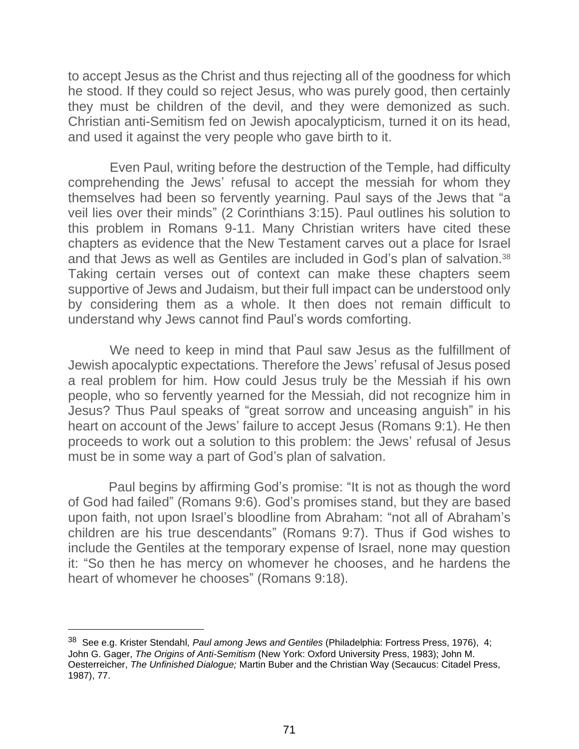to accept Jesus as the Christ and thus rejecting all of the goodness for which he stood. If they could so reject Jesus, who was purely good, then certainly they must be children of the devil, and they were demonized as such. Christian anti-Semitism fed on Jewish apocalypticism, turned it on its head, and used it against the very people who gave birth to it.

Even Paul, writing before the destruction of the Temple, had difficulty comprehending the Jews' refusal to accept the messiah for whom they themselves had been so fervently yearning. Paul says of the Jews that "a veil lies over their minds" (2 Corinthians 3:15). Paul outlines his solution to this problem in Romans 9-11. Many Christian writers have cited these chapters as evidence that the New Testament carves out a place for Israel and that Jews as well as Gentiles are included in God's plan of salvation.[38] Taking certain verses out of context can make these chapters seem supportive of Jews and Judaism, but their full impact can be understood only by considering them as a whole. It then does not remain difficult to understand why Jews cannot find Paul's words comforting.

We need to keep in mind that Paul saw Jesus as the fulfillment of Jewish apocalyptic expectations. Therefore the Jews' refusal of Jesus posed a real problem for him. How could Jesus truly be the Messiah if his own people, who so fervently yearned for the Messiah, did not recognize him in Jesus? Thus Paul speaks of "great sorrow and unceasing anguish" in his heart on account of the Jews' failure to accept Jesus (Romans 9:1). He then proceeds to work out a solution to this problem: the Jews' refusal of Jesus must be in some way a part of God's plan of salvation.

Paul begins by affirming God's promise: "It is not as though the word of God had failed" (Romans 9:6). God's promises stand, but they are based upon faith, not upon Israel's bloodline from Abraham: "not all of Abraham's children are his true descendants" (Romans 9:7). Thus if God wishes to include the Gentiles at the temporary expense of Israel, none may question it: "So then he has mercy on whomever he chooses, and he hardens the heart of whomever he chooses" (Romans 9:18).

---

[38] See e.g. Krister Stendahl, *Paul among Jews and Gentiles* (Philadelphia: Fortress Press, 1976), 4; John G. Gager, *The Origins of Anti-Semitism* (New York: Oxford University Press, 1983); John M. Oesterreicher, *The Unfinished Dialogue;* Martin Buber and the Christian Way (Secaucus: Citadel Press, 1987), 77.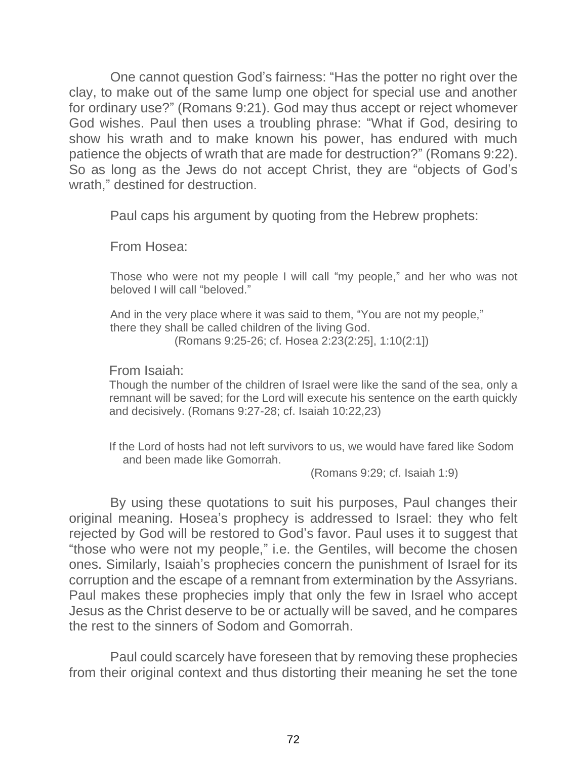One cannot question God's fairness: "Has the potter no right over the clay, to make out of the same lump one object for special use and another for ordinary use?" (Romans 9:21). God may thus accept or reject whomever God wishes. Paul then uses a troubling phrase: "What if God, desiring to show his wrath and to make known his power, has endured with much patience the objects of wrath that are made for destruction?" (Romans 9:22). So as long as the Jews do not accept Christ, they are "objects of God's wrath," destined for destruction.

Paul caps his argument by quoting from the Hebrew prophets:

From Hosea:

> Those who were not my people I will call "my people," and her who was not beloved I will call "beloved."
>
> And in the very place where it was said to them, "You are not my people," there they shall be called children of the living God.
> (Romans 9:25-26; cf. Hosea 2:23(2:25], 1:10(2:1])

From Isaiah:

> Though the number of the children of Israel were like the sand of the sea, only a remnant will be saved; for the Lord will execute his sentence on the earth quickly and decisively. (Romans 9:27-28; cf. Isaiah 10:22,23)
>
> If the Lord of hosts had not left survivors to us, we would have fared like Sodom and been made like Gomorrah.
> (Romans 9:29; cf. Isaiah 1:9)

By using these quotations to suit his purposes, Paul changes their original meaning. Hosea's prophecy is addressed to Israel: they who felt rejected by God will be restored to God's favor. Paul uses it to suggest that "those who were not my people," i.e. the Gentiles, will become the chosen ones. Similarly, Isaiah's prophecies concern the punishment of Israel for its corruption and the escape of a remnant from extermination by the Assyrians. Paul makes these prophecies imply that only the few in Israel who accept Jesus as the Christ deserve to be or actually will be saved, and he compares the rest to the sinners of Sodom and Gomorrah.

Paul could scarcely have foreseen that by removing these prophecies from their original context and thus distorting their meaning he set the tone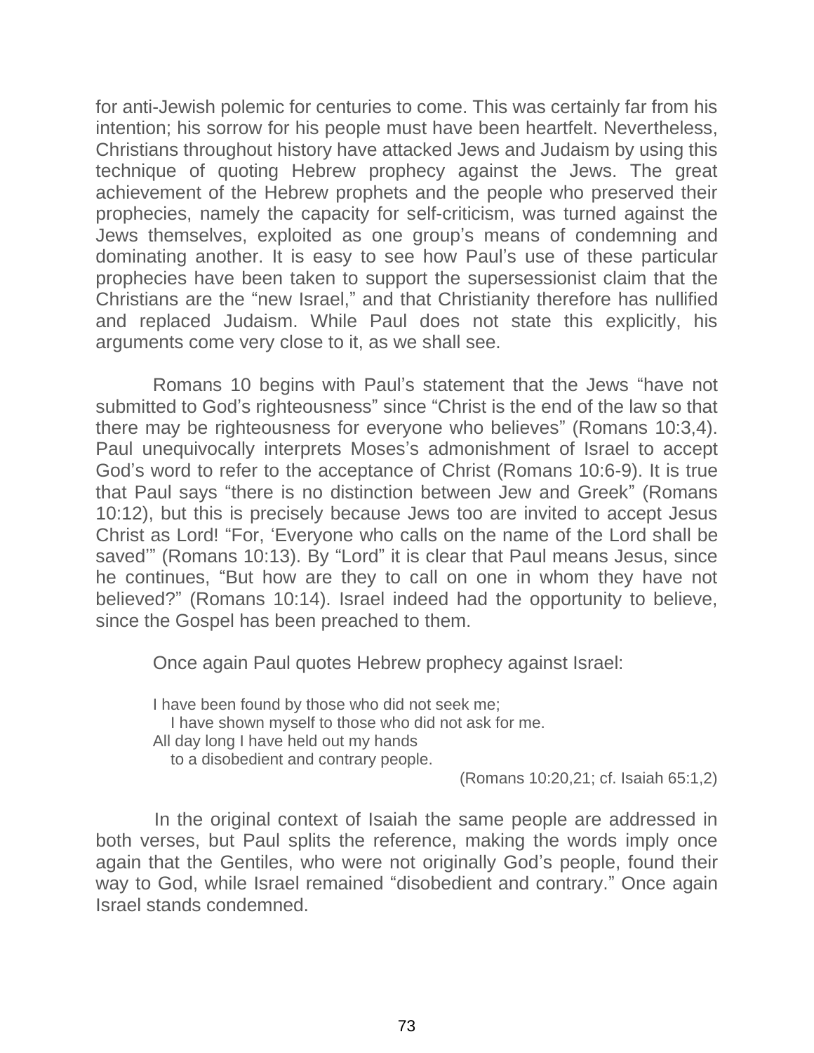for anti-Jewish polemic for centuries to come. This was certainly far from his intention; his sorrow for his people must have been heartfelt. Nevertheless, Christians throughout history have attacked Jews and Judaism by using this technique of quoting Hebrew prophecy against the Jews. The great achievement of the Hebrew prophets and the people who preserved their prophecies, namely the capacity for self-criticism, was turned against the Jews themselves, exploited as one group's means of condemning and dominating another. It is easy to see how Paul's use of these particular prophecies have been taken to support the supersessionist claim that the Christians are the "new Israel," and that Christianity therefore has nullified and replaced Judaism. While Paul does not state this explicitly, his arguments come very close to it, as we shall see.

Romans 10 begins with Paul's statement that the Jews "have not submitted to God's righteousness" since "Christ is the end of the law so that there may be righteousness for everyone who believes" (Romans 10:3,4). Paul unequivocally interprets Moses's admonishment of Israel to accept God's word to refer to the acceptance of Christ (Romans 10:6-9). It is true that Paul says "there is no distinction between Jew and Greek" (Romans 10:12), but this is precisely because Jews too are invited to accept Jesus Christ as Lord! "For, 'Everyone who calls on the name of the Lord shall be saved'" (Romans 10:13). By "Lord" it is clear that Paul means Jesus, since he continues, "But how are they to call on one in whom they have not believed?" (Romans 10:14). Israel indeed had the opportunity to believe, since the Gospel has been preached to them.

Once again Paul quotes Hebrew prophecy against Israel:

> I have been found by those who did not seek me;
> I have shown myself to those who did not ask for me.
> All day long I have held out my hands
> to a disobedient and contrary people.
>
> (Romans 10:20,21; cf. Isaiah 65:1,2)

In the original context of Isaiah the same people are addressed in both verses, but Paul splits the reference, making the words imply once again that the Gentiles, who were not originally God's people, found their way to God, while Israel remained "disobedient and contrary." Once again Israel stands condemned.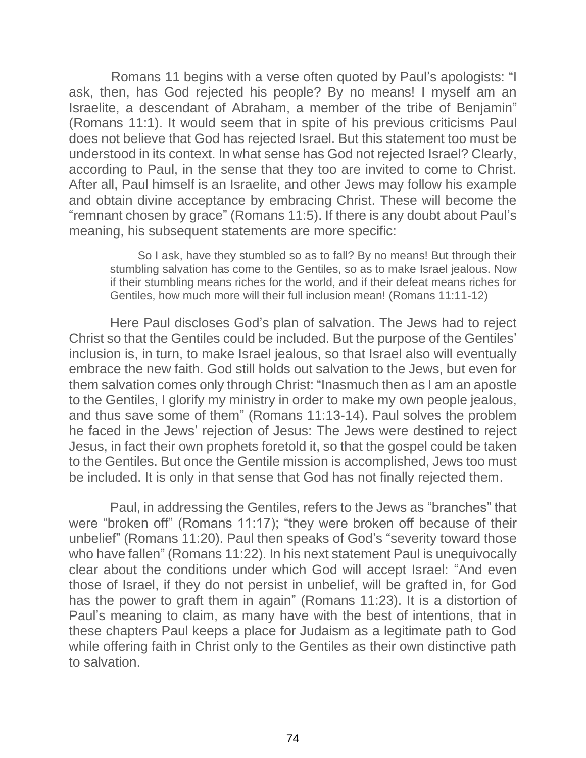Romans 11 begins with a verse often quoted by Paul's apologists: "I ask, then, has God rejected his people? By no means! I myself am an Israelite, a descendant of Abraham, a member of the tribe of Benjamin" (Romans 11:1). It would seem that in spite of his previous criticisms Paul does not believe that God has rejected Israel. But this statement too must be understood in its context. In what sense has God not rejected Israel? Clearly, according to Paul, in the sense that they too are invited to come to Christ. After all, Paul himself is an Israelite, and other Jews may follow his example and obtain divine acceptance by embracing Christ. These will become the "remnant chosen by grace" (Romans 11:5). If there is any doubt about Paul's meaning, his subsequent statements are more specific:

> So I ask, have they stumbled so as to fall? By no means! But through their stumbling salvation has come to the Gentiles, so as to make Israel jealous. Now if their stumbling means riches for the world, and if their defeat means riches for Gentiles, how much more will their full inclusion mean! (Romans 11:11-12)

Here Paul discloses God's plan of salvation. The Jews had to reject Christ so that the Gentiles could be included. But the purpose of the Gentiles' inclusion is, in turn, to make Israel jealous, so that Israel also will eventually embrace the new faith. God still holds out salvation to the Jews, but even for them salvation comes only through Christ: "Inasmuch then as I am an apostle to the Gentiles, I glorify my ministry in order to make my own people jealous, and thus save some of them" (Romans 11:13-14). Paul solves the problem he faced in the Jews' rejection of Jesus: The Jews were destined to reject Jesus, in fact their own prophets foretold it, so that the gospel could be taken to the Gentiles. But once the Gentile mission is accomplished, Jews too must be included. It is only in that sense that God has not finally rejected them.

Paul, in addressing the Gentiles, refers to the Jews as "branches" that were "broken off" (Romans 11:17); "they were broken off because of their unbelief" (Romans 11:20). Paul then speaks of God's "severity toward those who have fallen" (Romans 11:22). In his next statement Paul is unequivocally clear about the conditions under which God will accept Israel: "And even those of Israel, if they do not persist in unbelief, will be grafted in, for God has the power to graft them in again" (Romans 11:23). It is a distortion of Paul's meaning to claim, as many have with the best of intentions, that in these chapters Paul keeps a place for Judaism as a legitimate path to God while offering faith in Christ only to the Gentiles as their own distinctive path to salvation.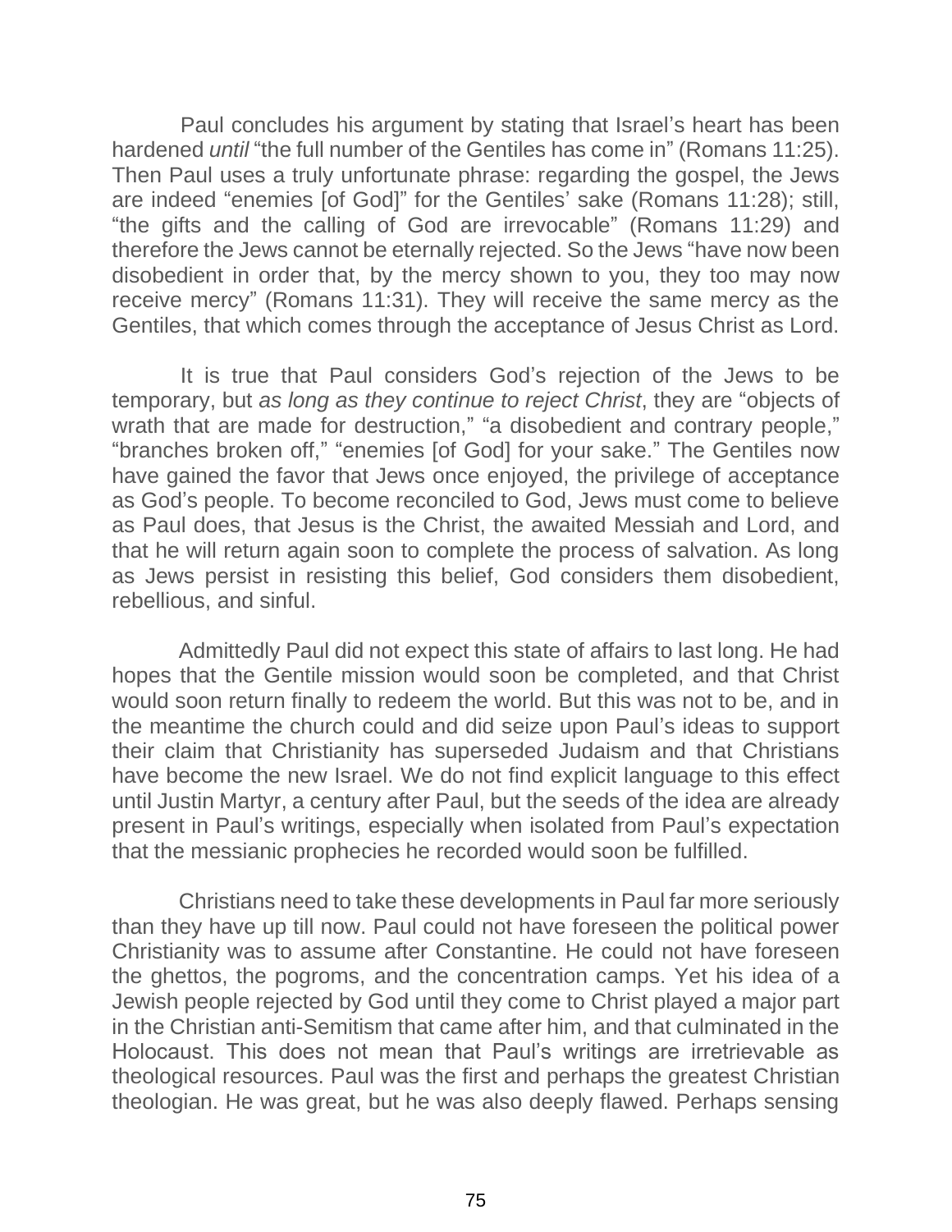Paul concludes his argument by stating that Israel's heart has been hardened *until* "the full number of the Gentiles has come in" (Romans 11:25). Then Paul uses a truly unfortunate phrase: regarding the gospel, the Jews are indeed "enemies [of God]" for the Gentiles' sake (Romans 11:28); still, "the gifts and the calling of God are irrevocable" (Romans 11:29) and therefore the Jews cannot be eternally rejected. So the Jews "have now been disobedient in order that, by the mercy shown to you, they too may now receive mercy" (Romans 11:31). They will receive the same mercy as the Gentiles, that which comes through the acceptance of Jesus Christ as Lord.

It is true that Paul considers God's rejection of the Jews to be temporary, but *as long as they continue to reject Christ*, they are "objects of wrath that are made for destruction," "a disobedient and contrary people," "branches broken off," "enemies [of God] for your sake." The Gentiles now have gained the favor that Jews once enjoyed, the privilege of acceptance as God's people. To become reconciled to God, Jews must come to believe as Paul does, that Jesus is the Christ, the awaited Messiah and Lord, and that he will return again soon to complete the process of salvation. As long as Jews persist in resisting this belief, God considers them disobedient, rebellious, and sinful.

Admittedly Paul did not expect this state of affairs to last long. He had hopes that the Gentile mission would soon be completed, and that Christ would soon return finally to redeem the world. But this was not to be, and in the meantime the church could and did seize upon Paul's ideas to support their claim that Christianity has superseded Judaism and that Christians have become the new Israel. We do not find explicit language to this effect until Justin Martyr, a century after Paul, but the seeds of the idea are already present in Paul's writings, especially when isolated from Paul's expectation that the messianic prophecies he recorded would soon be fulfilled.

Christians need to take these developments in Paul far more seriously than they have up till now. Paul could not have foreseen the political power Christianity was to assume after Constantine. He could not have foreseen the ghettos, the pogroms, and the concentration camps. Yet his idea of a Jewish people rejected by God until they come to Christ played a major part in the Christian anti-Semitism that came after him, and that culminated in the Holocaust. This does not mean that Paul's writings are irretrievable as theological resources. Paul was the first and perhaps the greatest Christian theologian. He was great, but he was also deeply flawed. Perhaps sensing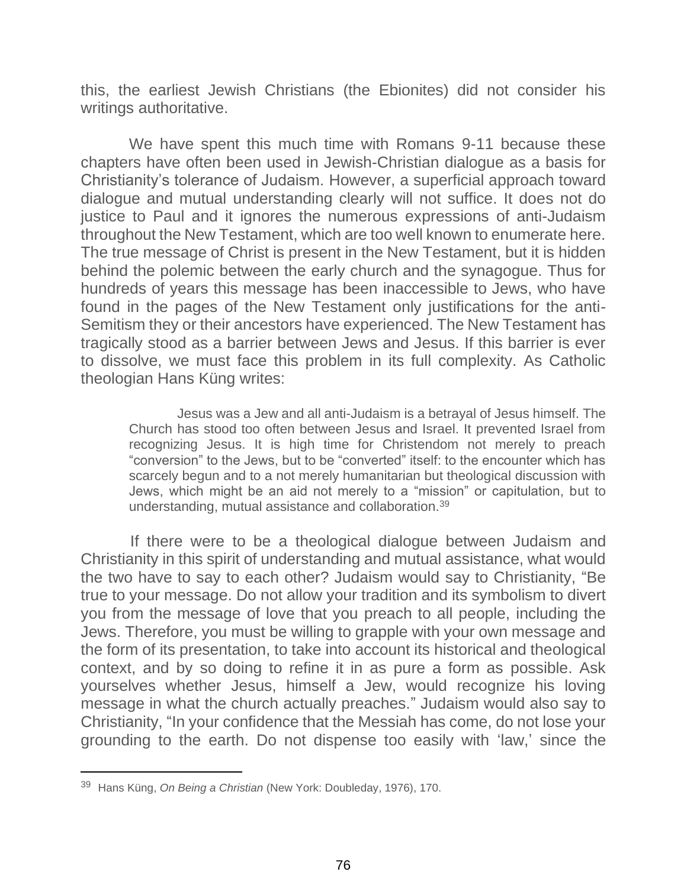this, the earliest Jewish Christians (the Ebionites) did not consider his writings authoritative.

We have spent this much time with Romans 9-11 because these chapters have often been used in Jewish-Christian dialogue as a basis for Christianity's tolerance of Judaism. However, a superficial approach toward dialogue and mutual understanding clearly will not suffice. It does not do justice to Paul and it ignores the numerous expressions of anti-Judaism throughout the New Testament, which are too well known to enumerate here. The true message of Christ is present in the New Testament, but it is hidden behind the polemic between the early church and the synagogue. Thus for hundreds of years this message has been inaccessible to Jews, who have found in the pages of the New Testament only justifications for the anti-Semitism they or their ancestors have experienced. The New Testament has tragically stood as a barrier between Jews and Jesus. If this barrier is ever to dissolve, we must face this problem in its full complexity. As Catholic theologian Hans Küng writes:

> Jesus was a Jew and all anti-Judaism is a betrayal of Jesus himself. The Church has stood too often between Jesus and Israel. It prevented Israel from recognizing Jesus. It is high time for Christendom not merely to preach "conversion" to the Jews, but to be "converted" itself: to the encounter which has scarcely begun and to a not merely humanitarian but theological discussion with Jews, which might be an aid not merely to a "mission" or capitulation, but to understanding, mutual assistance and collaboration.[39]

If there were to be a theological dialogue between Judaism and Christianity in this spirit of understanding and mutual assistance, what would the two have to say to each other? Judaism would say to Christianity, "Be true to your message. Do not allow your tradition and its symbolism to divert you from the message of love that you preach to all people, including the Jews. Therefore, you must be willing to grapple with your own message and the form of its presentation, to take into account its historical and theological context, and by so doing to refine it in as pure a form as possible. Ask yourselves whether Jesus, himself a Jew, would recognize his loving message in what the church actually preaches." Judaism would also say to Christianity, "In your confidence that the Messiah has come, do not lose your grounding to the earth. Do not dispense too easily with 'law,' since the

---

[39] Hans Küng, *On Being a Christian* (New York: Doubleday, 1976), 170.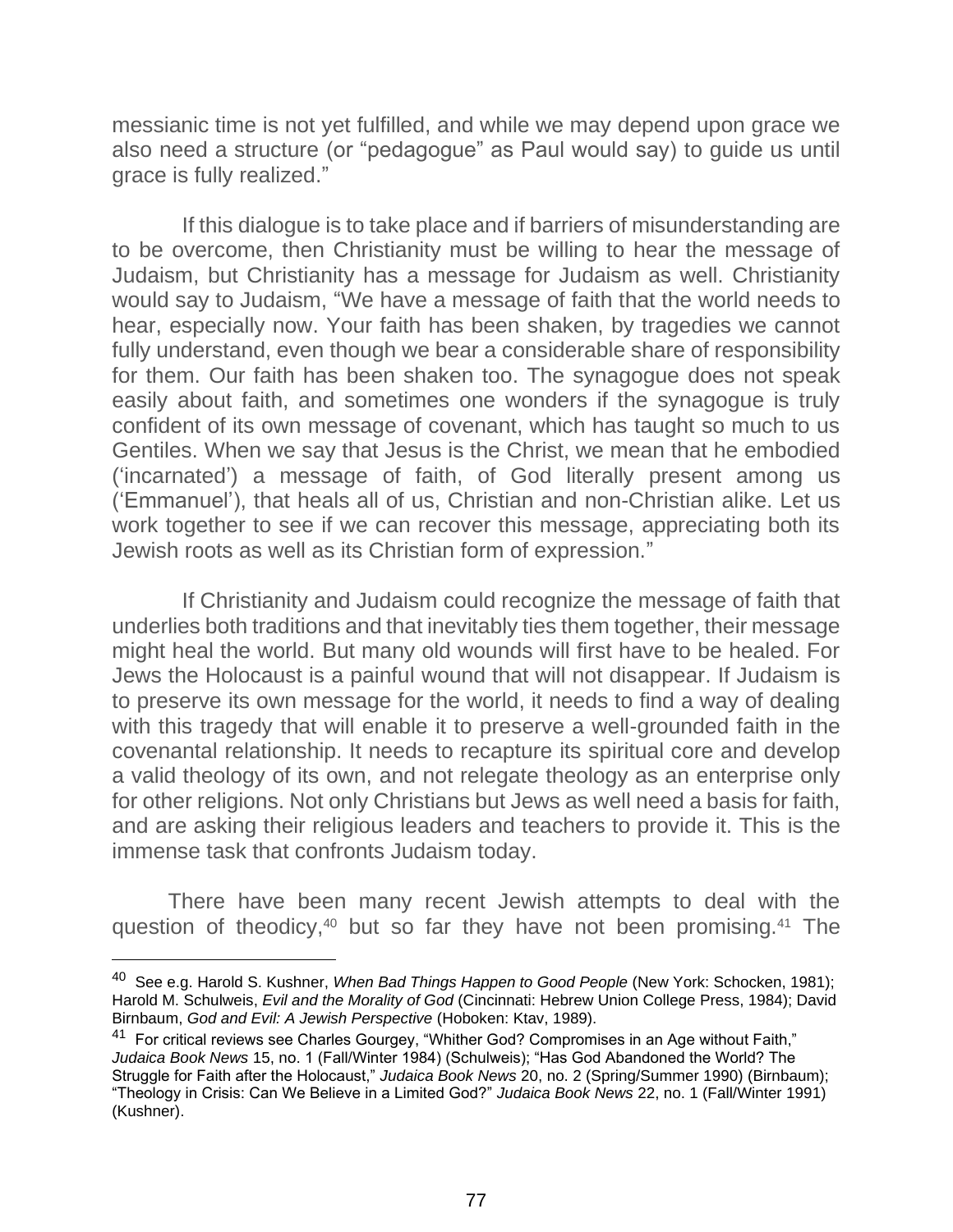messianic time is not yet fulfilled, and while we may depend upon grace we also need a structure (or "pedagogue" as Paul would say) to guide us until grace is fully realized."

If this dialogue is to take place and if barriers of misunderstanding are to be overcome, then Christianity must be willing to hear the message of Judaism, but Christianity has a message for Judaism as well. Christianity would say to Judaism, "We have a message of faith that the world needs to hear, especially now. Your faith has been shaken, by tragedies we cannot fully understand, even though we bear a considerable share of responsibility for them. Our faith has been shaken too. The synagogue does not speak easily about faith, and sometimes one wonders if the synagogue is truly confident of its own message of covenant, which has taught so much to us Gentiles. When we say that Jesus is the Christ, we mean that he embodied ('incarnated') a message of faith, of God literally present among us ('Emmanuel'), that heals all of us, Christian and non-Christian alike. Let us work together to see if we can recover this message, appreciating both its Jewish roots as well as its Christian form of expression."

If Christianity and Judaism could recognize the message of faith that underlies both traditions and that inevitably ties them together, their message might heal the world. But many old wounds will first have to be healed. For Jews the Holocaust is a painful wound that will not disappear. If Judaism is to preserve its own message for the world, it needs to find a way of dealing with this tragedy that will enable it to preserve a well-grounded faith in the covenantal relationship. It needs to recapture its spiritual core and develop a valid theology of its own, and not relegate theology as an enterprise only for other religions. Not only Christians but Jews as well need a basis for faith, and are asking their religious leaders and teachers to provide it. This is the immense task that confronts Judaism today.

There have been many recent Jewish attempts to deal with the question of theodicy,[40] but so far they have not been promising.[41] The

---

[40] See e.g. Harold S. Kushner, *When Bad Things Happen to Good People* (New York: Schocken, 1981); Harold M. Schulweis, *Evil and the Morality of God* (Cincinnati: Hebrew Union College Press, 1984); David Birnbaum, *God and Evil: A Jewish Perspective* (Hoboken: Ktav, 1989).

[41] For critical reviews see Charles Gourgey, "Whither God? Compromises in an Age without Faith," *Judaica Book News* 15, no. 1 (Fall/Winter 1984) (Schulweis); "Has God Abandoned the World? The Struggle for Faith after the Holocaust," *Judaica Book News* 20, no. 2 (Spring/Summer 1990) (Birnbaum); "Theology in Crisis: Can We Believe in a Limited God?" *Judaica Book News* 22, no. 1 (Fall/Winter 1991) (Kushner).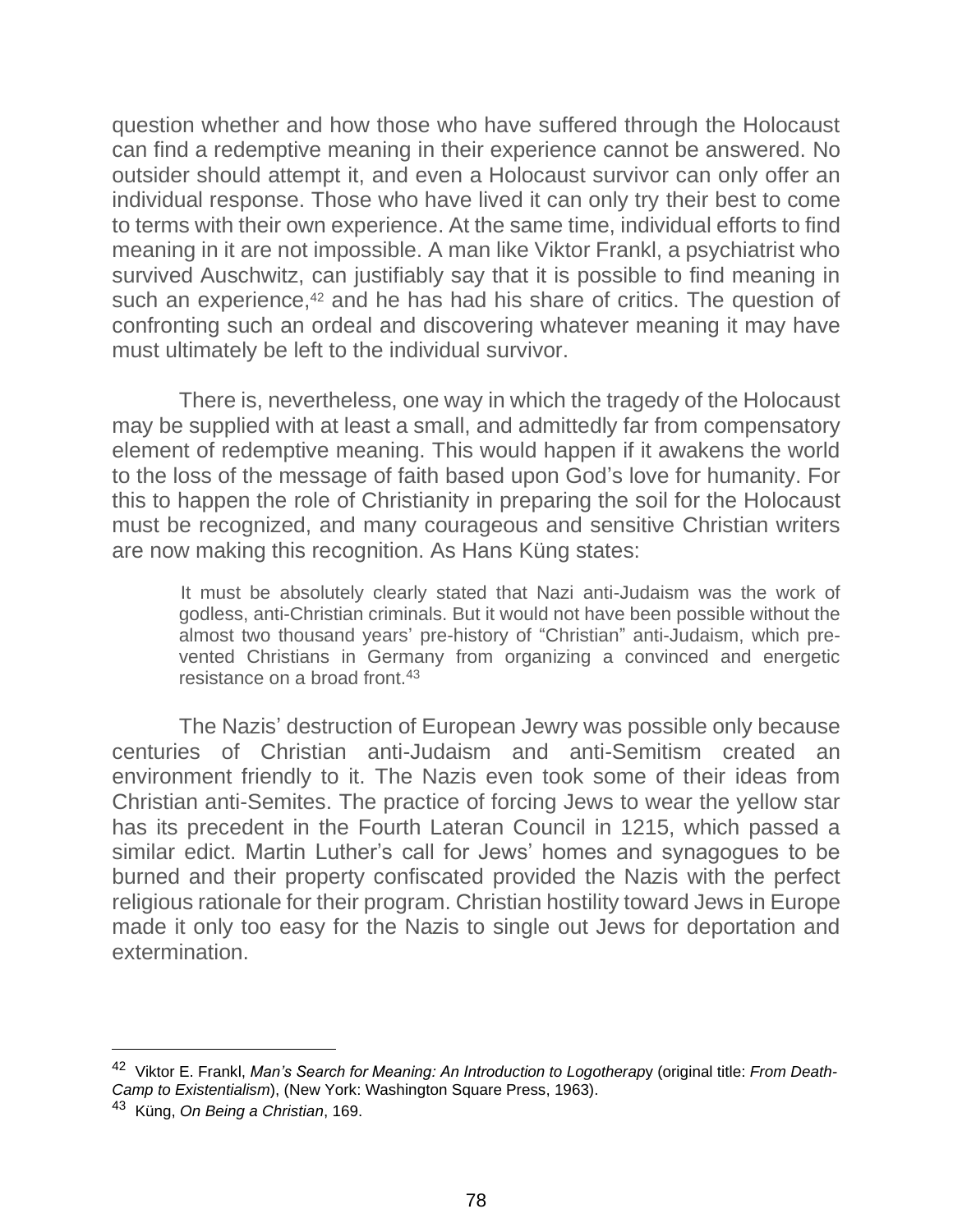question whether and how those who have suffered through the Holocaust can find a redemptive meaning in their experience cannot be answered. No outsider should attempt it, and even a Holocaust survivor can only offer an individual response. Those who have lived it can only try their best to come to terms with their own experience. At the same time, individual efforts to find meaning in it are not impossible. A man like Viktor Frankl, a psychiatrist who survived Auschwitz, can justifiably say that it is possible to find meaning in such an experience,[42] and he has had his share of critics. The question of confronting such an ordeal and discovering whatever meaning it may have must ultimately be left to the individual survivor.

There is, nevertheless, one way in which the tragedy of the Holocaust may be supplied with at least a small, and admittedly far from compensatory element of redemptive meaning. This would happen if it awakens the world to the loss of the message of faith based upon God's love for humanity. For this to happen the role of Christianity in preparing the soil for the Holocaust must be recognized, and many courageous and sensitive Christian writers are now making this recognition. As Hans Küng states:

> It must be absolutely clearly stated that Nazi anti-Judaism was the work of godless, anti-Christian criminals. But it would not have been possible without the almost two thousand years' pre-history of "Christian" anti-Judaism, which prevented Christians in Germany from organizing a convinced and energetic resistance on a broad front.[43]

The Nazis' destruction of European Jewry was possible only because centuries of Christian anti-Judaism and anti-Semitism created an environment friendly to it. The Nazis even took some of their ideas from Christian anti-Semites. The practice of forcing Jews to wear the yellow star has its precedent in the Fourth Lateran Council in 1215, which passed a similar edict. Martin Luther's call for Jews' homes and synagogues to be burned and their property confiscated provided the Nazis with the perfect religious rationale for their program. Christian hostility toward Jews in Europe made it only too easy for the Nazis to single out Jews for deportation and extermination.

---

[42] Viktor E. Frankl, *Man's Search for Meaning: An Introduction to Logotherapy* (original title: *From Death-Camp to Existentialism*), (New York: Washington Square Press, 1963).

[43] Küng, *On Being a Christian*, 169.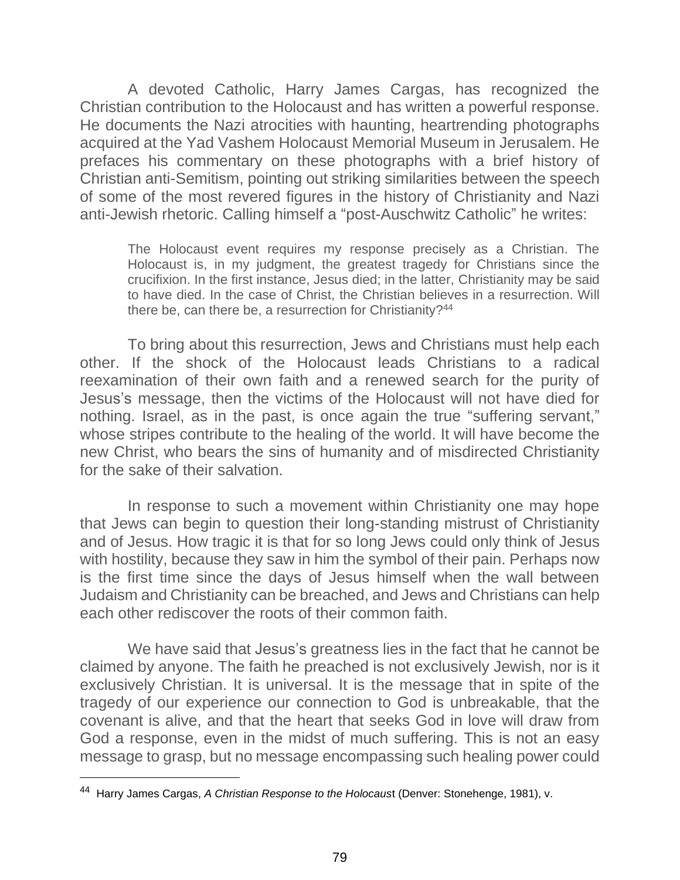A devoted Catholic, Harry James Cargas, has recognized the Christian contribution to the Holocaust and has written a powerful response. He documents the Nazi atrocities with haunting, heartrending photographs acquired at the Yad Vashem Holocaust Memorial Museum in Jerusalem. He prefaces his commentary on these photographs with a brief history of Christian anti-Semitism, pointing out striking similarities between the speech of some of the most revered figures in the history of Christianity and Nazi anti-Jewish rhetoric. Calling himself a "post-Auschwitz Catholic" he writes:

> The Holocaust event requires my response precisely as a Christian. The Holocaust is, in my judgment, the greatest tragedy for Christians since the crucifixion. In the first instance, Jesus died; in the latter, Christianity may be said to have died. In the case of Christ, the Christian believes in a resurrection. Will there be, can there be, a resurrection for Christianity?[44]

To bring about this resurrection, Jews and Christians must help each other. If the shock of the Holocaust leads Christians to a radical reexamination of their own faith and a renewed search for the purity of Jesus's message, then the victims of the Holocaust will not have died for nothing. Israel, as in the past, is once again the true "suffering servant," whose stripes contribute to the healing of the world. It will have become the new Christ, who bears the sins of humanity and of misdirected Christianity for the sake of their salvation.

In response to such a movement within Christianity one may hope that Jews can begin to question their long-standing mistrust of Christianity and of Jesus. How tragic it is that for so long Jews could only think of Jesus with hostility, because they saw in him the symbol of their pain. Perhaps now is the first time since the days of Jesus himself when the wall between Judaism and Christianity can be breached, and Jews and Christians can help each other rediscover the roots of their common faith.

We have said that Jesus's greatness lies in the fact that he cannot be claimed by anyone. The faith he preached is not exclusively Jewish, nor is it exclusively Christian. It is universal. It is the message that in spite of the tragedy of our experience our connection to God is unbreakable, that the covenant is alive, and that the heart that seeks God in love will draw from God a response, even in the midst of much suffering. This is not an easy message to grasp, but no message encompassing such healing power could

---

[44] Harry James Cargas, *A Christian Response to the Holocaust* (Denver: Stonehenge, 1981), v.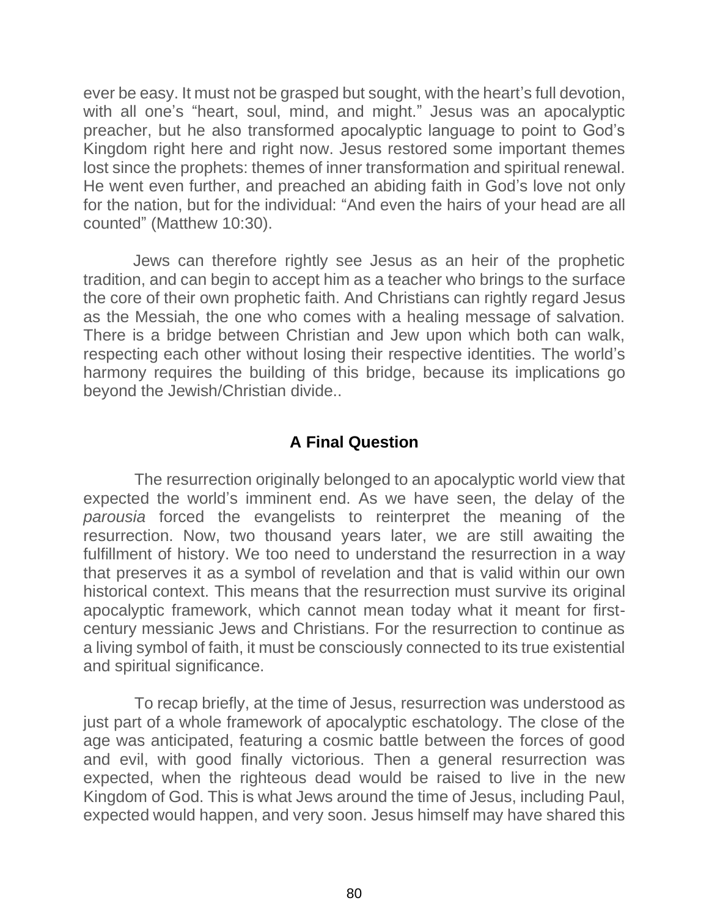ever be easy. It must not be grasped but sought, with the heart's full devotion, with all one's "heart, soul, mind, and might." Jesus was an apocalyptic preacher, but he also transformed apocalyptic language to point to God's Kingdom right here and right now. Jesus restored some important themes lost since the prophets: themes of inner transformation and spiritual renewal. He went even further, and preached an abiding faith in God's love not only for the nation, but for the individual: "And even the hairs of your head are all counted" (Matthew 10:30).

Jews can therefore rightly see Jesus as an heir of the prophetic tradition, and can begin to accept him as a teacher who brings to the surface the core of their own prophetic faith. And Christians can rightly regard Jesus as the Messiah, the one who comes with a healing message of salvation. There is a bridge between Christian and Jew upon which both can walk, respecting each other without losing their respective identities. The world's harmony requires the building of this bridge, because its implications go beyond the Jewish/Christian divide..

### A Final Question

The resurrection originally belonged to an apocalyptic world view that expected the world's imminent end. As we have seen, the delay of the *parousia* forced the evangelists to reinterpret the meaning of the resurrection. Now, two thousand years later, we are still awaiting the fulfillment of history. We too need to understand the resurrection in a way that preserves it as a symbol of revelation and that is valid within our own historical context. This means that the resurrection must survive its original apocalyptic framework, which cannot mean today what it meant for first-century messianic Jews and Christians. For the resurrection to continue as a living symbol of faith, it must be consciously connected to its true existential and spiritual significance.

To recap briefly, at the time of Jesus, resurrection was understood as just part of a whole framework of apocalyptic eschatology. The close of the age was anticipated, featuring a cosmic battle between the forces of good and evil, with good finally victorious. Then a general resurrection was expected, when the righteous dead would be raised to live in the new Kingdom of God. This is what Jews around the time of Jesus, including Paul, expected would happen, and very soon. Jesus himself may have shared this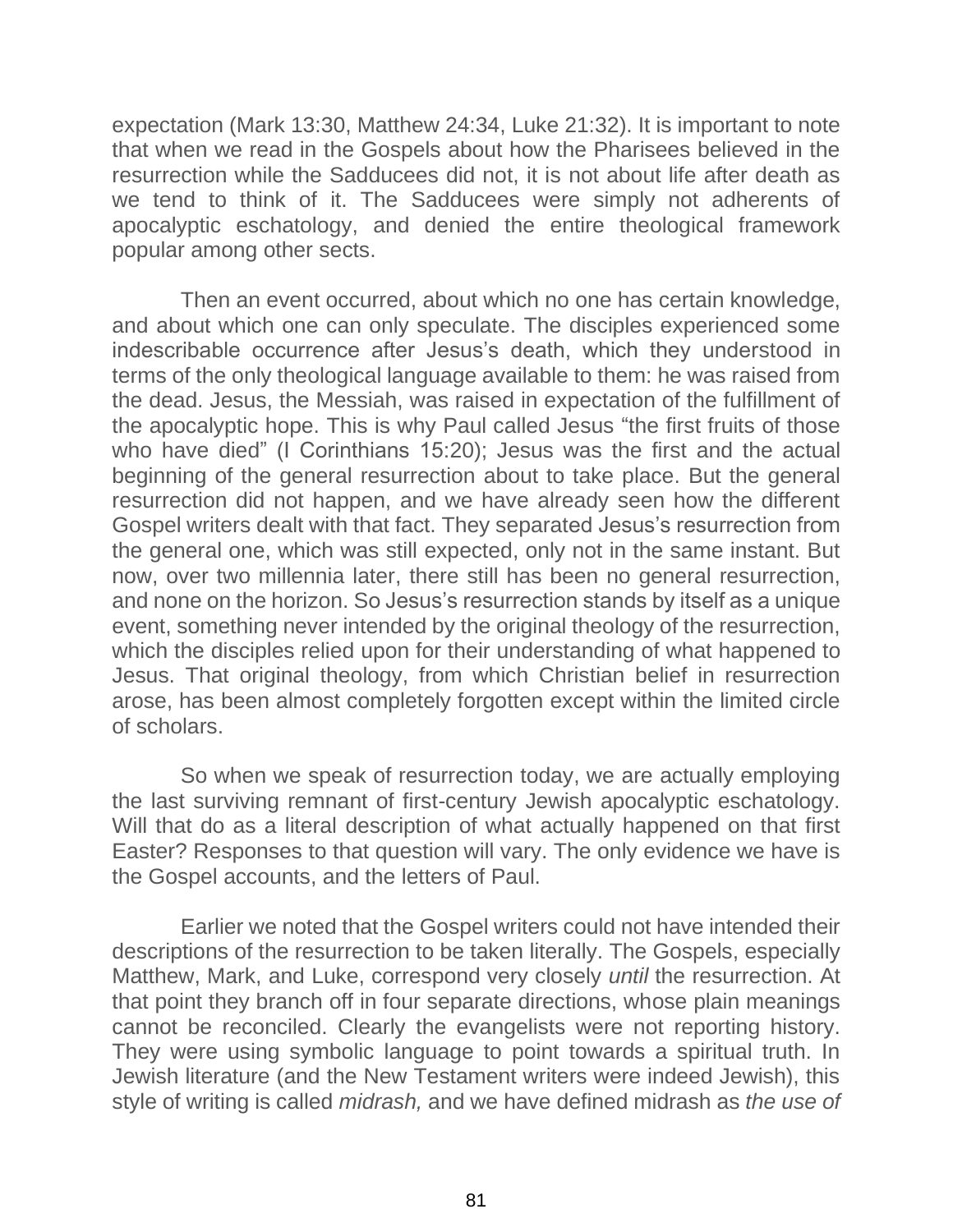expectation (Mark 13:30, Matthew 24:34, Luke 21:32). It is important to note that when we read in the Gospels about how the Pharisees believed in the resurrection while the Sadducees did not, it is not about life after death as we tend to think of it. The Sadducees were simply not adherents of apocalyptic eschatology, and denied the entire theological framework popular among other sects.

Then an event occurred, about which no one has certain knowledge, and about which one can only speculate. The disciples experienced some indescribable occurrence after Jesus's death, which they understood in terms of the only theological language available to them: he was raised from the dead. Jesus, the Messiah, was raised in expectation of the fulfillment of the apocalyptic hope. This is why Paul called Jesus "the first fruits of those who have died" (I Corinthians 15:20); Jesus was the first and the actual beginning of the general resurrection about to take place. But the general resurrection did not happen, and we have already seen how the different Gospel writers dealt with that fact. They separated Jesus's resurrection from the general one, which was still expected, only not in the same instant. But now, over two millennia later, there still has been no general resurrection, and none on the horizon. So Jesus's resurrection stands by itself as a unique event, something never intended by the original theology of the resurrection, which the disciples relied upon for their understanding of what happened to Jesus. That original theology, from which Christian belief in resurrection arose, has been almost completely forgotten except within the limited circle of scholars.

So when we speak of resurrection today, we are actually employing the last surviving remnant of first-century Jewish apocalyptic eschatology. Will that do as a literal description of what actually happened on that first Easter? Responses to that question will vary. The only evidence we have is the Gospel accounts, and the letters of Paul.

Earlier we noted that the Gospel writers could not have intended their descriptions of the resurrection to be taken literally. The Gospels, especially Matthew, Mark, and Luke, correspond very closely *until* the resurrection. At that point they branch off in four separate directions, whose plain meanings cannot be reconciled. Clearly the evangelists were not reporting history. They were using symbolic language to point towards a spiritual truth. In Jewish literature (and the New Testament writers were indeed Jewish), this style of writing is called *midrash,* and we have defined midrash as *the use of*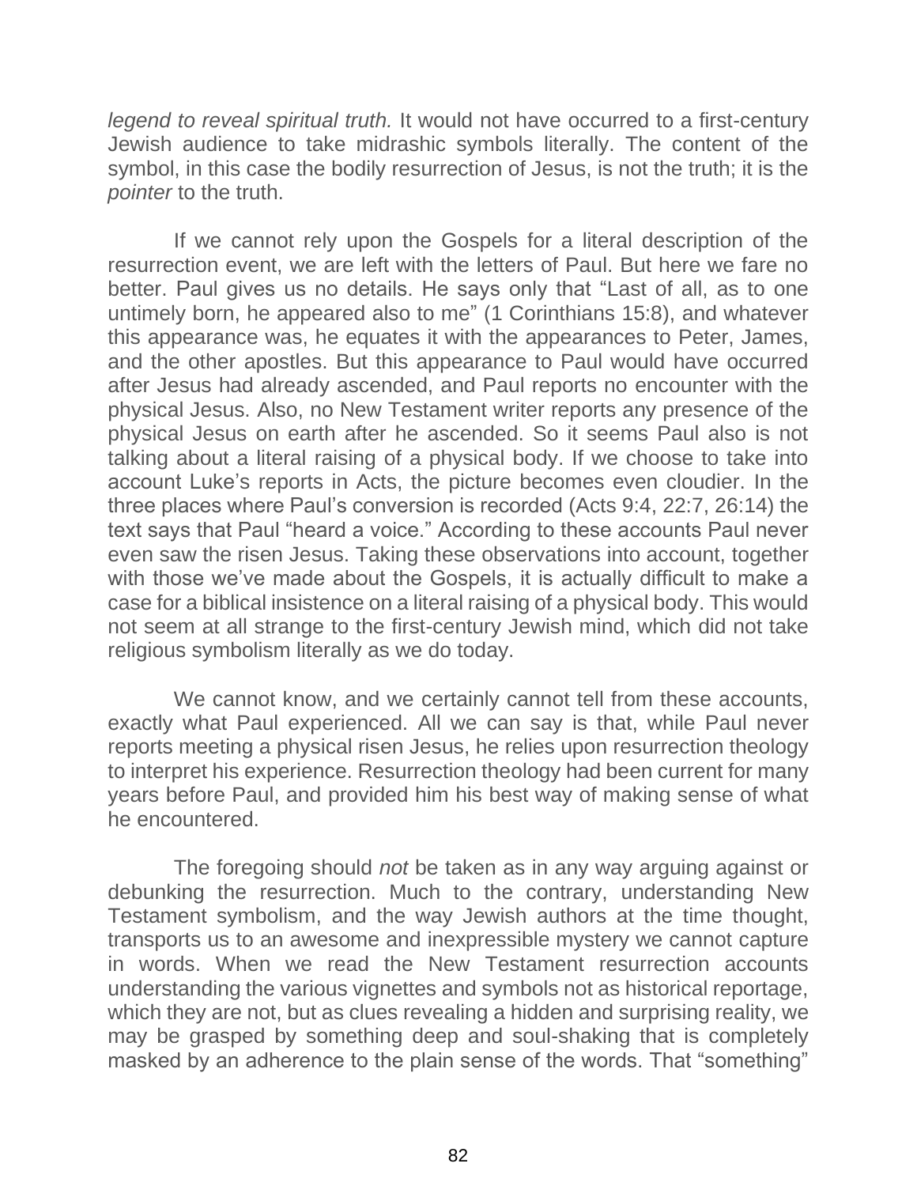*legend to reveal spiritual truth.* It would not have occurred to a first-century Jewish audience to take midrashic symbols literally. The content of the symbol, in this case the bodily resurrection of Jesus, is not the truth; it is the *pointer* to the truth.

If we cannot rely upon the Gospels for a literal description of the resurrection event, we are left with the letters of Paul. But here we fare no better. Paul gives us no details. He says only that "Last of all, as to one untimely born, he appeared also to me" (1 Corinthians 15:8), and whatever this appearance was, he equates it with the appearances to Peter, James, and the other apostles. But this appearance to Paul would have occurred after Jesus had already ascended, and Paul reports no encounter with the physical Jesus. Also, no New Testament writer reports any presence of the physical Jesus on earth after he ascended. So it seems Paul also is not talking about a literal raising of a physical body. If we choose to take into account Luke's reports in Acts, the picture becomes even cloudier. In the three places where Paul's conversion is recorded (Acts 9:4, 22:7, 26:14) the text says that Paul "heard a voice." According to these accounts Paul never even saw the risen Jesus. Taking these observations into account, together with those we've made about the Gospels, it is actually difficult to make a case for a biblical insistence on a literal raising of a physical body. This would not seem at all strange to the first-century Jewish mind, which did not take religious symbolism literally as we do today.

We cannot know, and we certainly cannot tell from these accounts, exactly what Paul experienced. All we can say is that, while Paul never reports meeting a physical risen Jesus, he relies upon resurrection theology to interpret his experience. Resurrection theology had been current for many years before Paul, and provided him his best way of making sense of what he encountered.

The foregoing should *not* be taken as in any way arguing against or debunking the resurrection. Much to the contrary, understanding New Testament symbolism, and the way Jewish authors at the time thought, transports us to an awesome and inexpressible mystery we cannot capture in words. When we read the New Testament resurrection accounts understanding the various vignettes and symbols not as historical reportage, which they are not, but as clues revealing a hidden and surprising reality, we may be grasped by something deep and soul-shaking that is completely masked by an adherence to the plain sense of the words. That "something"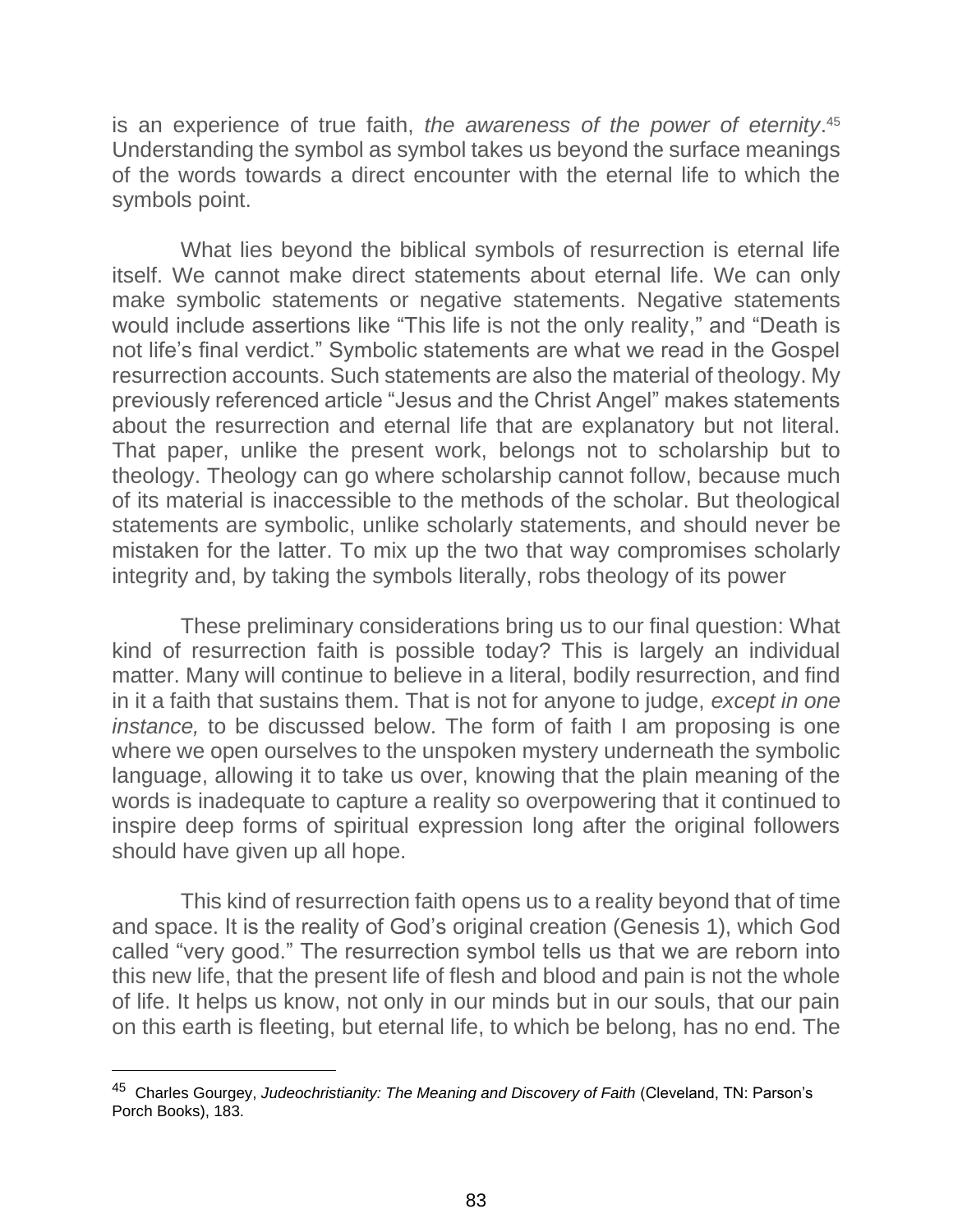is an experience of true faith, *the awareness of the power of eternity*.[45] Understanding the symbol as symbol takes us beyond the surface meanings of the words towards a direct encounter with the eternal life to which the symbols point.

What lies beyond the biblical symbols of resurrection is eternal life itself. We cannot make direct statements about eternal life. We can only make symbolic statements or negative statements. Negative statements would include assertions like "This life is not the only reality," and "Death is not life's final verdict." Symbolic statements are what we read in the Gospel resurrection accounts. Such statements are also the material of theology. My previously referenced article "Jesus and the Christ Angel" makes statements about the resurrection and eternal life that are explanatory but not literal. That paper, unlike the present work, belongs not to scholarship but to theology. Theology can go where scholarship cannot follow, because much of its material is inaccessible to the methods of the scholar. But theological statements are symbolic, unlike scholarly statements, and should never be mistaken for the latter. To mix up the two that way compromises scholarly integrity and, by taking the symbols literally, robs theology of its power

These preliminary considerations bring us to our final question: What kind of resurrection faith is possible today? This is largely an individual matter. Many will continue to believe in a literal, bodily resurrection, and find in it a faith that sustains them. That is not for anyone to judge, *except in one instance,* to be discussed below. The form of faith I am proposing is one where we open ourselves to the unspoken mystery underneath the symbolic language, allowing it to take us over, knowing that the plain meaning of the words is inadequate to capture a reality so overpowering that it continued to inspire deep forms of spiritual expression long after the original followers should have given up all hope.

This kind of resurrection faith opens us to a reality beyond that of time and space. It is the reality of God's original creation (Genesis 1), which God called "very good." The resurrection symbol tells us that we are reborn into this new life, that the present life of flesh and blood and pain is not the whole of life. It helps us know, not only in our minds but in our souls, that our pain on this earth is fleeting, but eternal life, to which be belong, has no end. The

---

[45] Charles Gourgey, *Judeochristianity: The Meaning and Discovery of Faith* (Cleveland, TN: Parson's Porch Books), 183.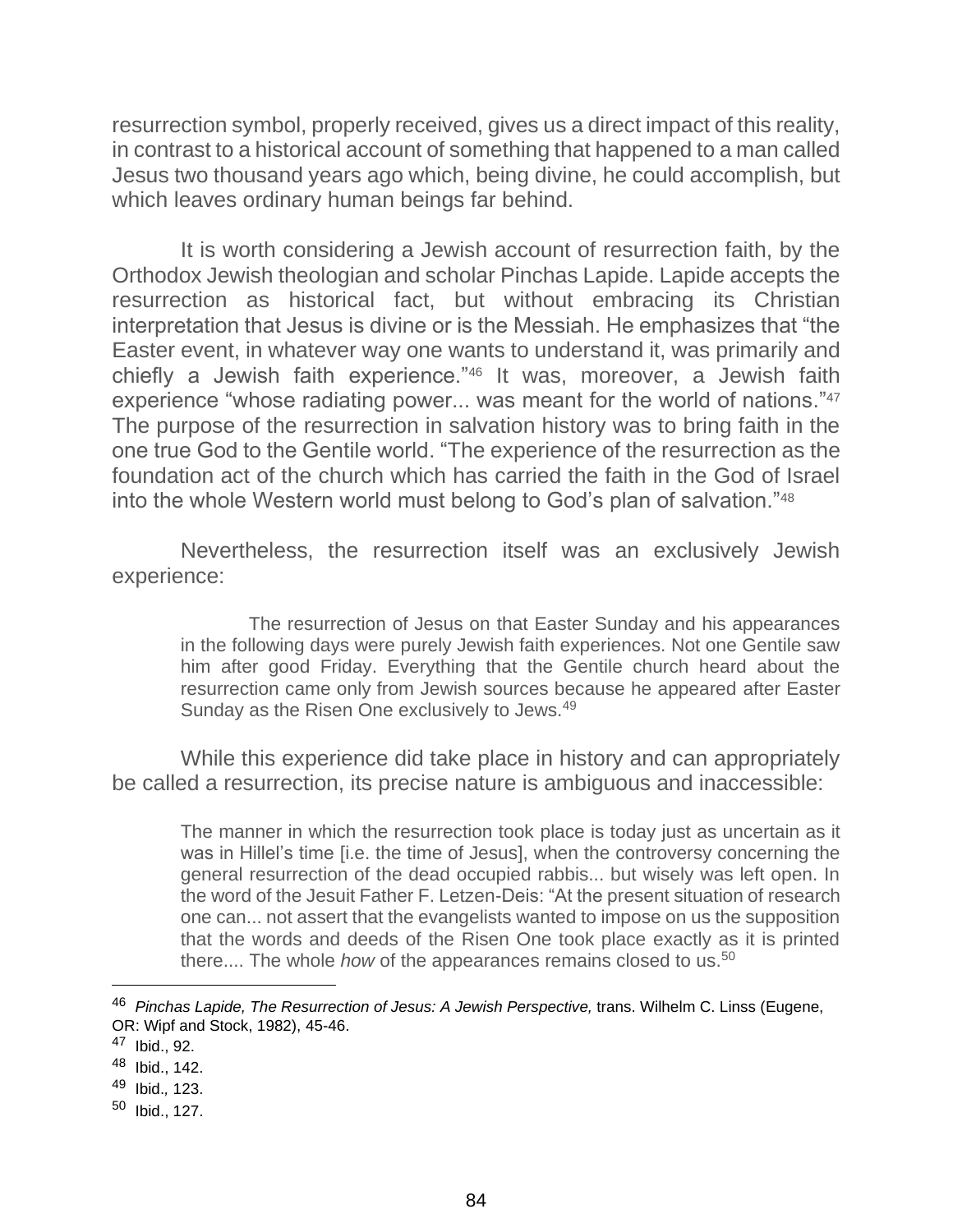resurrection symbol, properly received, gives us a direct impact of this reality, in contrast to a historical account of something that happened to a man called Jesus two thousand years ago which, being divine, he could accomplish, but which leaves ordinary human beings far behind.

It is worth considering a Jewish account of resurrection faith, by the Orthodox Jewish theologian and scholar Pinchas Lapide. Lapide accepts the resurrection as historical fact, but without embracing its Christian interpretation that Jesus is divine or is the Messiah. He emphasizes that "the Easter event, in whatever way one wants to understand it, was primarily and chiefly a Jewish faith experience."[46] It was, moreover, a Jewish faith experience "whose radiating power... was meant for the world of nations."[47] The purpose of the resurrection in salvation history was to bring faith in the one true God to the Gentile world. "The experience of the resurrection as the foundation act of the church which has carried the faith in the God of Israel into the whole Western world must belong to God's plan of salvation."[48]

Nevertheless, the resurrection itself was an exclusively Jewish experience:

> The resurrection of Jesus on that Easter Sunday and his appearances in the following days were purely Jewish faith experiences. Not one Gentile saw him after good Friday. Everything that the Gentile church heard about the resurrection came only from Jewish sources because he appeared after Easter Sunday as the Risen One exclusively to Jews.[49]

While this experience did take place in history and can appropriately be called a resurrection, its precise nature is ambiguous and inaccessible:

> The manner in which the resurrection took place is today just as uncertain as it was in Hillel's time [i.e. the time of Jesus], when the controversy concerning the general resurrection of the dead occupied rabbis... but wisely was left open. In the word of the Jesuit Father F. Letzen-Deis: "At the present situation of research one can... not assert that the evangelists wanted to impose on us the supposition that the words and deeds of the Risen One took place exactly as it is printed there.... The whole *how* of the appearances remains closed to us.[50]

---

[46] *Pinchas Lapide, The Resurrection of Jesus: A Jewish Perspective,* trans. Wilhelm C. Linss (Eugene, OR: Wipf and Stock, 1982), 45-46.

[47] Ibid., 92.

[48] Ibid., 142.

[49] Ibid., 123.

[50] Ibid., 127.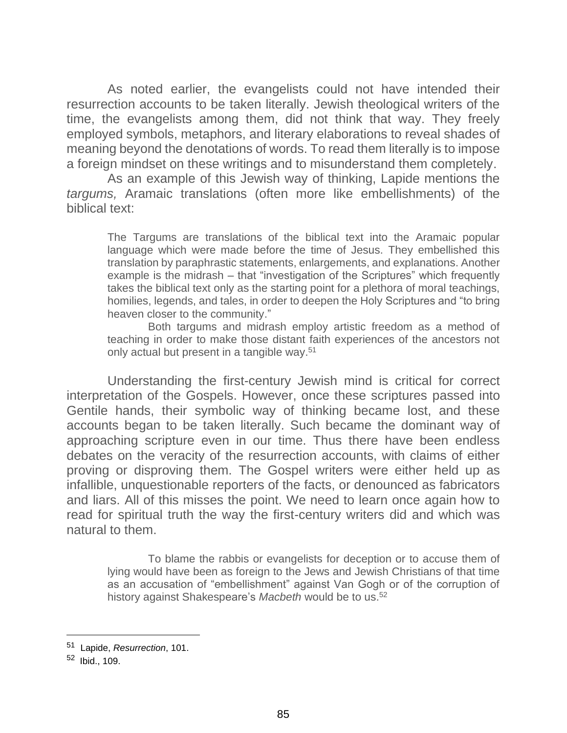As noted earlier, the evangelists could not have intended their resurrection accounts to be taken literally. Jewish theological writers of the time, the evangelists among them, did not think that way. They freely employed symbols, metaphors, and literary elaborations to reveal shades of meaning beyond the denotations of words. To read them literally is to impose a foreign mindset on these writings and to misunderstand them completely.

As an example of this Jewish way of thinking, Lapide mentions the *targums,* Aramaic translations (often more like embellishments) of the biblical text:

> The Targums are translations of the biblical text into the Aramaic popular language which were made before the time of Jesus. They embellished this translation by paraphrastic statements, enlargements, and explanations. Another example is the midrash – that "investigation of the Scriptures" which frequently takes the biblical text only as the starting point for a plethora of moral teachings, homilies, legends, and tales, in order to deepen the Holy Scriptures and "to bring heaven closer to the community."
>
> Both targums and midrash employ artistic freedom as a method of teaching in order to make those distant faith experiences of the ancestors not only actual but present in a tangible way.[51]

Understanding the first-century Jewish mind is critical for correct interpretation of the Gospels. However, once these scriptures passed into Gentile hands, their symbolic way of thinking became lost, and these accounts began to be taken literally. Such became the dominant way of approaching scripture even in our time. Thus there have been endless debates on the veracity of the resurrection accounts, with claims of either proving or disproving them. The Gospel writers were either held up as infallible, unquestionable reporters of the facts, or denounced as fabricators and liars. All of this misses the point. We need to learn once again how to read for spiritual truth the way the first-century writers did and which was natural to them.

> To blame the rabbis or evangelists for deception or to accuse them of lying would have been as foreign to the Jews and Jewish Christians of that time as an accusation of "embellishment" against Van Gogh or of the corruption of history against Shakespeare's *Macbeth* would be to us.[52]

---

[51] Lapide, *Resurrection*, 101.

[52] Ibid., 109.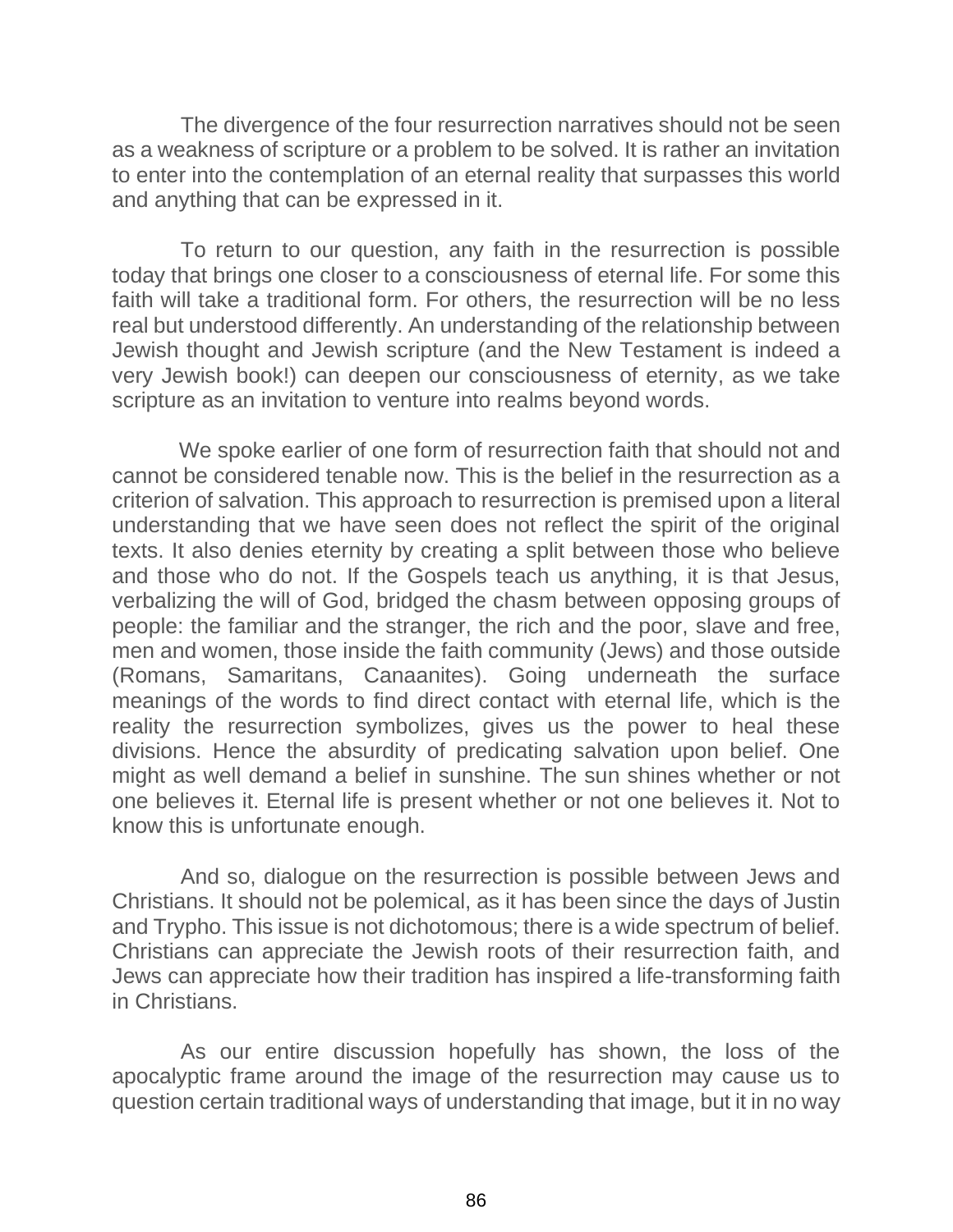The divergence of the four resurrection narratives should not be seen as a weakness of scripture or a problem to be solved. It is rather an invitation to enter into the contemplation of an eternal reality that surpasses this world and anything that can be expressed in it.

To return to our question, any faith in the resurrection is possible today that brings one closer to a consciousness of eternal life. For some this faith will take a traditional form. For others, the resurrection will be no less real but understood differently. An understanding of the relationship between Jewish thought and Jewish scripture (and the New Testament is indeed a very Jewish book!) can deepen our consciousness of eternity, as we take scripture as an invitation to venture into realms beyond words.

We spoke earlier of one form of resurrection faith that should not and cannot be considered tenable now. This is the belief in the resurrection as a criterion of salvation. This approach to resurrection is premised upon a literal understanding that we have seen does not reflect the spirit of the original texts. It also denies eternity by creating a split between those who believe and those who do not. If the Gospels teach us anything, it is that Jesus, verbalizing the will of God, bridged the chasm between opposing groups of people: the familiar and the stranger, the rich and the poor, slave and free, men and women, those inside the faith community (Jews) and those outside (Romans, Samaritans, Canaanites). Going underneath the surface meanings of the words to find direct contact with eternal life, which is the reality the resurrection symbolizes, gives us the power to heal these divisions. Hence the absurdity of predicating salvation upon belief. One might as well demand a belief in sunshine. The sun shines whether or not one believes it. Eternal life is present whether or not one believes it. Not to know this is unfortunate enough.

And so, dialogue on the resurrection is possible between Jews and Christians. It should not be polemical, as it has been since the days of Justin and Trypho. This issue is not dichotomous; there is a wide spectrum of belief. Christians can appreciate the Jewish roots of their resurrection faith, and Jews can appreciate how their tradition has inspired a life-transforming faith in Christians.

As our entire discussion hopefully has shown, the loss of the apocalyptic frame around the image of the resurrection may cause us to question certain traditional ways of understanding that image, but it in no way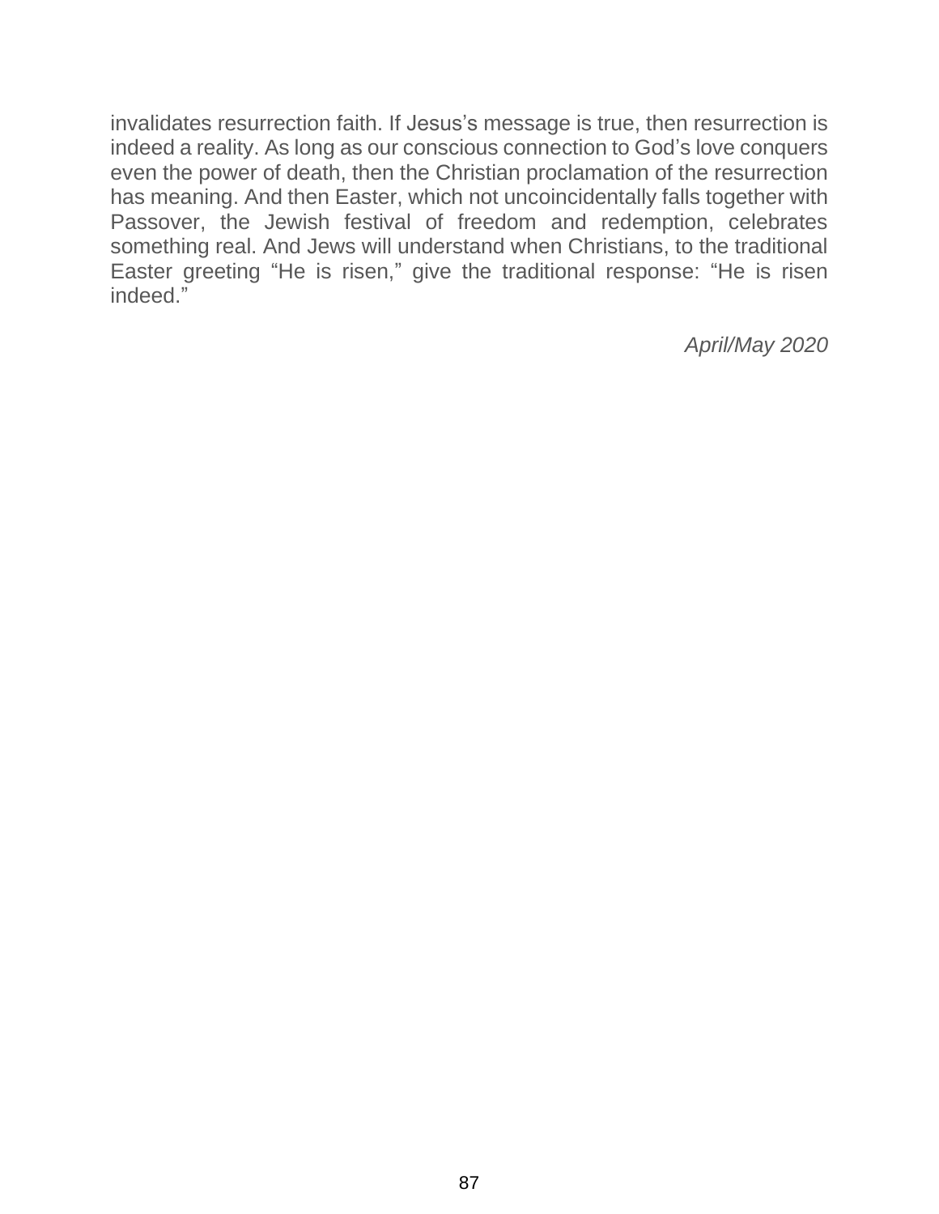invalidates resurrection faith. If Jesus's message is true, then resurrection is indeed a reality. As long as our conscious connection to God's love conquers even the power of death, then the Christian proclamation of the resurrection has meaning. And then Easter, which not uncoincidentally falls together with Passover, the Jewish festival of freedom and redemption, celebrates something real. And Jews will understand when Christians, to the traditional Easter greeting "He is risen," give the traditional response: "He is risen indeed."

*April/May 2020*